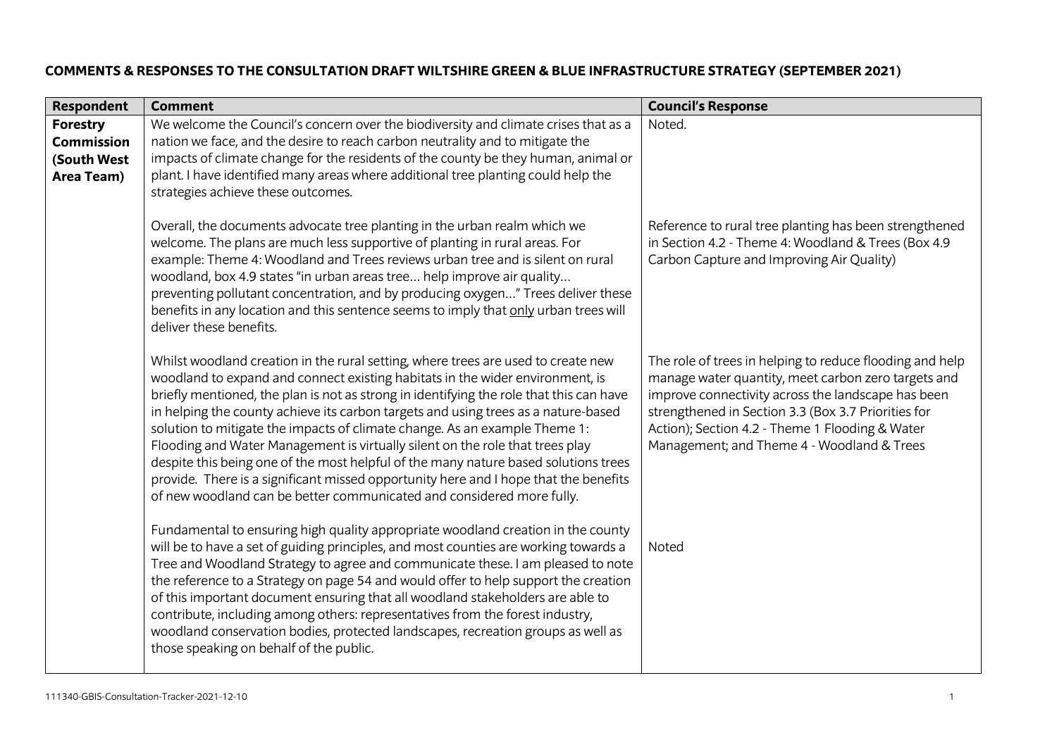## COMMENTS & RESPONSES TO THE CONSULTATION DRAFT WILTSHIRE GREEN & BLUE INFRASTRUCTURE STRATEGY (SEPTEMBER 2021)

| Respondent | Comment | Council's Response |
|---|---|---|
| **Forestry Commission (South West Area Team)** | We welcome the Council's concern over the biodiversity and climate crises that as a nation we face, and the desire to reach carbon neutrality and to mitigate the impacts of climate change for the residents of the county be they human, animal or plant. I have identified many areas where additional tree planting could help the strategies achieve these outcomes. | Noted. |
| | Overall, the documents advocate tree planting in the urban realm which we welcome. The plans are much less supportive of planting in rural areas. For example: Theme 4: Woodland and Trees reviews urban tree and is silent on rural woodland, box 4.9 states "in urban areas tree… help improve air quality… preventing pollutant concentration, and by producing oxygen…" Trees deliver these benefits in any location and this sentence seems to imply that <u>only</u> urban trees will deliver these benefits. | Reference to rural tree planting has been strengthened in Section 4.2 - Theme 4: Woodland & Trees (Box 4.9 Carbon Capture and Improving Air Quality) |
| | Whilst woodland creation in the rural setting, where trees are used to create new woodland to expand and connect existing habitats in the wider environment, is briefly mentioned, the plan is not as strong in identifying the role that this can have in helping the county achieve its carbon targets and using trees as a nature-based solution to mitigate the impacts of climate change. As an example Theme 1: Flooding and Water Management is virtually silent on the role that trees play despite this being one of the most helpful of the many nature based solutions trees provide. There is a significant missed opportunity here and I hope that the benefits of new woodland can be better communicated and considered more fully. | The role of trees in helping to reduce flooding and help manage water quantity, meet carbon zero targets and improve connectivity across the landscape has been strengthened in Section 3.3 (Box 3.7 Priorities for Action); Section 4.2 - Theme 1 Flooding & Water Management; and Theme 4 - Woodland & Trees |
| | Fundamental to ensuring high quality appropriate woodland creation in the county will be to have a set of guiding principles, and most counties are working towards a Tree and Woodland Strategy to agree and communicate these. I am pleased to note the reference to a Strategy on page 54 and would offer to help support the creation of this important document ensuring that all woodland stakeholders are able to contribute, including among others: representatives from the forest industry, woodland conservation bodies, protected landscapes, recreation groups as well as those speaking on behalf of the public. | Noted |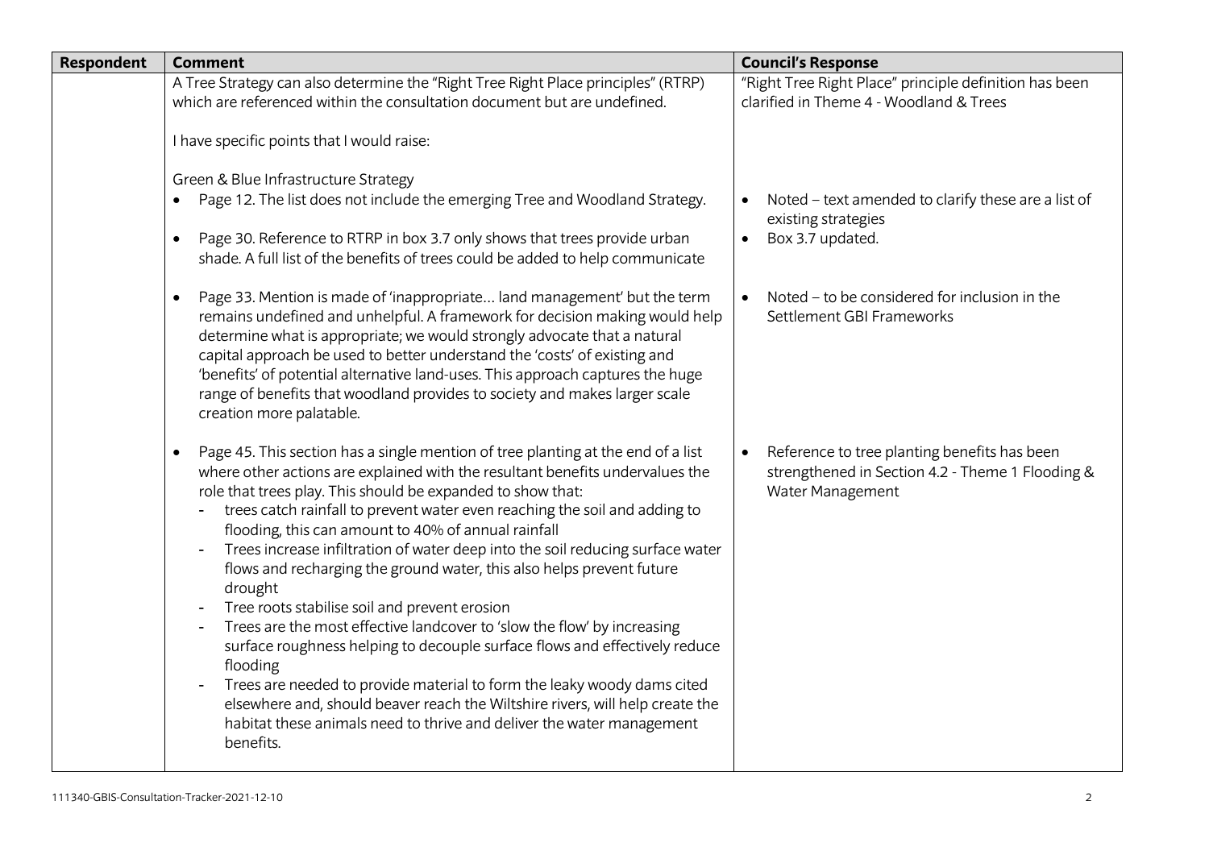| Respondent | Comment | Council's Response |
| --- | --- | --- |
| | A Tree Strategy can also determine the "Right Tree Right Place principles" (RTRP) which are referenced within the consultation document but are undefined.<br><br>I have specific points that I would raise:<br><br>Green & Blue Infrastructure Strategy<br>• Page 12. The list does not include the emerging Tree and Woodland Strategy.<br>• Page 30. Reference to RTRP in box 3.7 only shows that trees provide urban shade. A full list of the benefits of trees could be added to help communicate<br>• Page 33. Mention is made of 'inappropriate… land management' but the term remains undefined and unhelpful. A framework for decision making would help determine what is appropriate; we would strongly advocate that a natural capital approach be used to better understand the 'costs' of existing and 'benefits' of potential alternative land-uses. This approach captures the huge range of benefits that woodland provides to society and makes larger scale creation more palatable.<br>• Page 45. This section has a single mention of tree planting at the end of a list where other actions are explained with the resultant benefits undervalues the role that trees play. This should be expanded to show that:<br>- trees catch rainfall to prevent water even reaching the soil and adding to flooding, this can amount to 40% of annual rainfall<br>- Trees increase infiltration of water deep into the soil reducing surface water flows and recharging the ground water, this also helps prevent future drought<br>- Tree roots stabilise soil and prevent erosion<br>- Trees are the most effective landcover to 'slow the flow' by increasing surface roughness helping to decouple surface flows and effectively reduce flooding<br>- Trees are needed to provide material to form the leaky woody dams cited elsewhere and, should beaver reach the Wiltshire rivers, will help create the habitat these animals need to thrive and deliver the water management benefits. | "Right Tree Right Place" principle definition has been clarified in Theme 4 - Woodland & Trees<br><br>• Noted – text amended to clarify these are a list of existing strategies<br>• Box 3.7 updated.<br>• Noted – to be considered for inclusion in the Settlement GBI Frameworks<br>• Reference to tree planting benefits has been strengthened in Section 4.2 - Theme 1 Flooding & Water Management |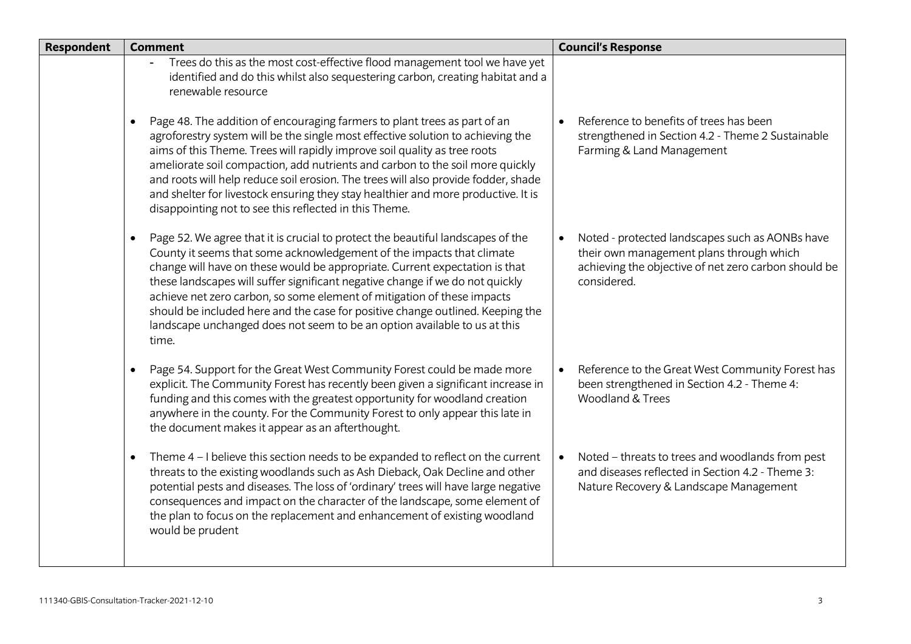| Respondent | Comment | Council's Response |
| --- | --- | --- |
| | - Trees do this as the most cost-effective flood management tool we have yet identified and do this whilst also sequestering carbon, creating habitat and a renewable resource | |
| | • Page 48. The addition of encouraging farmers to plant trees as part of an agroforestry system will be the single most effective solution to achieving the aims of this Theme. Trees will rapidly improve soil quality as tree roots ameliorate soil compaction, add nutrients and carbon to the soil more quickly and roots will help reduce soil erosion. The trees will also provide fodder, shade and shelter for livestock ensuring they stay healthier and more productive. It is disappointing not to see this reflected in this Theme. | • Reference to benefits of trees has been strengthened in Section 4.2 - Theme 2 Sustainable Farming & Land Management |
| | • Page 52. We agree that it is crucial to protect the beautiful landscapes of the County it seems that some acknowledgement of the impacts that climate change will have on these would be appropriate. Current expectation is that these landscapes will suffer significant negative change if we do not quickly achieve net zero carbon, so some element of mitigation of these impacts should be included here and the case for positive change outlined. Keeping the landscape unchanged does not seem to be an option available to us at this time. | • Noted - protected landscapes such as AONBs have their own management plans through which achieving the objective of net zero carbon should be considered. |
| | • Page 54. Support for the Great West Community Forest could be made more explicit. The Community Forest has recently been given a significant increase in funding and this comes with the greatest opportunity for woodland creation anywhere in the county. For the Community Forest to only appear this late in the document makes it appear as an afterthought. | • Reference to the Great West Community Forest has been strengthened in Section 4.2 - Theme 4: Woodland & Trees |
| | • Theme 4 – I believe this section needs to be expanded to reflect on the current threats to the existing woodlands such as Ash Dieback, Oak Decline and other potential pests and diseases. The loss of 'ordinary' trees will have large negative consequences and impact on the character of the landscape, some element of the plan to focus on the replacement and enhancement of existing woodland would be prudent | • Noted – threats to trees and woodlands from pest and diseases reflected in Section 4.2 - Theme 3: Nature Recovery & Landscape Management |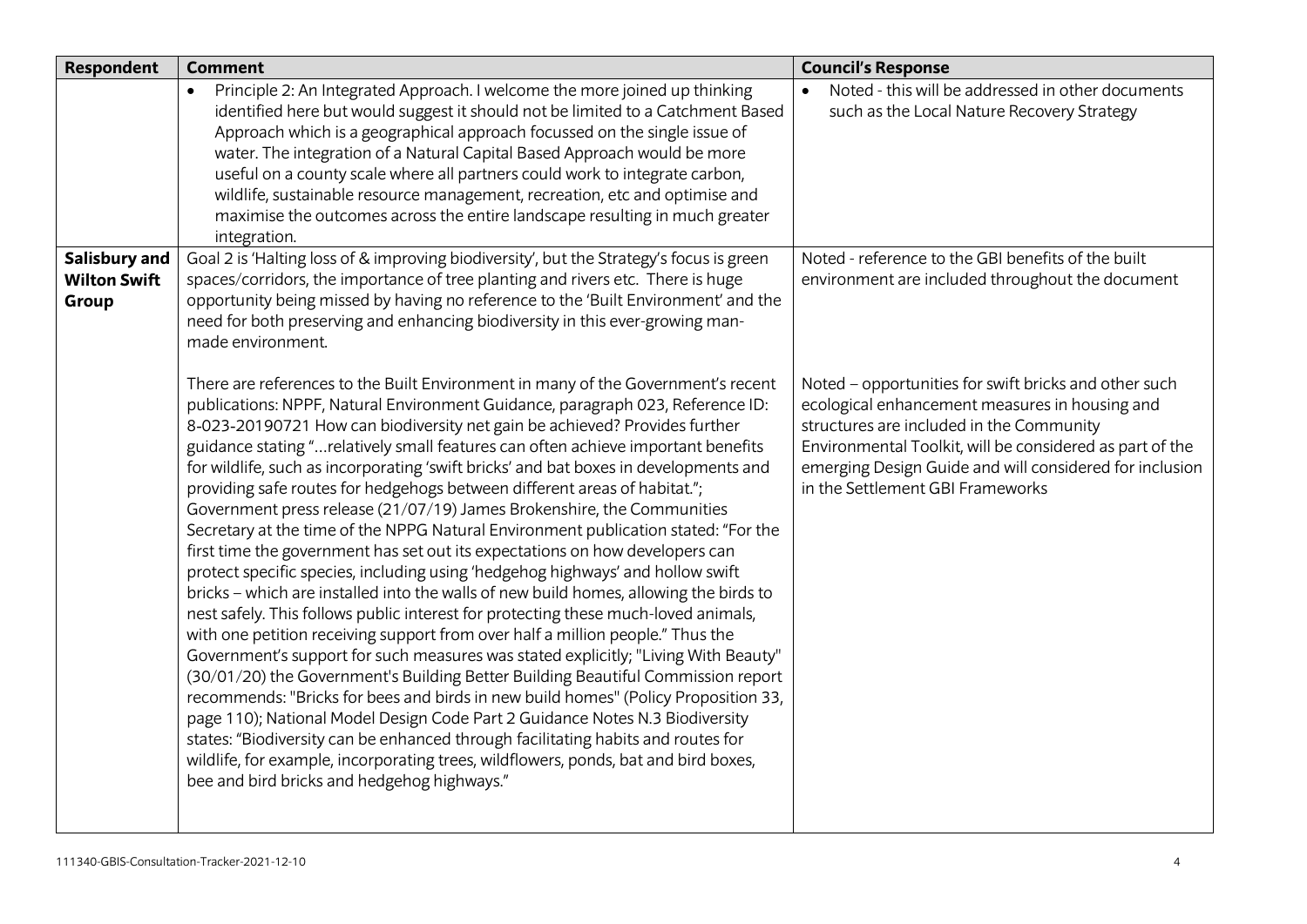| Respondent | Comment | Council's Response |
|---|---|---|
| | • Principle 2: An Integrated Approach. I welcome the more joined up thinking identified here but would suggest it should not be limited to a Catchment Based Approach which is a geographical approach focussed on the single issue of water. The integration of a Natural Capital Based Approach would be more useful on a county scale where all partners could work to integrate carbon, wildlife, sustainable resource management, recreation, etc and optimise and maximise the outcomes across the entire landscape resulting in much greater integration. | • Noted - this will be addressed in other documents such as the Local Nature Recovery Strategy |
| **Salisbury and Wilton Swift Group** | Goal 2 is 'Halting loss of & improving biodiversity', but the Strategy's focus is green spaces/corridors, the importance of tree planting and rivers etc. There is huge opportunity being missed by having no reference to the 'Built Environment' and the need for both preserving and enhancing biodiversity in this ever-growing man-made environment.<br><br>There are references to the Built Environment in many of the Government's recent publications: NPPF, Natural Environment Guidance, paragraph 023, Reference ID: 8-023-20190721 How can biodiversity net gain be achieved? Provides further guidance stating "…relatively small features can often achieve important benefits for wildlife, such as incorporating 'swift bricks' and bat boxes in developments and providing safe routes for hedgehogs between different areas of habitat."; Government press release (21/07/19) James Brokenshire, the Communities Secretary at the time of the NPPG Natural Environment publication stated: "For the first time the government has set out its expectations on how developers can protect specific species, including using 'hedgehog highways' and hollow swift bricks – which are installed into the walls of new build homes, allowing the birds to nest safely. This follows public interest for protecting these much-loved animals, with one petition receiving support from over half a million people." Thus the Government's support for such measures was stated explicitly; "Living With Beauty" (30/01/20) the Government's Building Better Building Beautiful Commission report recommends: "Bricks for bees and birds in new build homes" (Policy Proposition 33, page 110); National Model Design Code Part 2 Guidance Notes N.3 Biodiversity states: "Biodiversity can be enhanced through facilitating habits and routes for wildlife, for example, incorporating trees, wildflowers, ponds, bat and bird boxes, bee and bird bricks and hedgehog highways." | Noted - reference to the GBI benefits of the built environment are included throughout the document<br><br>Noted – opportunities for swift bricks and other such ecological enhancement measures in housing and structures are included in the Community Environmental Toolkit, will be considered as part of the emerging Design Guide and will considered for inclusion in the Settlement GBI Frameworks |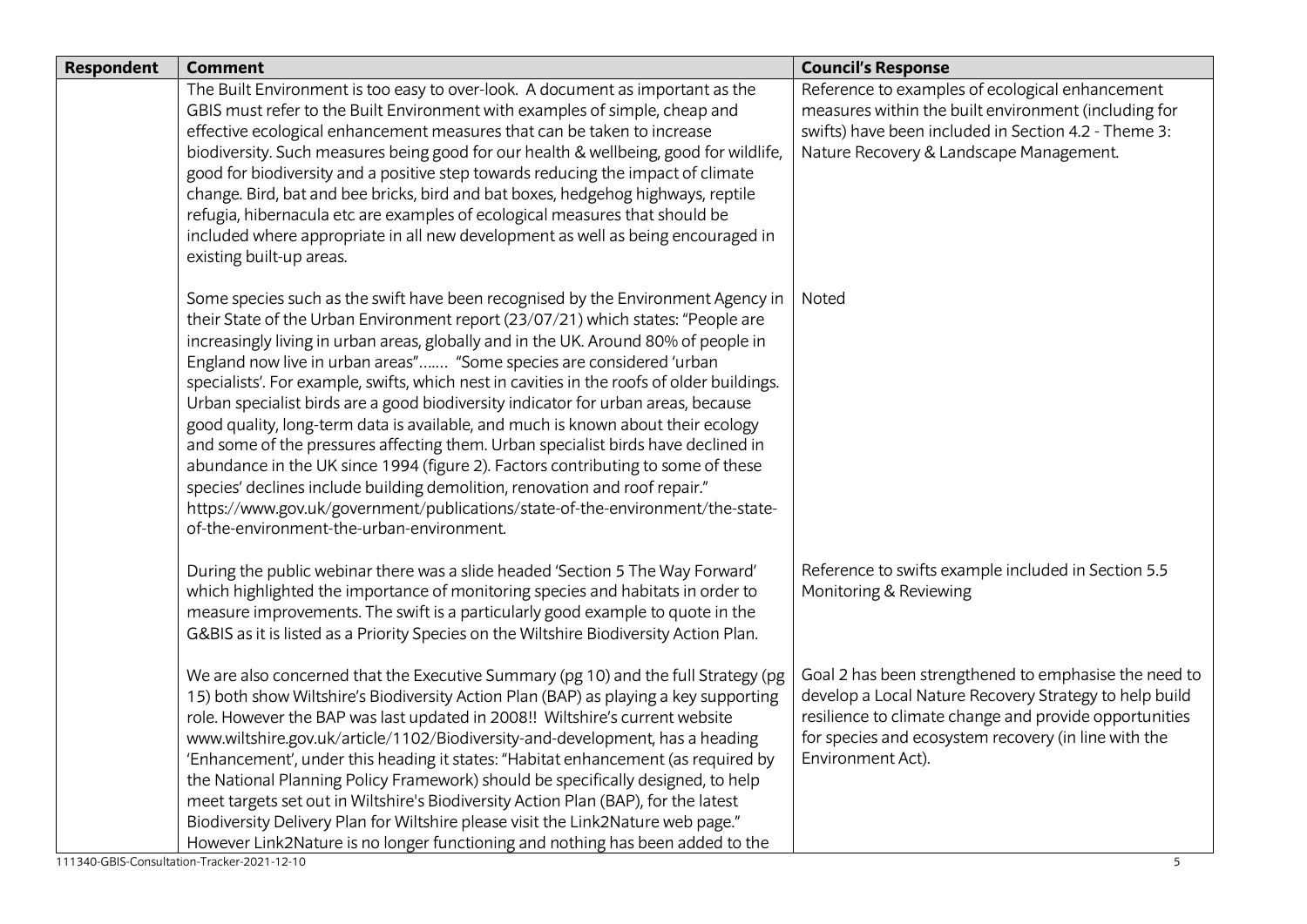| Respondent | Comment | Council's Response |
|---|---|---|
| | The Built Environment is too easy to over-look. A document as important as the GBIS must refer to the Built Environment with examples of simple, cheap and effective ecological enhancement measures that can be taken to increase biodiversity. Such measures being good for our health & wellbeing, good for wildlife, good for biodiversity and a positive step towards reducing the impact of climate change. Bird, bat and bee bricks, bird and bat boxes, hedgehog highways, reptile refugia, hibernacula etc are examples of ecological measures that should be included where appropriate in all new development as well as being encouraged in existing built-up areas. | Reference to examples of ecological enhancement measures within the built environment (including for swifts) have been included in Section 4.2 - Theme 3: Nature Recovery & Landscape Management. |
| | Some species such as the swift have been recognised by the Environment Agency in their State of the Urban Environment report (23/07/21) which states: "People are increasingly living in urban areas, globally and in the UK. Around 80% of people in England now live in urban areas"……. "Some species are considered 'urban specialists'. For example, swifts, which nest in cavities in the roofs of older buildings. Urban specialist birds are a good biodiversity indicator for urban areas, because good quality, long-term data is available, and much is known about their ecology and some of the pressures affecting them. Urban specialist birds have declined in abundance in the UK since 1994 (figure 2). Factors contributing to some of these species' declines include building demolition, renovation and roof repair." https://www.gov.uk/government/publications/state-of-the-environment/the-state-of-the-environment-the-urban-environment. | Noted |
| | During the public webinar there was a slide headed 'Section 5 The Way Forward' which highlighted the importance of monitoring species and habitats in order to measure improvements. The swift is a particularly good example to quote in the G&BIS as it is listed as a Priority Species on the Wiltshire Biodiversity Action Plan. | Reference to swifts example included in Section 5.5 Monitoring & Reviewing |
| | We are also concerned that the Executive Summary (pg 10) and the full Strategy (pg 15) both show Wiltshire's Biodiversity Action Plan (BAP) as playing a key supporting role. However the BAP was last updated in 2008!! Wiltshire's current website www.wiltshire.gov.uk/article/1102/Biodiversity-and-development, has a heading 'Enhancement', under this heading it states: "Habitat enhancement (as required by the National Planning Policy Framework) should be specifically designed, to help meet targets set out in Wiltshire's Biodiversity Action Plan (BAP), for the latest Biodiversity Delivery Plan for Wiltshire please visit the Link2Nature web page." However Link2Nature is no longer functioning and nothing has been added to the | Goal 2 has been strengthened to emphasise the need to develop a Local Nature Recovery Strategy to help build resilience to climate change and provide opportunities for species and ecosystem recovery (in line with the Environment Act). |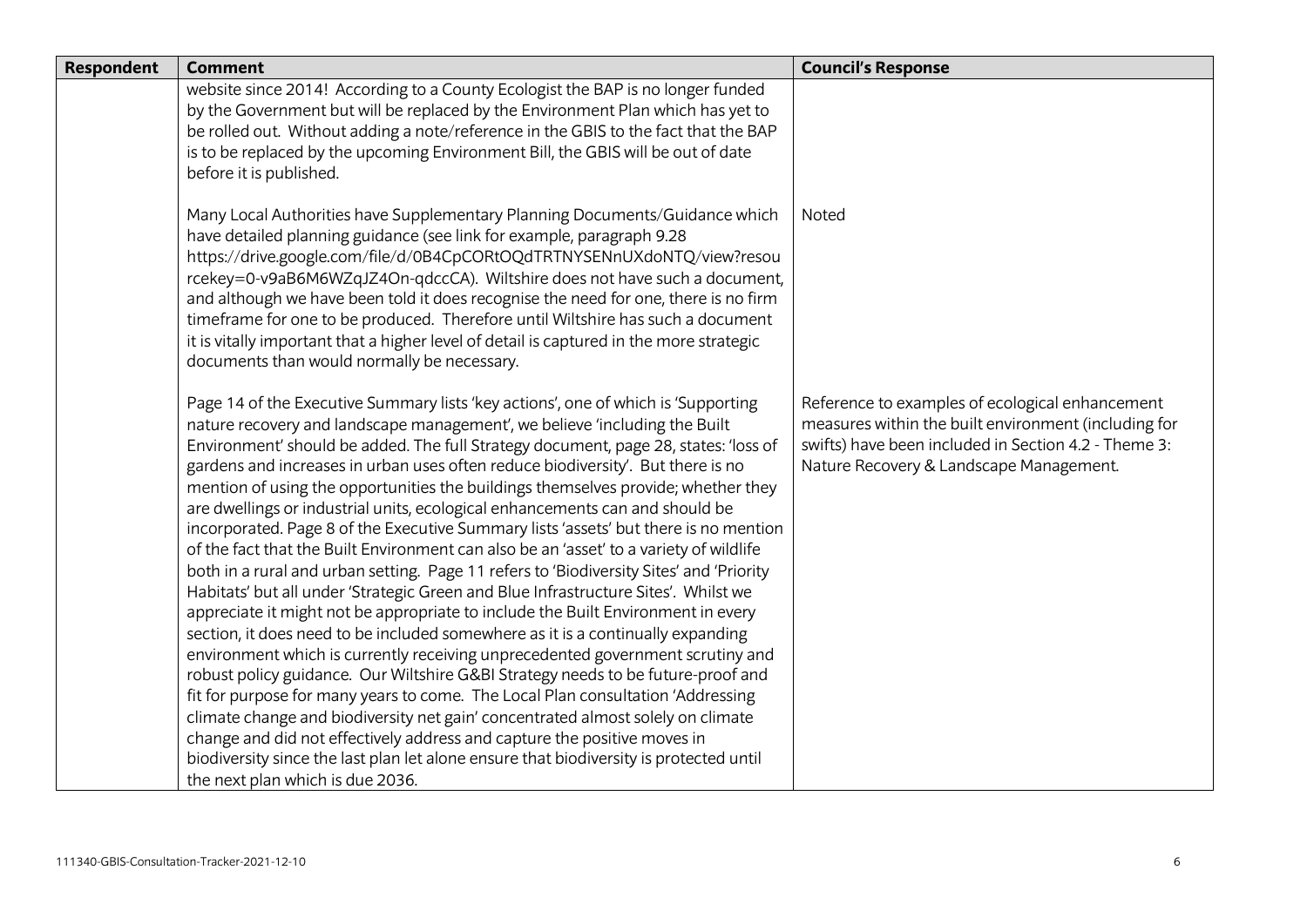| Respondent | Comment | Council's Response |
|---|---|---|
| | website since 2014! According to a County Ecologist the BAP is no longer funded by the Government but will be replaced by the Environment Plan which has yet to be rolled out. Without adding a note/reference in the GBIS to the fact that the BAP is to be replaced by the upcoming Environment Bill, the GBIS will be out of date before it is published. | |
| | Many Local Authorities have Supplementary Planning Documents/Guidance which have detailed planning guidance (see link for example, paragraph 9.28 https://drive.google.com/file/d/0B4CpCORtOQdTRTNYSENnUXdoNTQ/view?resourcekey=0-v9aB6M6WZqJZ4On-qdccCA). Wiltshire does not have such a document, and although we have been told it does recognise the need for one, there is no firm timeframe for one to be produced. Therefore until Wiltshire has such a document it is vitally important that a higher level of detail is captured in the more strategic documents than would normally be necessary. | Noted |
| | Page 14 of the Executive Summary lists 'key actions', one of which is 'Supporting nature recovery and landscape management', we believe 'including the Built Environment' should be added. The full Strategy document, page 28, states: 'loss of gardens and increases in urban uses often reduce biodiversity'. But there is no mention of using the opportunities the buildings themselves provide; whether they are dwellings or industrial units, ecological enhancements can and should be incorporated. Page 8 of the Executive Summary lists 'assets' but there is no mention of the fact that the Built Environment can also be an 'asset' to a variety of wildlife both in a rural and urban setting. Page 11 refers to 'Biodiversity Sites' and 'Priority Habitats' but all under 'Strategic Green and Blue Infrastructure Sites'. Whilst we appreciate it might not be appropriate to include the Built Environment in every section, it does need to be included somewhere as it is a continually expanding environment which is currently receiving unprecedented government scrutiny and robust policy guidance. Our Wiltshire G&BI Strategy needs to be future-proof and fit for purpose for many years to come. The Local Plan consultation 'Addressing climate change and biodiversity net gain' concentrated almost solely on climate change and did not effectively address and capture the positive moves in biodiversity since the last plan let alone ensure that biodiversity is protected until the next plan which is due 2036. | Reference to examples of ecological enhancement measures within the built environment (including for swifts) have been included in Section 4.2 - Theme 3: Nature Recovery & Landscape Management. |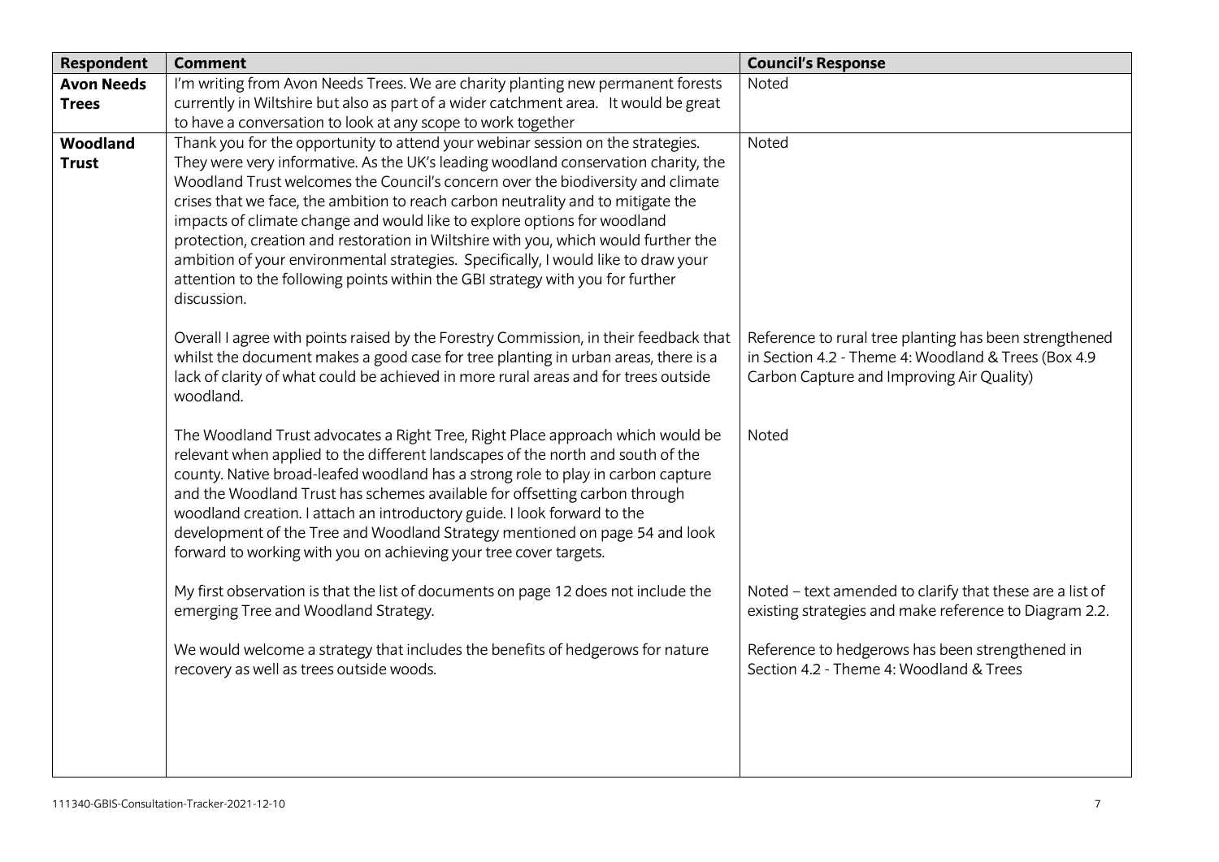| Respondent | Comment | Council's Response |
|---|---|---|
| **Avon Needs Trees** | I'm writing from Avon Needs Trees. We are charity planting new permanent forests currently in Wiltshire but also as part of a wider catchment area. It would be great to have a conversation to look at any scope to work together | Noted |
| **Woodland Trust** | Thank you for the opportunity to attend your webinar session on the strategies. They were very informative. As the UK's leading woodland conservation charity, the Woodland Trust welcomes the Council's concern over the biodiversity and climate crises that we face, the ambition to reach carbon neutrality and to mitigate the impacts of climate change and would like to explore options for woodland protection, creation and restoration in Wiltshire with you, which would further the ambition of your environmental strategies. Specifically, I would like to draw your attention to the following points within the GBI strategy with you for further discussion. | Noted |
| | Overall I agree with points raised by the Forestry Commission, in their feedback that whilst the document makes a good case for tree planting in urban areas, there is a lack of clarity of what could be achieved in more rural areas and for trees outside woodland. | Reference to rural tree planting has been strengthened in Section 4.2 - Theme 4: Woodland & Trees (Box 4.9 Carbon Capture and Improving Air Quality) |
| | The Woodland Trust advocates a Right Tree, Right Place approach which would be relevant when applied to the different landscapes of the north and south of the county. Native broad-leafed woodland has a strong role to play in carbon capture and the Woodland Trust has schemes available for offsetting carbon through woodland creation. I attach an introductory guide. I look forward to the development of the Tree and Woodland Strategy mentioned on page 54 and look forward to working with you on achieving your tree cover targets. | Noted |
| | My first observation is that the list of documents on page 12 does not include the emerging Tree and Woodland Strategy. | Noted – text amended to clarify that these are a list of existing strategies and make reference to Diagram 2.2. |
| | We would welcome a strategy that includes the benefits of hedgerows for nature recovery as well as trees outside woods. | Reference to hedgerows has been strengthened in Section 4.2 - Theme 4: Woodland & Trees |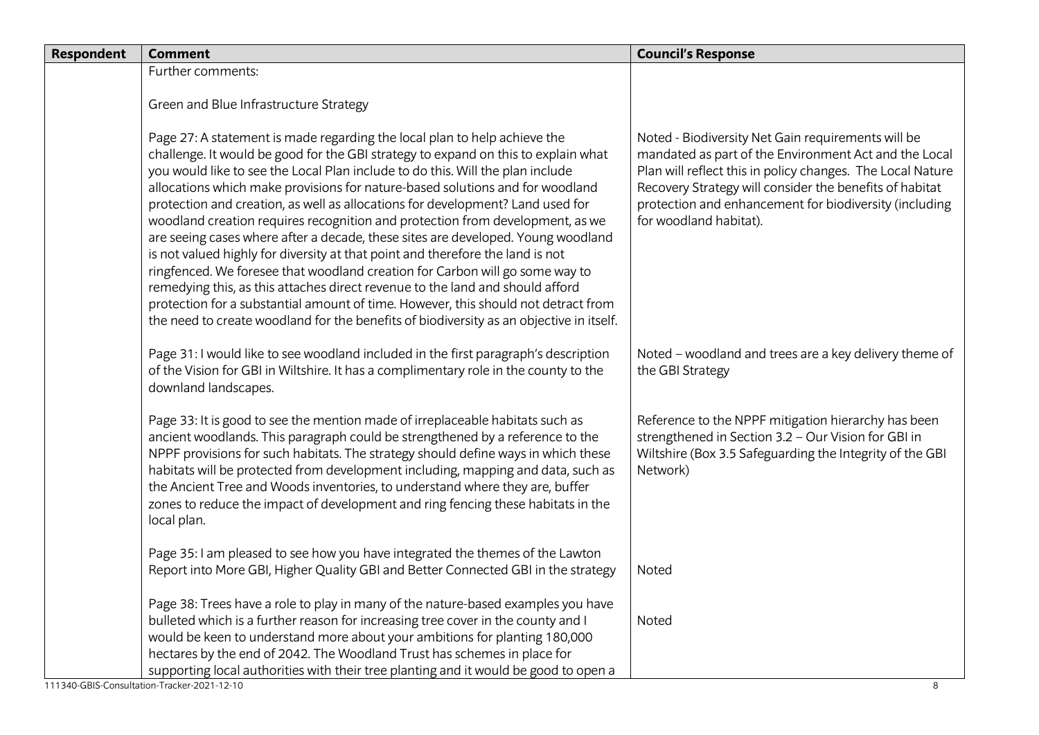| Respondent | Comment | Council's Response |
| --- | --- | --- |
| | Further comments:<br><br>Green and Blue Infrastructure Strategy | |
| | Page 27: A statement is made regarding the local plan to help achieve the challenge. It would be good for the GBI strategy to expand on this to explain what you would like to see the Local Plan include to do this. Will the plan include allocations which make provisions for nature-based solutions and for woodland protection and creation, as well as allocations for development? Land used for woodland creation requires recognition and protection from development, as we are seeing cases where after a decade, these sites are developed. Young woodland is not valued highly for diversity at that point and therefore the land is not ringfenced. We foresee that woodland creation for Carbon will go some way to remedying this, as this attaches direct revenue to the land and should afford protection for a substantial amount of time. However, this should not detract from the need to create woodland for the benefits of biodiversity as an objective in itself. | Noted - Biodiversity Net Gain requirements will be mandated as part of the Environment Act and the Local Plan will reflect this in policy changes. The Local Nature Recovery Strategy will consider the benefits of habitat protection and enhancement for biodiversity (including for woodland habitat). |
| | Page 31: I would like to see woodland included in the first paragraph's description of the Vision for GBI in Wiltshire. It has a complimentary role in the county to the downland landscapes. | Noted – woodland and trees are a key delivery theme of the GBI Strategy |
| | Page 33: It is good to see the mention made of irreplaceable habitats such as ancient woodlands. This paragraph could be strengthened by a reference to the NPPF provisions for such habitats. The strategy should define ways in which these habitats will be protected from development including, mapping and data, such as the Ancient Tree and Woods inventories, to understand where they are, buffer zones to reduce the impact of development and ring fencing these habitats in the local plan. | Reference to the NPPF mitigation hierarchy has been strengthened in Section 3.2 – Our Vision for GBI in Wiltshire (Box 3.5 Safeguarding the Integrity of the GBI Network) |
| | Page 35: I am pleased to see how you have integrated the themes of the Lawton Report into More GBI, Higher Quality GBI and Better Connected GBI in the strategy | Noted |
| | Page 38: Trees have a role to play in many of the nature-based examples you have bulleted which is a further reason for increasing tree cover in the county and I would be keen to understand more about your ambitions for planting 180,000 hectares by the end of 2042. The Woodland Trust has schemes in place for supporting local authorities with their tree planting and it would be good to open a | Noted |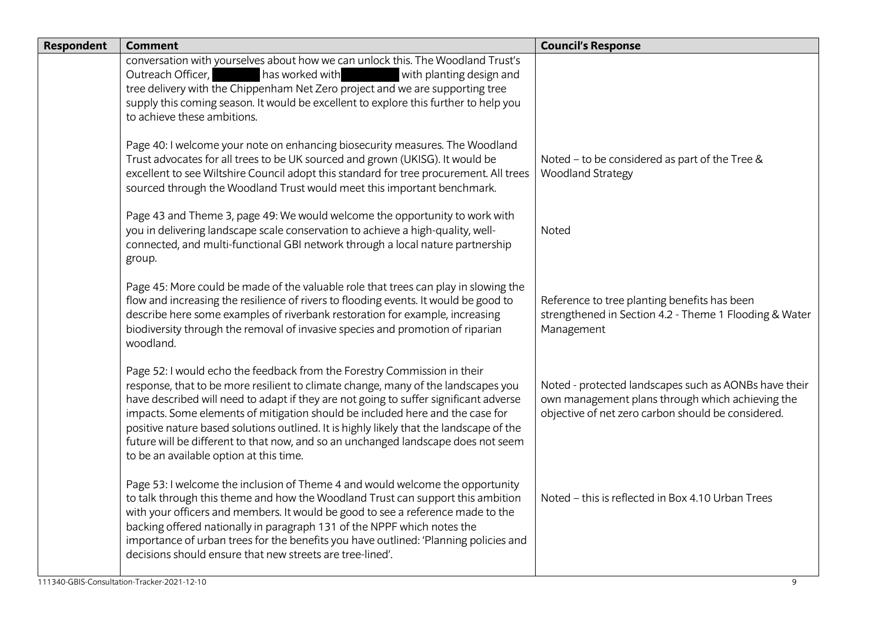| Respondent | Comment | Council's Response |
|---|---|---|
| | conversation with yourselves about how we can unlock this. The Woodland Trust's Outreach Officer, [redacted] has worked with [redacted] with planting design and tree delivery with the Chippenham Net Zero project and we are supporting tree supply this coming season. It would be excellent to explore this further to help you to achieve these ambitions. | |
| | Page 40: I welcome your note on enhancing biosecurity measures. The Woodland Trust advocates for all trees to be UK sourced and grown (UKISG). It would be excellent to see Wiltshire Council adopt this standard for tree procurement. All trees sourced through the Woodland Trust would meet this important benchmark. | Noted – to be considered as part of the Tree & Woodland Strategy |
| | Page 43 and Theme 3, page 49: We would welcome the opportunity to work with you in delivering landscape scale conservation to achieve a high-quality, well-connected, and multi-functional GBI network through a local nature partnership group. | Noted |
| | Page 45: More could be made of the valuable role that trees can play in slowing the flow and increasing the resilience of rivers to flooding events. It would be good to describe here some examples of riverbank restoration for example, increasing biodiversity through the removal of invasive species and promotion of riparian woodland. | Reference to tree planting benefits has been strengthened in Section 4.2 - Theme 1 Flooding & Water Management |
| | Page 52: I would echo the feedback from the Forestry Commission in their response, that to be more resilient to climate change, many of the landscapes you have described will need to adapt if they are not going to suffer significant adverse impacts. Some elements of mitigation should be included here and the case for positive nature based solutions outlined. It is highly likely that the landscape of the future will be different to that now, and so an unchanged landscape does not seem to be an available option at this time. | Noted - protected landscapes such as AONBs have their own management plans through which achieving the objective of net zero carbon should be considered. |
| | Page 53: I welcome the inclusion of Theme 4 and would welcome the opportunity to talk through this theme and how the Woodland Trust can support this ambition with your officers and members. It would be good to see a reference made to the backing offered nationally in paragraph 131 of the NPPF which notes the importance of urban trees for the benefits you have outlined: 'Planning policies and decisions should ensure that new streets are tree-lined'. | Noted – this is reflected in Box 4.10 Urban Trees |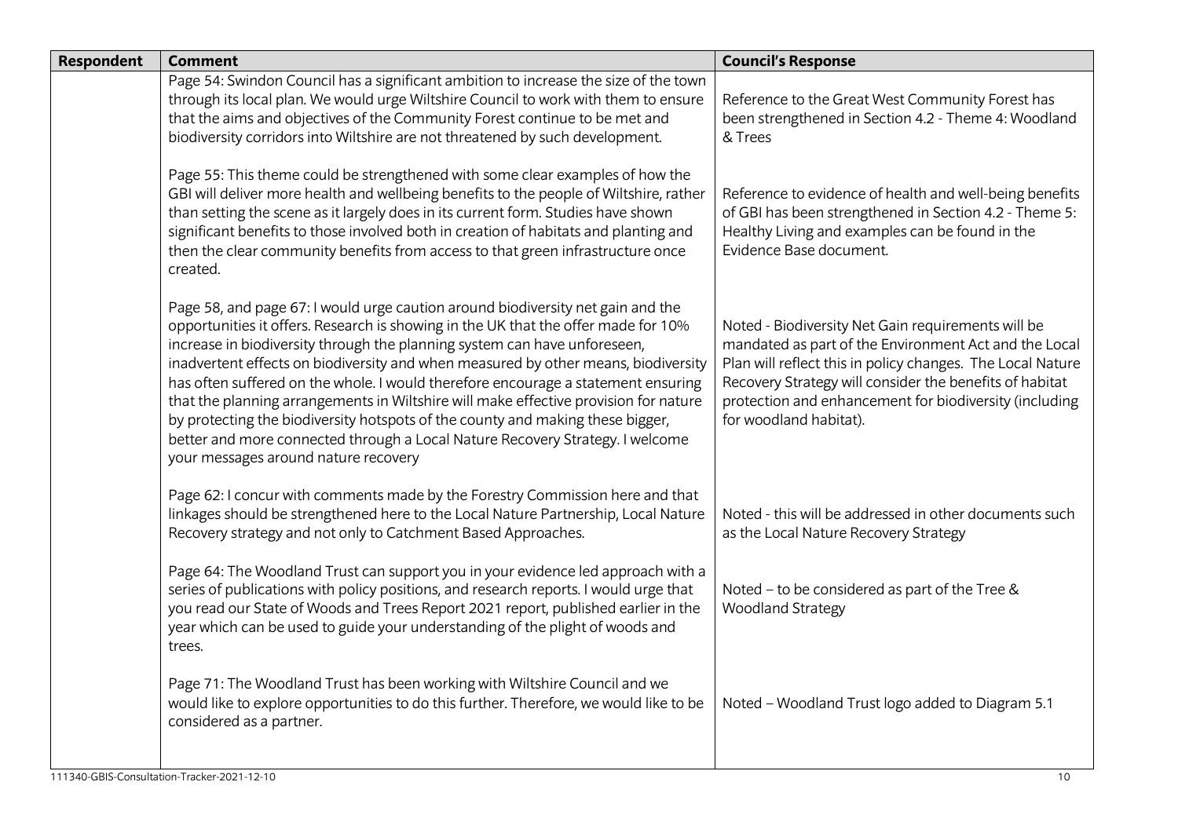| Respondent | Comment | Council's Response |
|---|---|---|
| | Page 54: Swindon Council has a significant ambition to increase the size of the town through its local plan. We would urge Wiltshire Council to work with them to ensure that the aims and objectives of the Community Forest continue to be met and biodiversity corridors into Wiltshire are not threatened by such development. | Reference to the Great West Community Forest has been strengthened in Section 4.2 - Theme 4: Woodland & Trees |
| | Page 55: This theme could be strengthened with some clear examples of how the GBI will deliver more health and wellbeing benefits to the people of Wiltshire, rather than setting the scene as it largely does in its current form. Studies have shown significant benefits to those involved both in creation of habitats and planting and then the clear community benefits from access to that green infrastructure once created. | Reference to evidence of health and well-being benefits of GBI has been strengthened in Section 4.2 - Theme 5: Healthy Living and examples can be found in the Evidence Base document. |
| | Page 58, and page 67: I would urge caution around biodiversity net gain and the opportunities it offers. Research is showing in the UK that the offer made for 10% increase in biodiversity through the planning system can have unforeseen, inadvertent effects on biodiversity and when measured by other means, biodiversity has often suffered on the whole. I would therefore encourage a statement ensuring that the planning arrangements in Wiltshire will make effective provision for nature by protecting the biodiversity hotspots of the county and making these bigger, better and more connected through a Local Nature Recovery Strategy. I welcome your messages around nature recovery | Noted - Biodiversity Net Gain requirements will be mandated as part of the Environment Act and the Local Plan will reflect this in policy changes. The Local Nature Recovery Strategy will consider the benefits of habitat protection and enhancement for biodiversity (including for woodland habitat). |
| | Page 62: I concur with comments made by the Forestry Commission here and that linkages should be strengthened here to the Local Nature Partnership, Local Nature Recovery strategy and not only to Catchment Based Approaches. | Noted - this will be addressed in other documents such as the Local Nature Recovery Strategy |
| | Page 64: The Woodland Trust can support you in your evidence led approach with a series of publications with policy positions, and research reports. I would urge that you read our State of Woods and Trees Report 2021 report, published earlier in the year which can be used to guide your understanding of the plight of woods and trees. | Noted – to be considered as part of the Tree & Woodland Strategy |
| | Page 71: The Woodland Trust has been working with Wiltshire Council and we would like to explore opportunities to do this further. Therefore, we would like to be considered as a partner. | Noted – Woodland Trust logo added to Diagram 5.1 |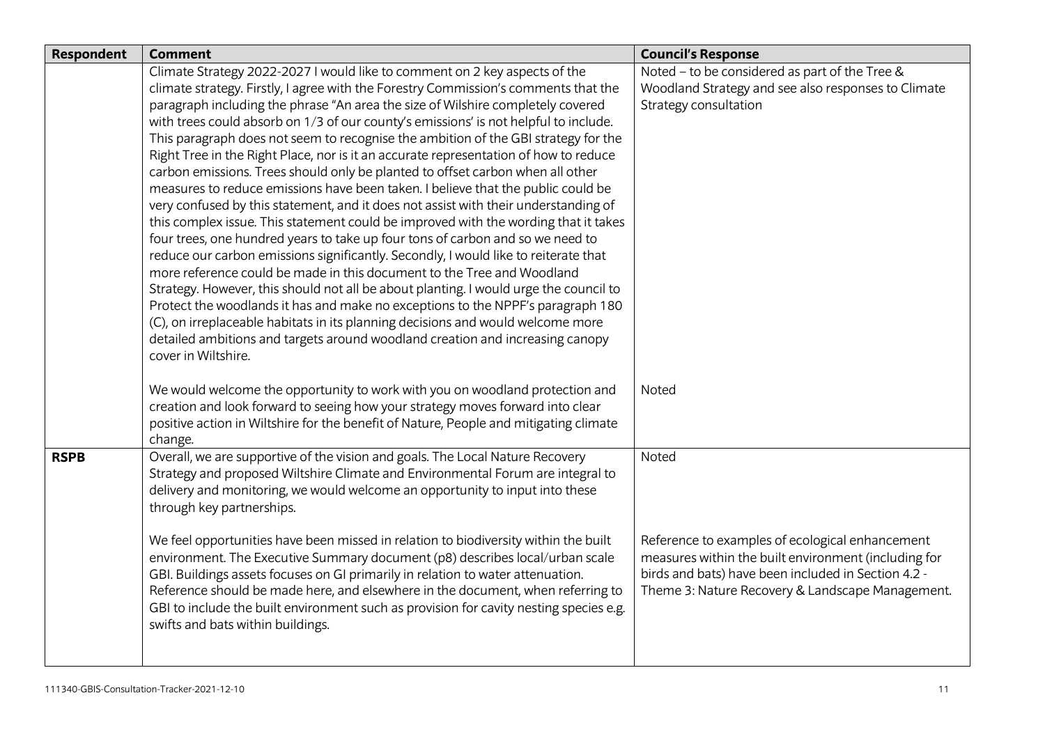| Respondent | Comment | Council's Response |
|---|---|---|
| | Climate Strategy 2022-2027 I would like to comment on 2 key aspects of the climate strategy. Firstly, I agree with the Forestry Commission's comments that the paragraph including the phrase "An area the size of Wilshire completely covered with trees could absorb on 1/3 of our county's emissions' is not helpful to include. This paragraph does not seem to recognise the ambition of the GBI strategy for the Right Tree in the Right Place, nor is it an accurate representation of how to reduce carbon emissions. Trees should only be planted to offset carbon when all other measures to reduce emissions have been taken. I believe that the public could be very confused by this statement, and it does not assist with their understanding of this complex issue. This statement could be improved with the wording that it takes four trees, one hundred years to take up four tons of carbon and so we need to reduce our carbon emissions significantly. Secondly, I would like to reiterate that more reference could be made in this document to the Tree and Woodland Strategy. However, this should not all be about planting. I would urge the council to Protect the woodlands it has and make no exceptions to the NPPF's paragraph 180 (C), on irreplaceable habitats in its planning decisions and would welcome more detailed ambitions and targets around woodland creation and increasing canopy cover in Wiltshire. | Noted – to be considered as part of the Tree & Woodland Strategy and see also responses to Climate Strategy consultation |
| | We would welcome the opportunity to work with you on woodland protection and creation and look forward to seeing how your strategy moves forward into clear positive action in Wiltshire for the benefit of Nature, People and mitigating climate change. | Noted |
| **RSPB** | Overall, we are supportive of the vision and goals. The Local Nature Recovery Strategy and proposed Wiltshire Climate and Environmental Forum are integral to delivery and monitoring, we would welcome an opportunity to input into these through key partnerships. | Noted |
| | We feel opportunities have been missed in relation to biodiversity within the built environment. The Executive Summary document (p8) describes local/urban scale GBI. Buildings assets focuses on GI primarily in relation to water attenuation. Reference should be made here, and elsewhere in the document, when referring to GBI to include the built environment such as provision for cavity nesting species e.g. swifts and bats within buildings. | Reference to examples of ecological enhancement measures within the built environment (including for birds and bats) have been included in Section 4.2 - Theme 3: Nature Recovery & Landscape Management. |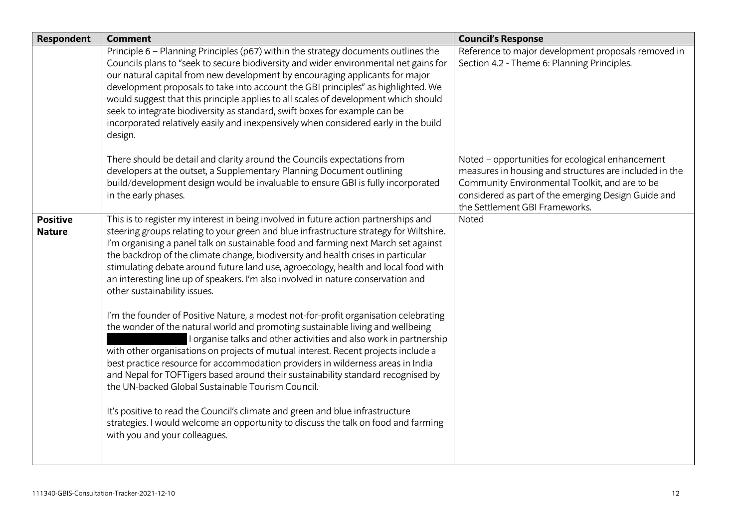| Respondent | Comment | Council's Response |
|---|---|---|
| | Principle 6 – Planning Principles (p67) within the strategy documents outlines the Councils plans to "seek to secure biodiversity and wider environmental net gains for our natural capital from new development by encouraging applicants for major development proposals to take into account the GBI principles" as highlighted. We would suggest that this principle applies to all scales of development which should seek to integrate biodiversity as standard, swift boxes for example can be incorporated relatively easily and inexpensively when considered early in the build design. | Reference to major development proposals removed in Section 4.2 - Theme 6: Planning Principles. |
| | There should be detail and clarity around the Councils expectations from developers at the outset, a Supplementary Planning Document outlining build/development design would be invaluable to ensure GBI is fully incorporated in the early phases. | Noted – opportunities for ecological enhancement measures in housing and structures are included in the Community Environmental Toolkit, and are to be considered as part of the emerging Design Guide and the Settlement GBI Frameworks. |
| **Positive Nature** | This is to register my interest in being involved in future action partnerships and steering groups relating to your green and blue infrastructure strategy for Wiltshire. I'm organising a panel talk on sustainable food and farming next March set against the backdrop of the climate change, biodiversity and health crises in particular stimulating debate around future land use, agroecology, health and local food with an interesting line up of speakers. I'm also involved in nature conservation and other sustainability issues.<br><br>I'm the founder of Positive Nature, a modest not-for-profit organisation celebrating the wonder of the natural world and promoting sustainable living and wellbeing [redacted] I organise talks and other activities and also work in partnership with other organisations on projects of mutual interest. Recent projects include a best practice resource for accommodation providers in wilderness areas in India and Nepal for TOFTigers based around their sustainability standard recognised by the UN-backed Global Sustainable Tourism Council.<br><br>It's positive to read the Council's climate and green and blue infrastructure strategies. I would welcome an opportunity to discuss the talk on food and farming with you and your colleagues. | Noted |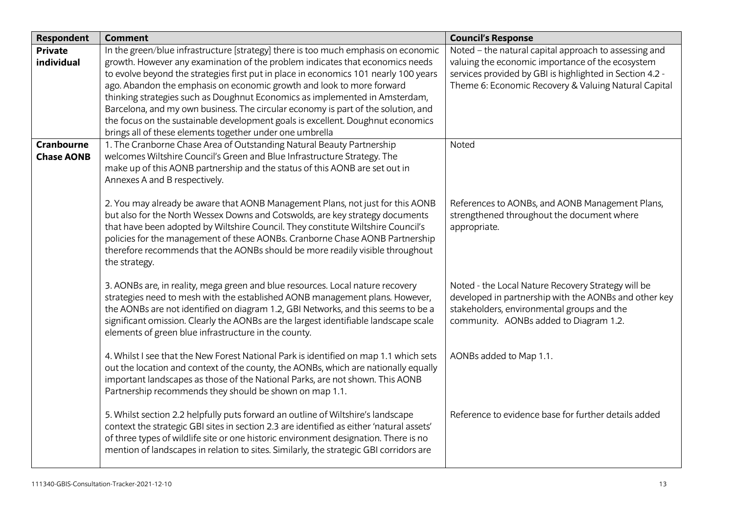| Respondent | Comment | Council's Response |
|---|---|---|
| **Private individual** | In the green/blue infrastructure [strategy] there is too much emphasis on economic growth. However any examination of the problem indicates that economics needs to evolve beyond the strategies first put in place in economics 101 nearly 100 years ago. Abandon the emphasis on economic growth and look to more forward thinking strategies such as Doughnut Economics as implemented in Amsterdam, Barcelona, and my own business. The circular economy is part of the solution, and the focus on the sustainable development goals is excellent. Doughnut economics brings all of these elements together under one umbrella | Noted – the natural capital approach to assessing and valuing the economic importance of the ecosystem services provided by GBI is highlighted in Section 4.2 - Theme 6: Economic Recovery & Valuing Natural Capital |
| **Cranbourne Chase AONB** | 1. The Cranborne Chase Area of Outstanding Natural Beauty Partnership welcomes Wiltshire Council's Green and Blue Infrastructure Strategy. The make up of this AONB partnership and the status of this AONB are set out in Annexes A and B respectively. | Noted |
| | 2. You may already be aware that AONB Management Plans, not just for this AONB but also for the North Wessex Downs and Cotswolds, are key strategy documents that have been adopted by Wiltshire Council. They constitute Wiltshire Council's policies for the management of these AONBs. Cranborne Chase AONB Partnership therefore recommends that the AONBs should be more readily visible throughout the strategy. | References to AONBs, and AONB Management Plans, strengthened throughout the document where appropriate. |
| | 3. AONBs are, in reality, mega green and blue resources. Local nature recovery strategies need to mesh with the established AONB management plans. However, the AONBs are not identified on diagram 1.2, GBI Networks, and this seems to be a significant omission. Clearly the AONBs are the largest identifiable landscape scale elements of green blue infrastructure in the county. | Noted - the Local Nature Recovery Strategy will be developed in partnership with the AONBs and other key stakeholders, environmental groups and the community. AONBs added to Diagram 1.2. |
| | 4. Whilst I see that the New Forest National Park is identified on map 1.1 which sets out the location and context of the county, the AONBs, which are nationally equally important landscapes as those of the National Parks, are not shown. This AONB Partnership recommends they should be shown on map 1.1. | AONBs added to Map 1.1. |
| | 5. Whilst section 2.2 helpfully puts forward an outline of Wiltshire's landscape context the strategic GBI sites in section 2.3 are identified as either 'natural assets' of three types of wildlife site or one historic environment designation. There is no mention of landscapes in relation to sites. Similarly, the strategic GBI corridors are | Reference to evidence base for further details added |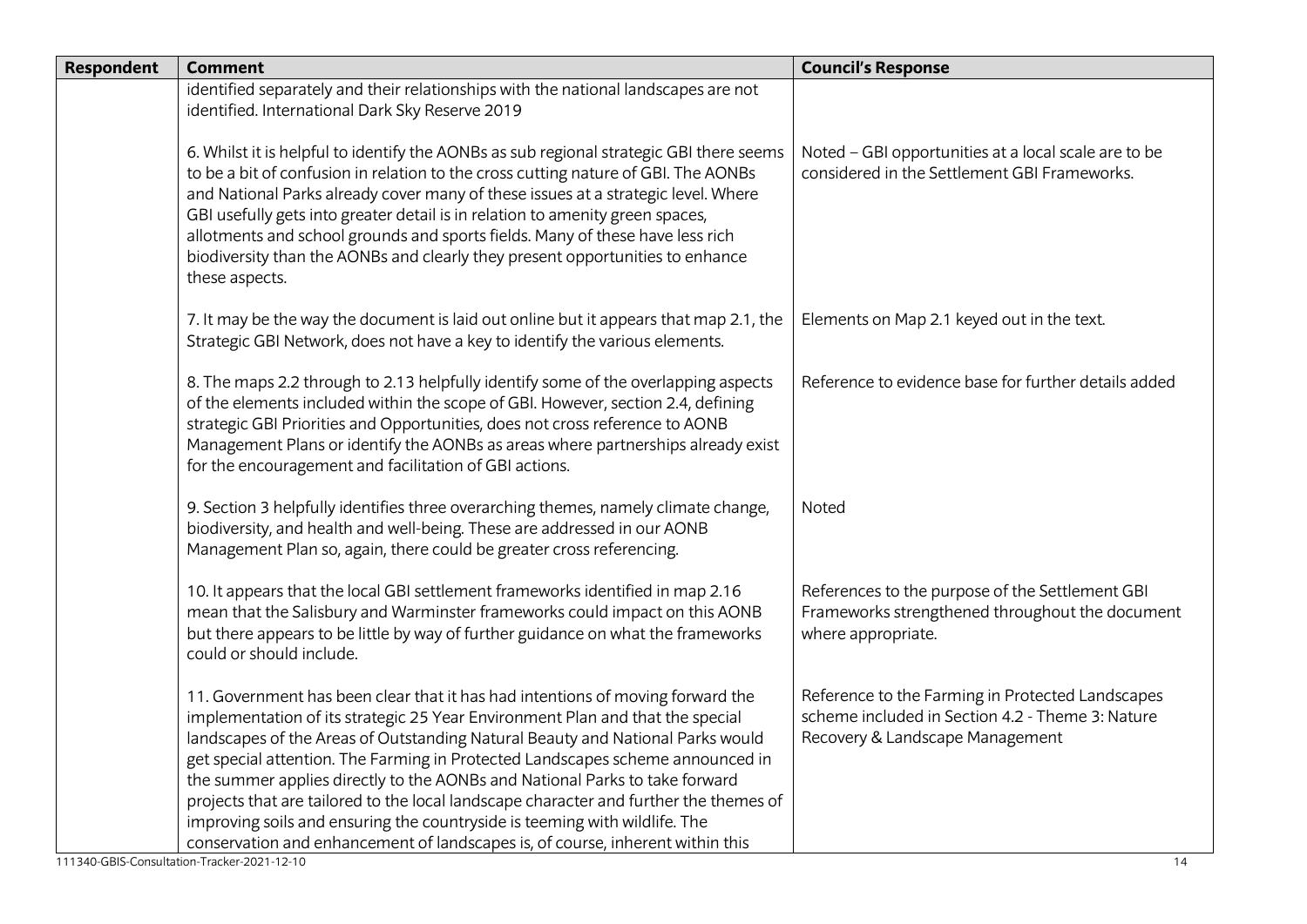| Respondent | Comment | Council's Response |
|---|---|---|
| | identified separately and their relationships with the national landscapes are not identified. International Dark Sky Reserve 2019 | |
| | 6. Whilst it is helpful to identify the AONBs as sub regional strategic GBI there seems to be a bit of confusion in relation to the cross cutting nature of GBI. The AONBs and National Parks already cover many of these issues at a strategic level. Where GBI usefully gets into greater detail is in relation to amenity green spaces, allotments and school grounds and sports fields. Many of these have less rich biodiversity than the AONBs and clearly they present opportunities to enhance these aspects. | Noted – GBI opportunities at a local scale are to be considered in the Settlement GBI Frameworks. |
| | 7. It may be the way the document is laid out online but it appears that map 2.1, the Strategic GBI Network, does not have a key to identify the various elements. | Elements on Map 2.1 keyed out in the text. |
| | 8. The maps 2.2 through to 2.13 helpfully identify some of the overlapping aspects of the elements included within the scope of GBI. However, section 2.4, defining strategic GBI Priorities and Opportunities, does not cross reference to AONB Management Plans or identify the AONBs as areas where partnerships already exist for the encouragement and facilitation of GBI actions. | Reference to evidence base for further details added |
| | 9. Section 3 helpfully identifies three overarching themes, namely climate change, biodiversity, and health and well-being. These are addressed in our AONB Management Plan so, again, there could be greater cross referencing. | Noted |
| | 10. It appears that the local GBI settlement frameworks identified in map 2.16 mean that the Salisbury and Warminster frameworks could impact on this AONB but there appears to be little by way of further guidance on what the frameworks could or should include. | References to the purpose of the Settlement GBI Frameworks strengthened throughout the document where appropriate. |
| | 11. Government has been clear that it has had intentions of moving forward the implementation of its strategic 25 Year Environment Plan and that the special landscapes of the Areas of Outstanding Natural Beauty and National Parks would get special attention. The Farming in Protected Landscapes scheme announced in the summer applies directly to the AONBs and National Parks to take forward projects that are tailored to the local landscape character and further the themes of improving soils and ensuring the countryside is teeming with wildlife. The conservation and enhancement of landscapes is, of course, inherent within this | Reference to the Farming in Protected Landscapes scheme included in Section 4.2 - Theme 3: Nature Recovery & Landscape Management |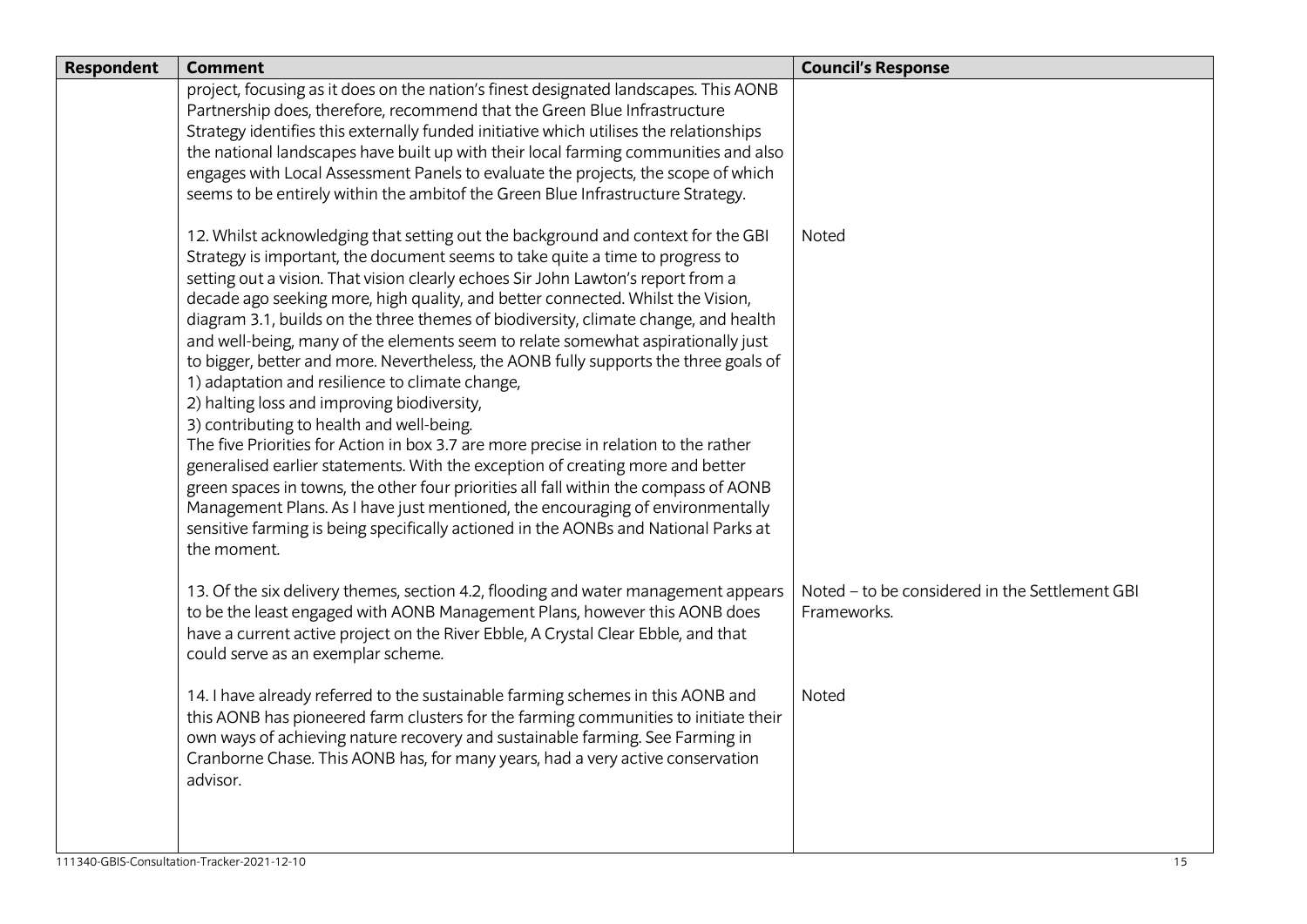| Respondent | Comment | Council's Response |
|---|---|---|
| | project, focusing as it does on the nation's finest designated landscapes. This AONB Partnership does, therefore, recommend that the Green Blue Infrastructure Strategy identifies this externally funded initiative which utilises the relationships the national landscapes have built up with their local farming communities and also engages with Local Assessment Panels to evaluate the projects, the scope of which seems to be entirely within the ambitof the Green Blue Infrastructure Strategy. | |
| | 12. Whilst acknowledging that setting out the background and context for the GBI Strategy is important, the document seems to take quite a time to progress to setting out a vision. That vision clearly echoes Sir John Lawton's report from a decade ago seeking more, high quality, and better connected. Whilst the Vision, diagram 3.1, builds on the three themes of biodiversity, climate change, and health and well-being, many of the elements seem to relate somewhat aspirationally just to bigger, better and more. Nevertheless, the AONB fully supports the three goals of<br>1) adaptation and resilience to climate change,<br>2) halting loss and improving biodiversity,<br>3) contributing to health and well-being.<br>The five Priorities for Action in box 3.7 are more precise in relation to the rather generalised earlier statements. With the exception of creating more and better green spaces in towns, the other four priorities all fall within the compass of AONB Management Plans. As I have just mentioned, the encouraging of environmentally sensitive farming is being specifically actioned in the AONBs and National Parks at the moment. | Noted |
| | 13. Of the six delivery themes, section 4.2, flooding and water management appears to be the least engaged with AONB Management Plans, however this AONB does have a current active project on the River Ebble, A Crystal Clear Ebble, and that could serve as an exemplar scheme. | Noted – to be considered in the Settlement GBI Frameworks. |
| | 14. I have already referred to the sustainable farming schemes in this AONB and this AONB has pioneered farm clusters for the farming communities to initiate their own ways of achieving nature recovery and sustainable farming. See Farming in Cranborne Chase. This AONB has, for many years, had a very active conservation advisor. | Noted |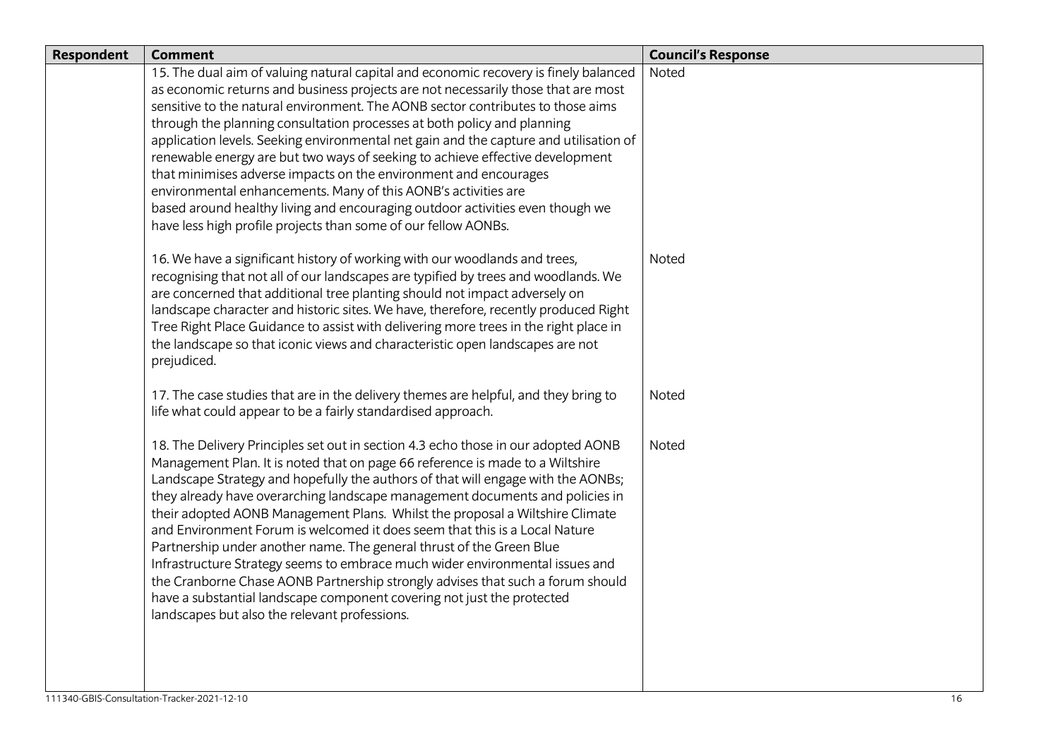| Respondent | Comment | Council's Response |
|---|---|---|
| | 15. The dual aim of valuing natural capital and economic recovery is finely balanced as economic returns and business projects are not necessarily those that are most sensitive to the natural environment. The AONB sector contributes to those aims through the planning consultation processes at both policy and planning application levels. Seeking environmental net gain and the capture and utilisation of renewable energy are but two ways of seeking to achieve effective development that minimises adverse impacts on the environment and encourages environmental enhancements. Many of this AONB's activities are based around healthy living and encouraging outdoor activities even though we have less high profile projects than some of our fellow AONBs. | Noted |
| | 16. We have a significant history of working with our woodlands and trees, recognising that not all of our landscapes are typified by trees and woodlands. We are concerned that additional tree planting should not impact adversely on landscape character and historic sites. We have, therefore, recently produced Right Tree Right Place Guidance to assist with delivering more trees in the right place in the landscape so that iconic views and characteristic open landscapes are not prejudiced. | Noted |
| | 17. The case studies that are in the delivery themes are helpful, and they bring to life what could appear to be a fairly standardised approach. | Noted |
| | 18. The Delivery Principles set out in section 4.3 echo those in our adopted AONB Management Plan. It is noted that on page 66 reference is made to a Wiltshire Landscape Strategy and hopefully the authors of that will engage with the AONBs; they already have overarching landscape management documents and policies in their adopted AONB Management Plans. Whilst the proposal a Wiltshire Climate and Environment Forum is welcomed it does seem that this is a Local Nature Partnership under another name. The general thrust of the Green Blue Infrastructure Strategy seems to embrace much wider environmental issues and the Cranborne Chase AONB Partnership strongly advises that such a forum should have a substantial landscape component covering not just the protected landscapes but also the relevant professions. | Noted |

111340-GBIS-Consultation-Tracker-2021-12-10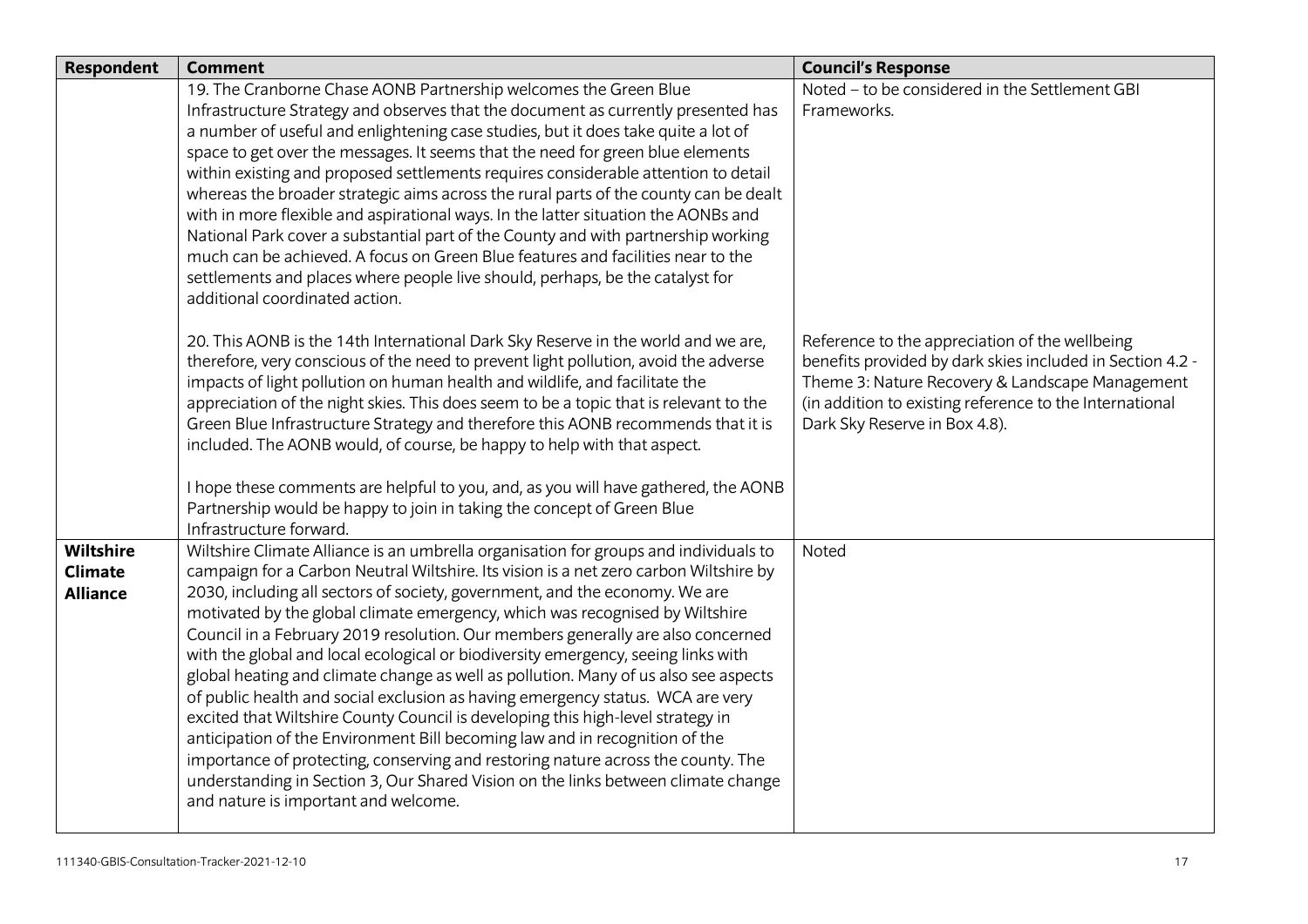| Respondent | Comment | Council's Response |
|---|---|---|
| | 19. The Cranborne Chase AONB Partnership welcomes the Green Blue Infrastructure Strategy and observes that the document as currently presented has a number of useful and enlightening case studies, but it does take quite a lot of space to get over the messages. It seems that the need for green blue elements within existing and proposed settlements requires considerable attention to detail whereas the broader strategic aims across the rural parts of the county can be dealt with in more flexible and aspirational ways. In the latter situation the AONBs and National Park cover a substantial part of the County and with partnership working much can be achieved. A focus on Green Blue features and facilities near to the settlements and places where people live should, perhaps, be the catalyst for additional coordinated action. | Noted – to be considered in the Settlement GBI Frameworks. |
| | 20. This AONB is the 14th International Dark Sky Reserve in the world and we are, therefore, very conscious of the need to prevent light pollution, avoid the adverse impacts of light pollution on human health and wildlife, and facilitate the appreciation of the night skies. This does seem to be a topic that is relevant to the Green Blue Infrastructure Strategy and therefore this AONB recommends that it is included. The AONB would, of course, be happy to help with that aspect.<br><br>I hope these comments are helpful to you, and, as you will have gathered, the AONB Partnership would be happy to join in taking the concept of Green Blue Infrastructure forward. | Reference to the appreciation of the wellbeing benefits provided by dark skies included in Section 4.2 - Theme 3: Nature Recovery & Landscape Management (in addition to existing reference to the International Dark Sky Reserve in Box 4.8). |
| **Wiltshire Climate Alliance** | Wiltshire Climate Alliance is an umbrella organisation for groups and individuals to campaign for a Carbon Neutral Wiltshire. Its vision is a net zero carbon Wiltshire by 2030, including all sectors of society, government, and the economy. We are motivated by the global climate emergency, which was recognised by Wiltshire Council in a February 2019 resolution. Our members generally are also concerned with the global and local ecological or biodiversity emergency, seeing links with global heating and climate change as well as pollution. Many of us also see aspects of public health and social exclusion as having emergency status. WCA are very excited that Wiltshire County Council is developing this high-level strategy in anticipation of the Environment Bill becoming law and in recognition of the importance of protecting, conserving and restoring nature across the county. The understanding in Section 3, Our Shared Vision on the links between climate change and nature is important and welcome. | Noted |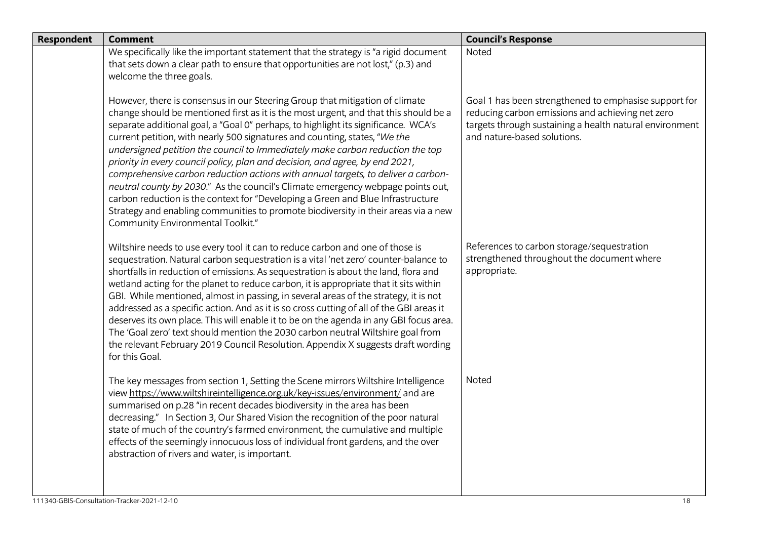| Respondent | Comment | Council's Response |
| --- | --- | --- |
| | We specifically like the important statement that the strategy is "a rigid document that sets down a clear path to ensure that opportunities are not lost," (p.3) and welcome the three goals. | Noted |
| | However, there is consensus in our Steering Group that mitigation of climate change should be mentioned first as it is the most urgent, and that this should be a separate additional goal, a "Goal 0" perhaps, to highlight its significance. WCA's current petition, with nearly 500 signatures and counting, states, "*We the undersigned petition the council to Immediately make carbon reduction the top priority in every council policy, plan and decision, and agree, by end 2021, comprehensive carbon reduction actions with annual targets, to deliver a carbon-neutral county by 2030*." As the council's Climate emergency webpage points out, carbon reduction is the context for "Developing a Green and Blue Infrastructure Strategy and enabling communities to promote biodiversity in their areas via a new Community Environmental Toolkit." | Goal 1 has been strengthened to emphasise support for reducing carbon emissions and achieving net zero targets through sustaining a health natural environment and nature-based solutions. |
| | Wiltshire needs to use every tool it can to reduce carbon and one of those is sequestration. Natural carbon sequestration is a vital 'net zero' counter-balance to shortfalls in reduction of emissions. As sequestration is about the land, flora and wetland acting for the planet to reduce carbon, it is appropriate that it sits within GBI. While mentioned, almost in passing, in several areas of the strategy, it is not addressed as a specific action. And as it is so cross cutting of all of the GBI areas it deserves its own place. This will enable it to be on the agenda in any GBI focus area. The 'Goal zero' text should mention the 2030 carbon neutral Wiltshire goal from the relevant February 2019 Council Resolution. Appendix X suggests draft wording for this Goal. | References to carbon storage/sequestration strengthened throughout the document where appropriate. |
| | The key messages from section 1, Setting the Scene mirrors Wiltshire Intelligence view https://www.wiltshireintelligence.org.uk/key-issues/environment/ and are summarised on p.28 "in recent decades biodiversity in the area has been decreasing." In Section 3, Our Shared Vision the recognition of the poor natural state of much of the country's farmed environment, the cumulative and multiple effects of the seemingly innocuous loss of individual front gardens, and the over abstraction of rivers and water, is important. | Noted |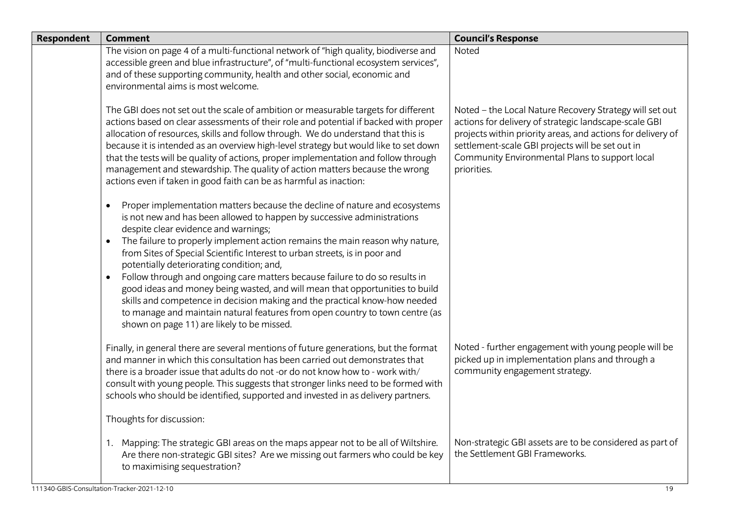| Respondent | Comment | Council's Response |
|---|---|---|
| | The vision on page 4 of a multi-functional network of "high quality, biodiverse and accessible green and blue infrastructure", of "multi-functional ecosystem services", and of these supporting community, health and other social, economic and environmental aims is most welcome. | Noted |
| | The GBI does not set out the scale of ambition or measurable targets for different actions based on clear assessments of their role and potential if backed with proper allocation of resources, skills and follow through. We do understand that this is because it is intended as an overview high-level strategy but would like to set down that the tests will be quality of actions, proper implementation and follow through management and stewardship. The quality of action matters because the wrong actions even if taken in good faith can be as harmful as inaction:<br><br>• Proper implementation matters because the decline of nature and ecosystems is not new and has been allowed to happen by successive administrations despite clear evidence and warnings;<br>• The failure to properly implement action remains the main reason why nature, from Sites of Special Scientific Interest to urban streets, is in poor and potentially deteriorating condition; and,<br>• Follow through and ongoing care matters because failure to do so results in good ideas and money being wasted, and will mean that opportunities to build skills and competence in decision making and the practical know-how needed to manage and maintain natural features from open country to town centre (as shown on page 11) are likely to be missed. | Noted – the Local Nature Recovery Strategy will set out actions for delivery of strategic landscape-scale GBI projects within priority areas, and actions for delivery of settlement-scale GBI projects will be set out in Community Environmental Plans to support local priorities. |
| | Finally, in general there are several mentions of future generations, but the format and manner in which this consultation has been carried out demonstrates that there is a broader issue that adults do not -or do not know how to - work with/ consult with young people. This suggests that stronger links need to be formed with schools who should be identified, supported and invested in as delivery partners.<br><br>Thoughts for discussion: | Noted - further engagement with young people will be picked up in implementation plans and through a community engagement strategy. |
| | 1. Mapping: The strategic GBI areas on the maps appear not to be all of Wiltshire. Are there non-strategic GBI sites? Are we missing out farmers who could be key to maximising sequestration? | Non-strategic GBI assets are to be considered as part of the Settlement GBI Frameworks. |

111340-GBIS-Consultation-Tracker-2021-12-10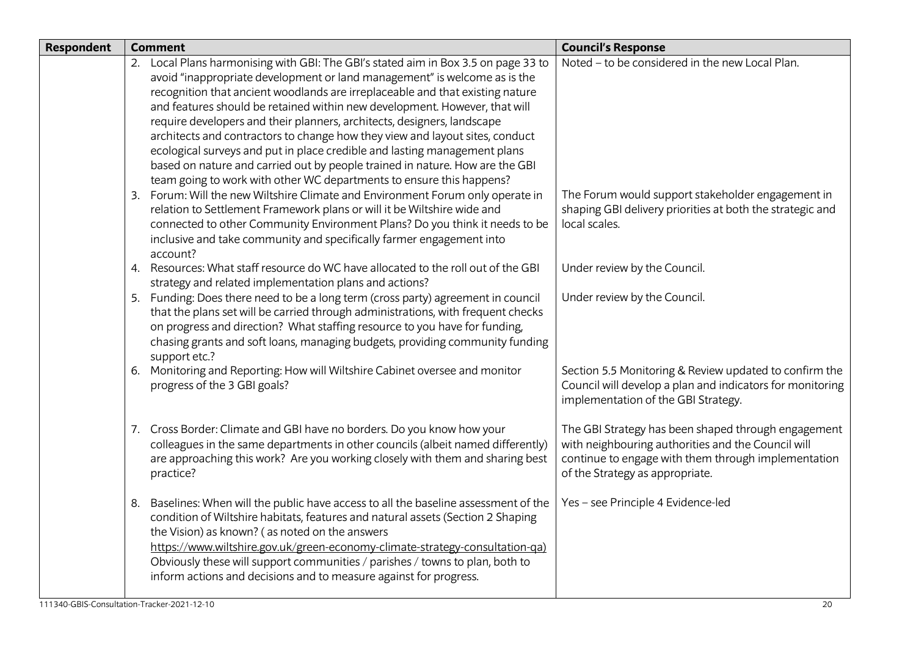| Respondent | Comment | Council's Response |
|---|---|---|
| | 2. Local Plans harmonising with GBI: The GBI's stated aim in Box 3.5 on page 33 to avoid "inappropriate development or land management" is welcome as is the recognition that ancient woodlands are irreplaceable and that existing nature and features should be retained within new development. However, that will require developers and their planners, architects, designers, landscape architects and contractors to change how they view and layout sites, conduct ecological surveys and put in place credible and lasting management plans based on nature and carried out by people trained in nature. How are the GBI team going to work with other WC departments to ensure this happens? | Noted – to be considered in the new Local Plan. |
| | 3. Forum: Will the new Wiltshire Climate and Environment Forum only operate in relation to Settlement Framework plans or will it be Wiltshire wide and connected to other Community Environment Plans? Do you think it needs to be inclusive and take community and specifically farmer engagement into account? | The Forum would support stakeholder engagement in shaping GBI delivery priorities at both the strategic and local scales. |
| | 4. Resources: What staff resource do WC have allocated to the roll out of the GBI strategy and related implementation plans and actions? | Under review by the Council. |
| | 5. Funding: Does there need to be a long term (cross party) agreement in council that the plans set will be carried through administrations, with frequent checks on progress and direction? What staffing resource to you have for funding, chasing grants and soft loans, managing budgets, providing community funding support etc.? | Under review by the Council. |
| | 6. Monitoring and Reporting: How will Wiltshire Cabinet oversee and monitor progress of the 3 GBI goals? | Section 5.5 Monitoring & Review updated to confirm the Council will develop a plan and indicators for monitoring implementation of the GBI Strategy. |
| | 7. Cross Border: Climate and GBI have no borders. Do you know how your colleagues in the same departments in other councils (albeit named differently) are approaching this work? Are you working closely with them and sharing best practice? | The GBI Strategy has been shaped through engagement with neighbouring authorities and the Council will continue to engage with them through implementation of the Strategy as appropriate. |
| | 8. Baselines: When will the public have access to all the baseline assessment of the condition of Wiltshire habitats, features and natural assets (Section 2 Shaping the Vision) as known? ( as noted on the answers https://www.wiltshire.gov.uk/green-economy-climate-strategy-consultation-qa) Obviously these will support communities / parishes / towns to plan, both to inform actions and decisions and to measure against for progress. | Yes – see Principle 4 Evidence-led |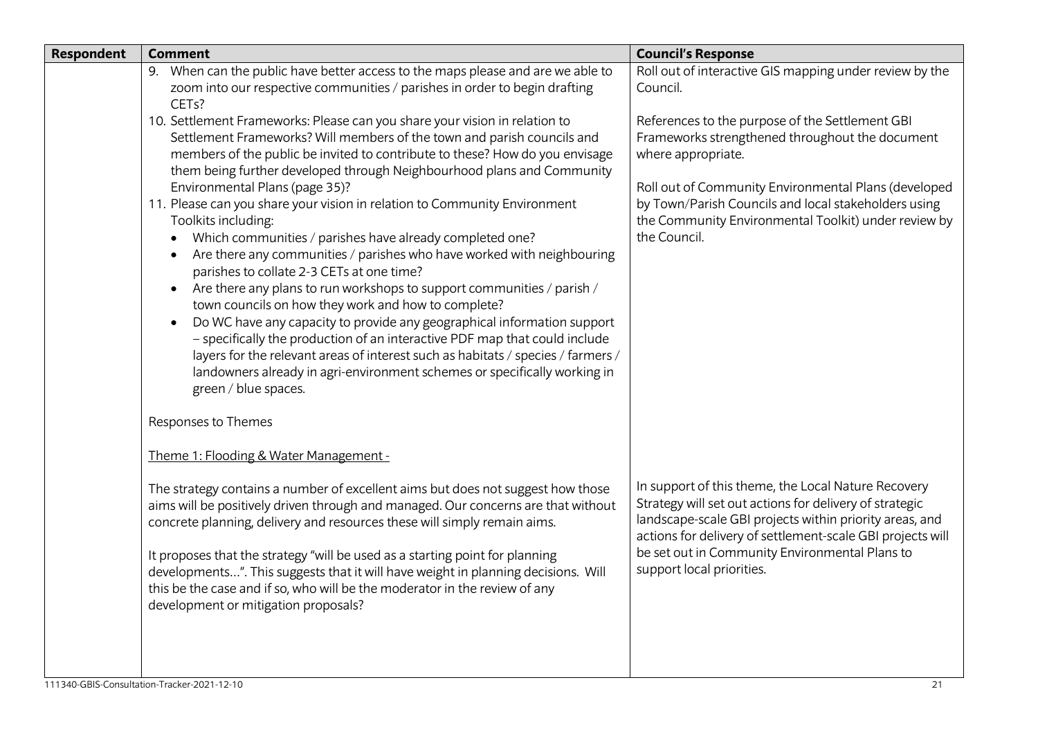| Respondent | Comment | Council's Response |
|---|---|---|
| | 9. When can the public have better access to the maps please and are we able to zoom into our respective communities / parishes in order to begin drafting CETs? | Roll out of interactive GIS mapping under review by the Council. |
| | 10. Settlement Frameworks: Please can you share your vision in relation to Settlement Frameworks? Will members of the town and parish councils and members of the public be invited to contribute to these? How do you envisage them being further developed through Neighbourhood plans and Community Environmental Plans (page 35)? | References to the purpose of the Settlement GBI Frameworks strengthened throughout the document where appropriate. |
| | 11. Please can you share your vision in relation to Community Environment Toolkits including:<br>• Which communities / parishes have already completed one?<br>• Are there any communities / parishes who have worked with neighbouring parishes to collate 2-3 CETs at one time?<br>• Are there any plans to run workshops to support communities / parish / town councils on how they work and how to complete?<br>• Do WC have any capacity to provide any geographical information support – specifically the production of an interactive PDF map that could include layers for the relevant areas of interest such as habitats / species / farmers / landowners already in agri-environment schemes or specifically working in green / blue spaces. | Roll out of Community Environmental Plans (developed by Town/Parish Councils and local stakeholders using the Community Environmental Toolkit) under review by the Council. |
| | Responses to Themes<br><br><u>Theme 1: Flooding & Water Management -</u> | |
| | The strategy contains a number of excellent aims but does not suggest how those aims will be positively driven through and managed. Our concerns are that without concrete planning, delivery and resources these will simply remain aims.<br><br>It proposes that the strategy "will be used as a starting point for planning developments…". This suggests that it will have weight in planning decisions. Will this be the case and if so, who will be the moderator in the review of any development or mitigation proposals? | In support of this theme, the Local Nature Recovery Strategy will set out actions for delivery of strategic landscape-scale GBI projects within priority areas, and actions for delivery of settlement-scale GBI projects will be set out in Community Environmental Plans to support local priorities. |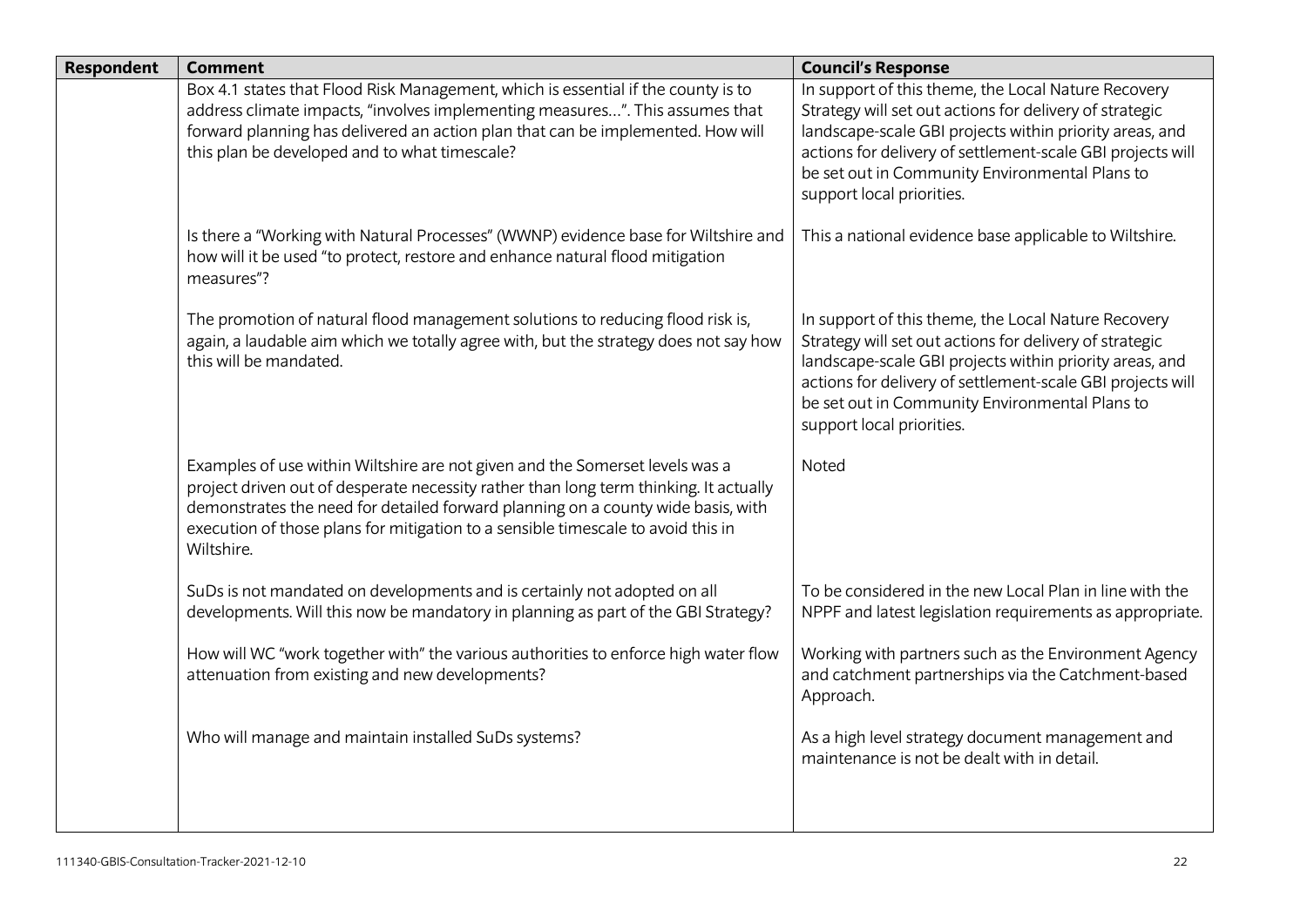| Respondent | Comment | Council's Response |
|---|---|---|
| | Box 4.1 states that Flood Risk Management, which is essential if the county is to address climate impacts, "involves implementing measures…". This assumes that forward planning has delivered an action plan that can be implemented. How will this plan be developed and to what timescale? | In support of this theme, the Local Nature Recovery Strategy will set out actions for delivery of strategic landscape-scale GBI projects within priority areas, and actions for delivery of settlement-scale GBI projects will be set out in Community Environmental Plans to support local priorities. |
| | Is there a "Working with Natural Processes" (WWNP) evidence base for Wiltshire and how will it be used "to protect, restore and enhance natural flood mitigation measures"? | This a national evidence base applicable to Wiltshire. |
| | The promotion of natural flood management solutions to reducing flood risk is, again, a laudable aim which we totally agree with, but the strategy does not say how this will be mandated. | In support of this theme, the Local Nature Recovery Strategy will set out actions for delivery of strategic landscape-scale GBI projects within priority areas, and actions for delivery of settlement-scale GBI projects will be set out in Community Environmental Plans to support local priorities. |
| | Examples of use within Wiltshire are not given and the Somerset levels was a project driven out of desperate necessity rather than long term thinking. It actually demonstrates the need for detailed forward planning on a county wide basis, with execution of those plans for mitigation to a sensible timescale to avoid this in Wiltshire. | Noted |
| | SuDs is not mandated on developments and is certainly not adopted on all developments. Will this now be mandatory in planning as part of the GBI Strategy? | To be considered in the new Local Plan in line with the NPPF and latest legislation requirements as appropriate. |
| | How will WC "work together with" the various authorities to enforce high water flow attenuation from existing and new developments? | Working with partners such as the Environment Agency and catchment partnerships via the Catchment-based Approach. |
| | Who will manage and maintain installed SuDs systems? | As a high level strategy document management and maintenance is not be dealt with in detail. |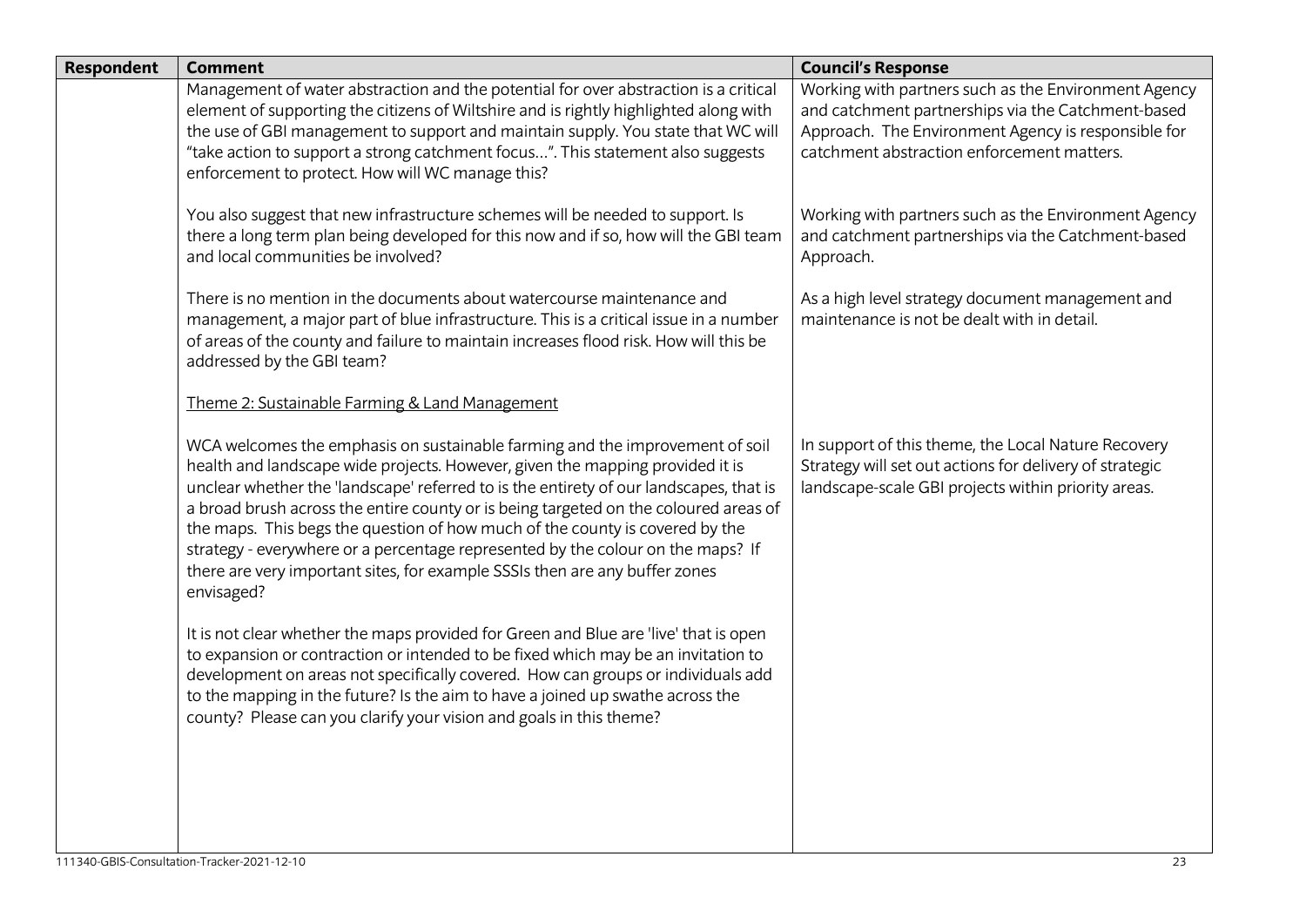| Respondent | Comment | Council's Response |
|---|---|---|
| | Management of water abstraction and the potential for over abstraction is a critical element of supporting the citizens of Wiltshire and is rightly highlighted along with the use of GBI management to support and maintain supply. You state that WC will "take action to support a strong catchment focus…". This statement also suggests enforcement to protect. How will WC manage this? | Working with partners such as the Environment Agency and catchment partnerships via the Catchment-based Approach. The Environment Agency is responsible for catchment abstraction enforcement matters. |
| | You also suggest that new infrastructure schemes will be needed to support. Is there a long term plan being developed for this now and if so, how will the GBI team and local communities be involved? | Working with partners such as the Environment Agency and catchment partnerships via the Catchment-based Approach. |
| | There is no mention in the documents about watercourse maintenance and management, a major part of blue infrastructure. This is a critical issue in a number of areas of the county and failure to maintain increases flood risk. How will this be addressed by the GBI team? | As a high level strategy document management and maintenance is not be dealt with in detail. |
| | <u>Theme 2: Sustainable Farming & Land Management</u> | |
| | WCA welcomes the emphasis on sustainable farming and the improvement of soil health and landscape wide projects. However, given the mapping provided it is unclear whether the 'landscape' referred to is the entirety of our landscapes, that is a broad brush across the entire county or is being targeted on the coloured areas of the maps. This begs the question of how much of the county is covered by the strategy - everywhere or a percentage represented by the colour on the maps? If there are very important sites, for example SSSIs then are any buffer zones envisaged? | In support of this theme, the Local Nature Recovery Strategy will set out actions for delivery of strategic landscape-scale GBI projects within priority areas. |
| | It is not clear whether the maps provided for Green and Blue are 'live' that is open to expansion or contraction or intended to be fixed which may be an invitation to development on areas not specifically covered. How can groups or individuals add to the mapping in the future? Is the aim to have a joined up swathe across the county? Please can you clarify your vision and goals in this theme? | |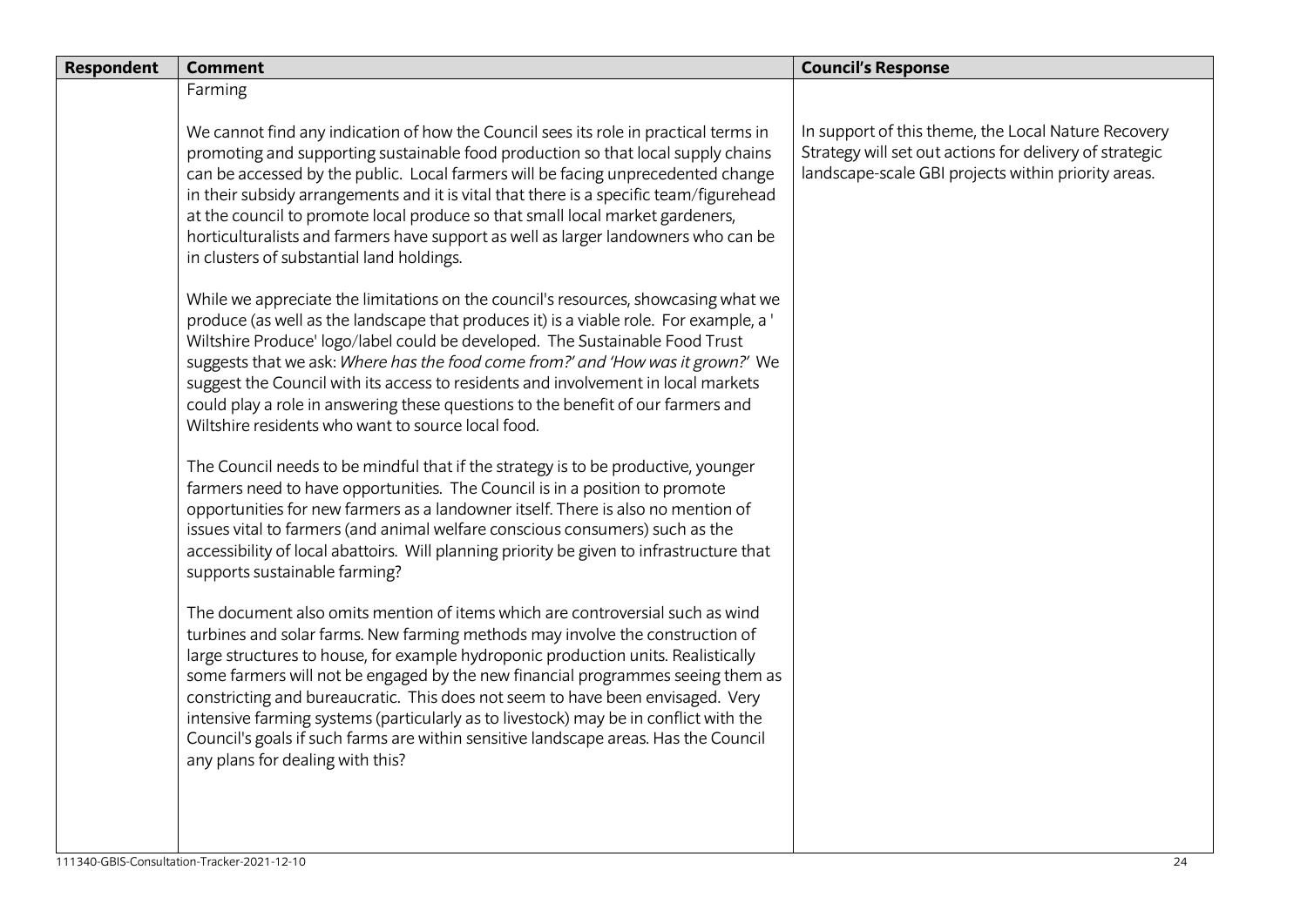| Respondent | Comment | Council's Response |
|---|---|---|
| | Farming<br><br>We cannot find any indication of how the Council sees its role in practical terms in promoting and supporting sustainable food production so that local supply chains can be accessed by the public. Local farmers will be facing unprecedented change in their subsidy arrangements and it is vital that there is a specific team/figurehead at the council to promote local produce so that small local market gardeners, horticulturalists and farmers have support as well as larger landowners who can be in clusters of substantial land holdings.<br><br>While we appreciate the limitations on the council's resources, showcasing what we produce (as well as the landscape that produces it) is a viable role. For example, a ' Wiltshire Produce' logo/label could be developed. The Sustainable Food Trust suggests that we ask: *Where has the food come from?' and 'How was it grown?'* We suggest the Council with its access to residents and involvement in local markets could play a role in answering these questions to the benefit of our farmers and Wiltshire residents who want to source local food.<br><br>The Council needs to be mindful that if the strategy is to be productive, younger farmers need to have opportunities. The Council is in a position to promote opportunities for new farmers as a landowner itself. There is also no mention of issues vital to farmers (and animal welfare conscious consumers) such as the accessibility of local abattoirs. Will planning priority be given to infrastructure that supports sustainable farming?<br><br>The document also omits mention of items which are controversial such as wind turbines and solar farms. New farming methods may involve the construction of large structures to house, for example hydroponic production units. Realistically some farmers will not be engaged by the new financial programmes seeing them as constricting and bureaucratic. This does not seem to have been envisaged. Very intensive farming systems (particularly as to livestock) may be in conflict with the Council's goals if such farms are within sensitive landscape areas. Has the Council any plans for dealing with this? | In support of this theme, the Local Nature Recovery Strategy will set out actions for delivery of strategic landscape-scale GBI projects within priority areas. |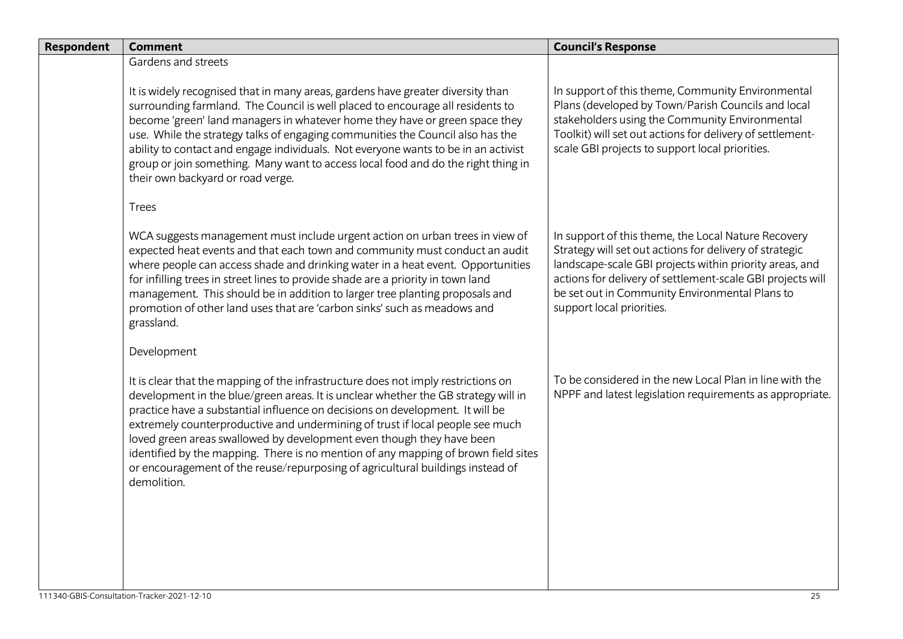| Respondent | Comment | Council's Response |
|---|---|---|
| | Gardens and streets<br><br>It is widely recognised that in many areas, gardens have greater diversity than surrounding farmland. The Council is well placed to encourage all residents to become 'green' land managers in whatever home they have or green space they use. While the strategy talks of engaging communities the Council also has the ability to contact and engage individuals. Not everyone wants to be in an activist group or join something. Many want to access local food and do the right thing in their own backyard or road verge. | In support of this theme, Community Environmental Plans (developed by Town/Parish Councils and local stakeholders using the Community Environmental Toolkit) will set out actions for delivery of settlement-scale GBI projects to support local priorities. |
| | Trees<br><br>WCA suggests management must include urgent action on urban trees in view of expected heat events and that each town and community must conduct an audit where people can access shade and drinking water in a heat event. Opportunities for infilling trees in street lines to provide shade are a priority in town land management. This should be in addition to larger tree planting proposals and promotion of other land uses that are 'carbon sinks' such as meadows and grassland. | In support of this theme, the Local Nature Recovery Strategy will set out actions for delivery of strategic landscape-scale GBI projects within priority areas, and actions for delivery of settlement-scale GBI projects will be set out in Community Environmental Plans to support local priorities. |
| | Development<br><br>It is clear that the mapping of the infrastructure does not imply restrictions on development in the blue/green areas. It is unclear whether the GB strategy will in practice have a substantial influence on decisions on development. It will be extremely counterproductive and undermining of trust if local people see much loved green areas swallowed by development even though they have been identified by the mapping. There is no mention of any mapping of brown field sites or encouragement of the reuse/repurposing of agricultural buildings instead of demolition. | To be considered in the new Local Plan in line with the NPPF and latest legislation requirements as appropriate. |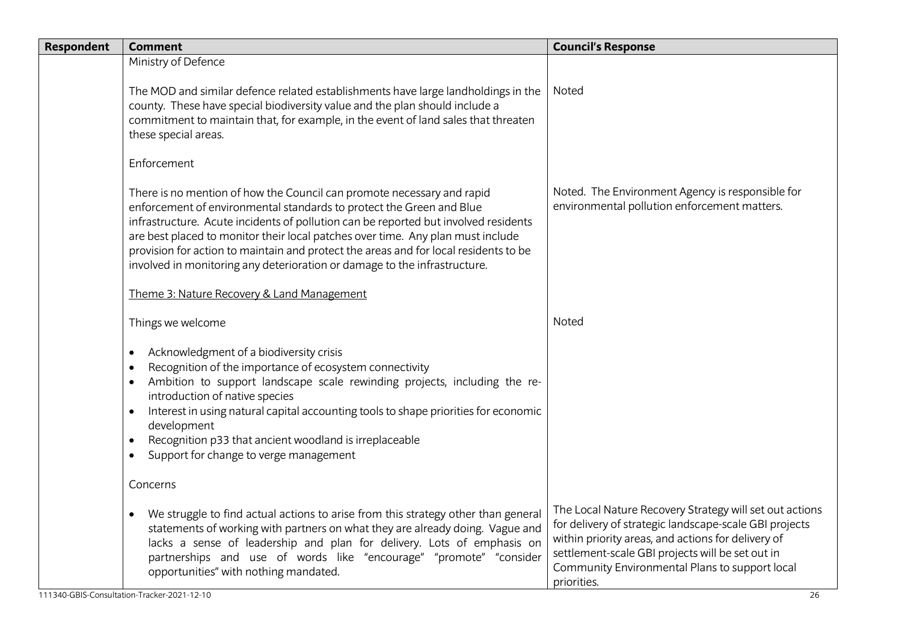| Respondent | Comment | Council's Response |
|---|---|---|
| | Ministry of Defence | |
| | The MOD and similar defence related establishments have large landholdings in the county. These have special biodiversity value and the plan should include a commitment to maintain that, for example, in the event of land sales that threaten these special areas. | Noted |
| | Enforcement | |
| | There is no mention of how the Council can promote necessary and rapid enforcement of environmental standards to protect the Green and Blue infrastructure. Acute incidents of pollution can be reported but involved residents are best placed to monitor their local patches over time. Any plan must include provision for action to maintain and protect the areas and for local residents to be involved in monitoring any deterioration or damage to the infrastructure. | Noted. The Environment Agency is responsible for environmental pollution enforcement matters. |
| | Theme 3: Nature Recovery & Land Management | |
| | Things we welcome<br><br>• Acknowledgment of a biodiversity crisis<br>• Recognition of the importance of ecosystem connectivity<br>• Ambition to support landscape scale rewinding projects, including the re-introduction of native species<br>• Interest in using natural capital accounting tools to shape priorities for economic development<br>• Recognition p33 that ancient woodland is irreplaceable<br>• Support for change to verge management | Noted |
| | Concerns | |
| | • We struggle to find actual actions to arise from this strategy other than general statements of working with partners on what they are already doing. Vague and lacks a sense of leadership and plan for delivery. Lots of emphasis on partnerships and use of words like "encourage" "promote" "consider opportunities" with nothing mandated. | The Local Nature Recovery Strategy will set out actions for delivery of strategic landscape-scale GBI projects within priority areas, and actions for delivery of settlement-scale GBI projects will be set out in Community Environmental Plans to support local priorities. |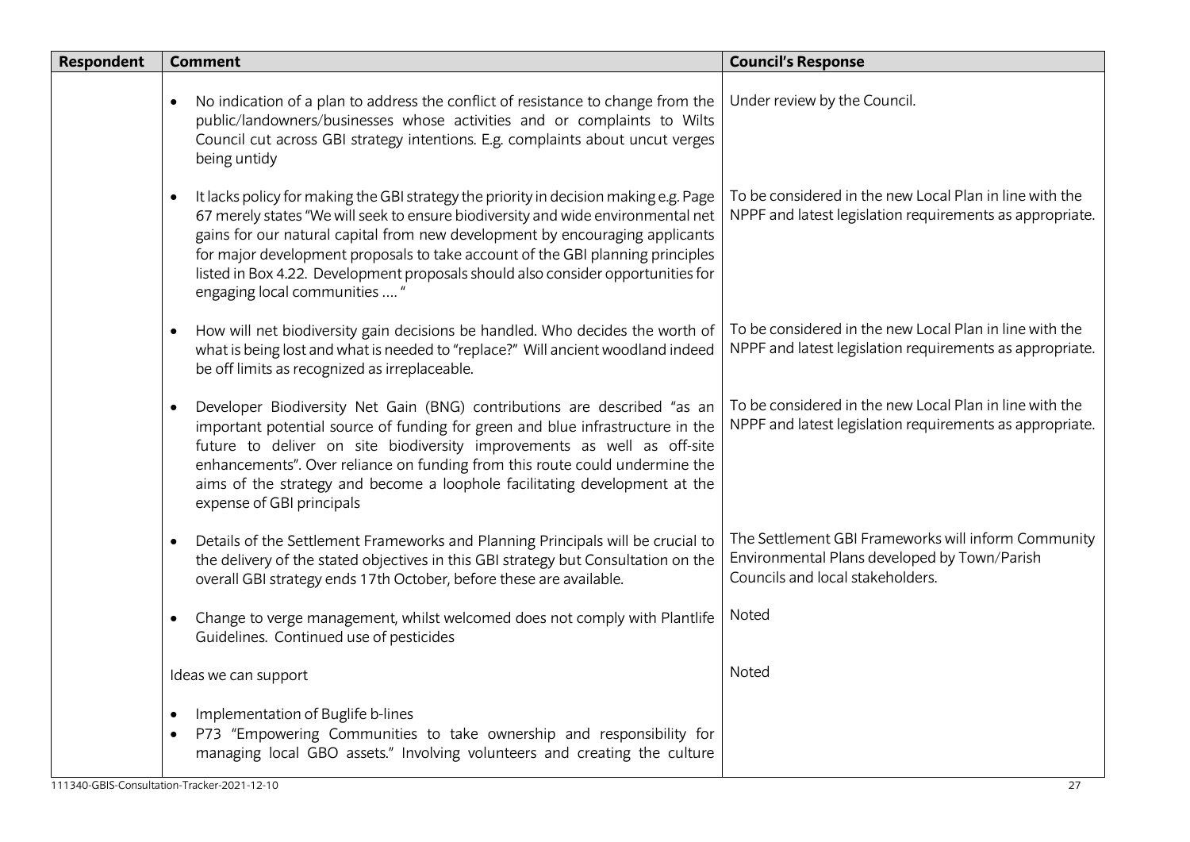| Respondent | Comment | Council's Response |
|---|---|---|
| | • No indication of a plan to address the conflict of resistance to change from the public/landowners/businesses whose activities and or complaints to Wilts Council cut across GBI strategy intentions. E.g. complaints about uncut verges being untidy | Under review by the Council. |
| | • It lacks policy for making the GBI strategy the priority in decision making e.g. Page 67 merely states "We will seek to ensure biodiversity and wide environmental net gains for our natural capital from new development by encouraging applicants for major development proposals to take account of the GBI planning principles listed in Box 4.22. Development proposals should also consider opportunities for engaging local communities …. " | To be considered in the new Local Plan in line with the NPPF and latest legislation requirements as appropriate. |
| | • How will net biodiversity gain decisions be handled. Who decides the worth of what is being lost and what is needed to "replace?" Will ancient woodland indeed be off limits as recognized as irreplaceable. | To be considered in the new Local Plan in line with the NPPF and latest legislation requirements as appropriate. |
| | • Developer Biodiversity Net Gain (BNG) contributions are described "as an important potential source of funding for green and blue infrastructure in the future to deliver on site biodiversity improvements as well as off-site enhancements". Over reliance on funding from this route could undermine the aims of the strategy and become a loophole facilitating development at the expense of GBI principals | To be considered in the new Local Plan in line with the NPPF and latest legislation requirements as appropriate. |
| | • Details of the Settlement Frameworks and Planning Principals will be crucial to the delivery of the stated objectives in this GBI strategy but Consultation on the overall GBI strategy ends 17th October, before these are available. | The Settlement GBI Frameworks will inform Community Environmental Plans developed by Town/Parish Councils and local stakeholders. |
| | • Change to verge management, whilst welcomed does not comply with Plantlife Guidelines. Continued use of pesticides | Noted |
| | Ideas we can support<br><br>• Implementation of Buglife b-lines<br>• P73 "Empowering Communities to take ownership and responsibility for managing local GBO assets." Involving volunteers and creating the culture | Noted |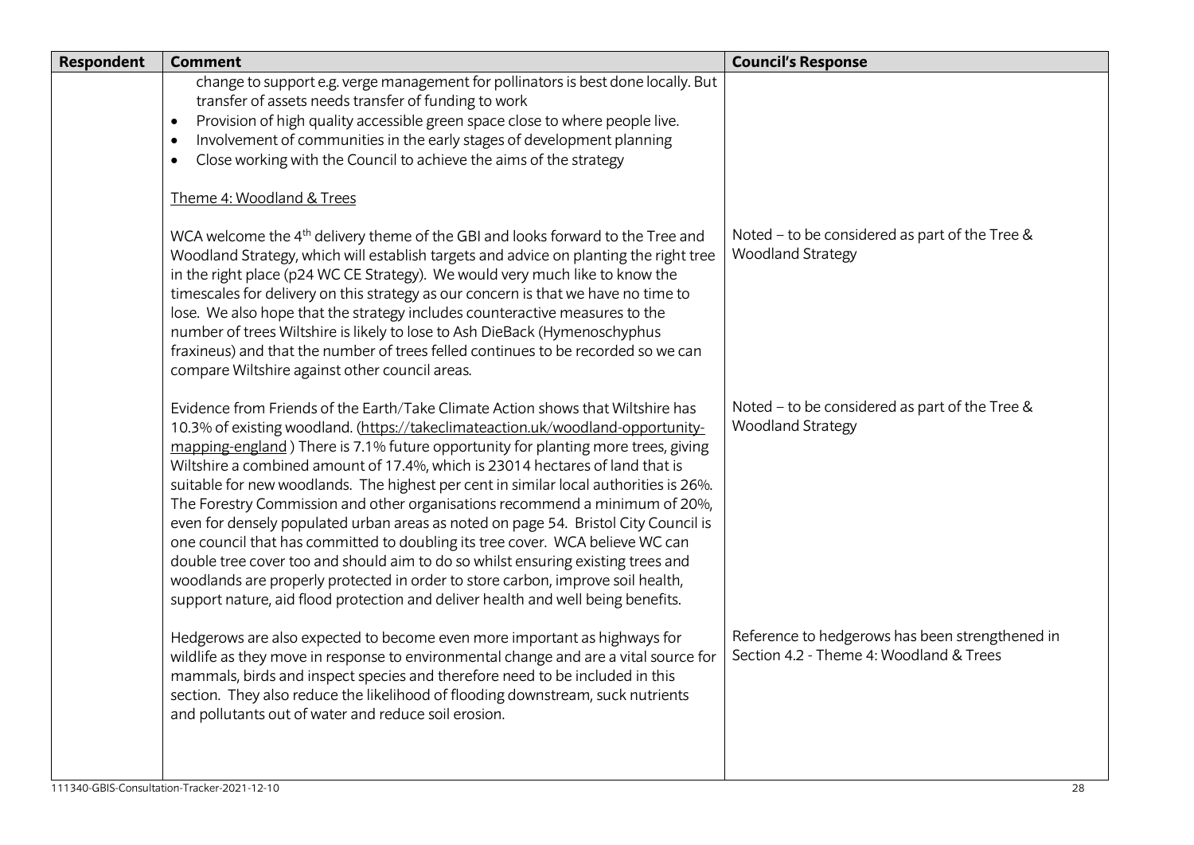| Respondent | Comment | Council's Response |
|---|---|---|
| | change to support e.g. verge management for pollinators is best done locally. But transfer of assets needs transfer of funding to work<br>• Provision of high quality accessible green space close to where people live.<br>• Involvement of communities in the early stages of development planning<br>• Close working with the Council to achieve the aims of the strategy | |
| | Theme 4: Woodland & Trees<br><br>WCA welcome the 4th delivery theme of the GBI and looks forward to the Tree and Woodland Strategy, which will establish targets and advice on planting the right tree in the right place (p24 WC CE Strategy). We would very much like to know the timescales for delivery on this strategy as our concern is that we have no time to lose. We also hope that the strategy includes counteractive measures to the number of trees Wiltshire is likely to lose to Ash DieBack (Hymenoschyphus fraxineus) and that the number of trees felled continues to be recorded so we can compare Wiltshire against other council areas. | Noted – to be considered as part of the Tree & Woodland Strategy |
| | Evidence from Friends of the Earth/Take Climate Action shows that Wiltshire has 10.3% of existing woodland. (https://takeclimateaction.uk/woodland-opportunity-mapping-england ) There is 7.1% future opportunity for planting more trees, giving Wiltshire a combined amount of 17.4%, which is 23014 hectares of land that is suitable for new woodlands. The highest per cent in similar local authorities is 26%. The Forestry Commission and other organisations recommend a minimum of 20%, even for densely populated urban areas as noted on page 54. Bristol City Council is one council that has committed to doubling its tree cover. WCA believe WC can double tree cover too and should aim to do so whilst ensuring existing trees and woodlands are properly protected in order to store carbon, improve soil health, support nature, aid flood protection and deliver health and well being benefits. | Noted – to be considered as part of the Tree & Woodland Strategy |
| | Hedgerows are also expected to become even more important as highways for wildlife as they move in response to environmental change and are a vital source for mammals, birds and inspect species and therefore need to be included in this section. They also reduce the likelihood of flooding downstream, suck nutrients and pollutants out of water and reduce soil erosion. | Reference to hedgerows has been strengthened in Section 4.2 - Theme 4: Woodland & Trees |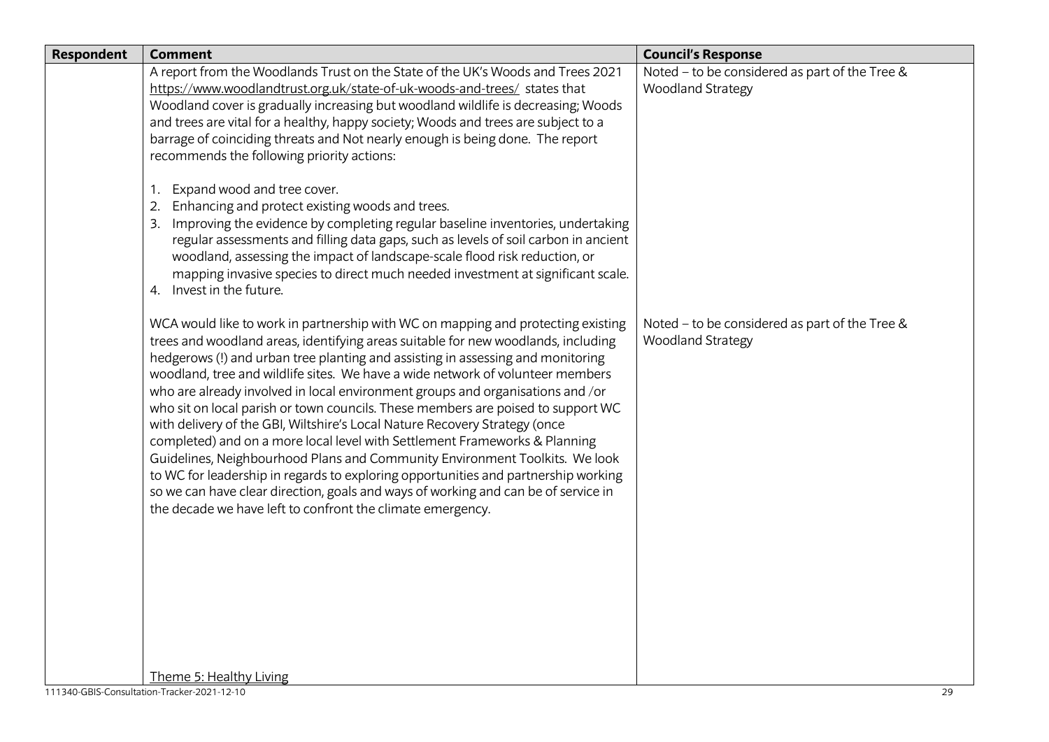| Respondent | Comment | Council's Response |
|---|---|---|
| | A report from the Woodlands Trust on the State of the UK's Woods and Trees 2021 https://www.woodlandtrust.org.uk/state-of-uk-woods-and-trees/ states that Woodland cover is gradually increasing but woodland wildlife is decreasing; Woods and trees are vital for a healthy, happy society; Woods and trees are subject to a barrage of coinciding threats and Not nearly enough is being done. The report recommends the following priority actions:<br><br>1. Expand wood and tree cover.<br>2. Enhancing and protect existing woods and trees.<br>3. Improving the evidence by completing regular baseline inventories, undertaking regular assessments and filling data gaps, such as levels of soil carbon in ancient woodland, assessing the impact of landscape-scale flood risk reduction, or mapping invasive species to direct much needed investment at significant scale.<br>4. Invest in the future. | Noted – to be considered as part of the Tree & Woodland Strategy |
| | WCA would like to work in partnership with WC on mapping and protecting existing trees and woodland areas, identifying areas suitable for new woodlands, including hedgerows (!) and urban tree planting and assisting in assessing and monitoring woodland, tree and wildlife sites. We have a wide network of volunteer members who are already involved in local environment groups and organisations and /or who sit on local parish or town councils. These members are poised to support WC with delivery of the GBI, Wiltshire's Local Nature Recovery Strategy (once completed) and on a more local level with Settlement Frameworks & Planning Guidelines, Neighbourhood Plans and Community Environment Toolkits. We look to WC for leadership in regards to exploring opportunities and partnership working so we can have clear direction, goals and ways of working and can be of service in the decade we have left to confront the climate emergency.<br><br>Theme 5: Healthy Living | Noted – to be considered as part of the Tree & Woodland Strategy |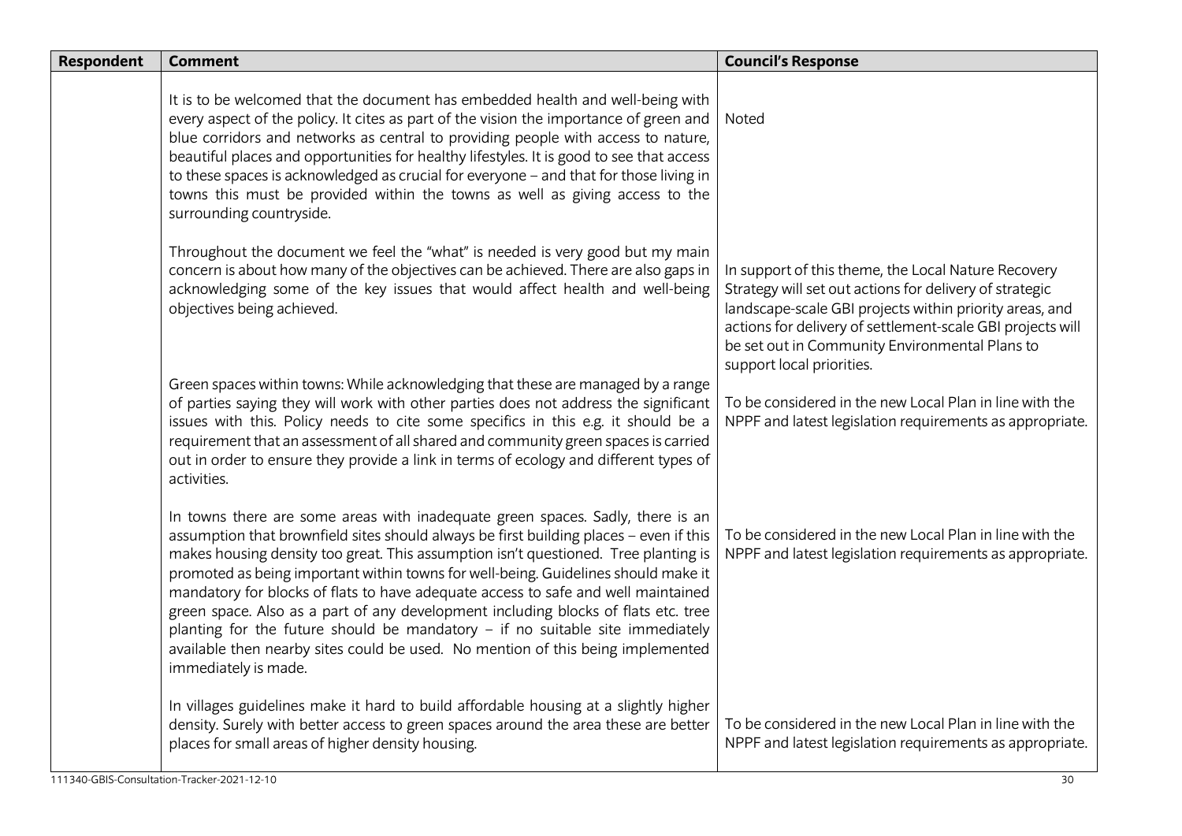| Respondent | Comment | Council's Response |
|---|---|---|
| | It is to be welcomed that the document has embedded health and well-being with every aspect of the policy. It cites as part of the vision the importance of green and blue corridors and networks as central to providing people with access to nature, beautiful places and opportunities for healthy lifestyles. It is good to see that access to these spaces is acknowledged as crucial for everyone – and that for those living in towns this must be provided within the towns as well as giving access to the surrounding countryside. | Noted |
| | Throughout the document we feel the "what" is needed is very good but my main concern is about how many of the objectives can be achieved. There are also gaps in acknowledging some of the key issues that would affect health and well-being objectives being achieved. | In support of this theme, the Local Nature Recovery Strategy will set out actions for delivery of strategic landscape-scale GBI projects within priority areas, and actions for delivery of settlement-scale GBI projects will be set out in Community Environmental Plans to support local priorities. |
| | Green spaces within towns: While acknowledging that these are managed by a range of parties saying they will work with other parties does not address the significant issues with this. Policy needs to cite some specifics in this e.g. it should be a requirement that an assessment of all shared and community green spaces is carried out in order to ensure they provide a link in terms of ecology and different types of activities. | To be considered in the new Local Plan in line with the NPPF and latest legislation requirements as appropriate. |
| | In towns there are some areas with inadequate green spaces. Sadly, there is an assumption that brownfield sites should always be first building places – even if this makes housing density too great. This assumption isn't questioned. Tree planting is promoted as being important within towns for well-being. Guidelines should make it mandatory for blocks of flats to have adequate access to safe and well maintained green space. Also as a part of any development including blocks of flats etc. tree planting for the future should be mandatory – if no suitable site immediately available then nearby sites could be used. No mention of this being implemented immediately is made. | To be considered in the new Local Plan in line with the NPPF and latest legislation requirements as appropriate. |
| | In villages guidelines make it hard to build affordable housing at a slightly higher density. Surely with better access to green spaces around the area these are better places for small areas of higher density housing. | To be considered in the new Local Plan in line with the NPPF and latest legislation requirements as appropriate. |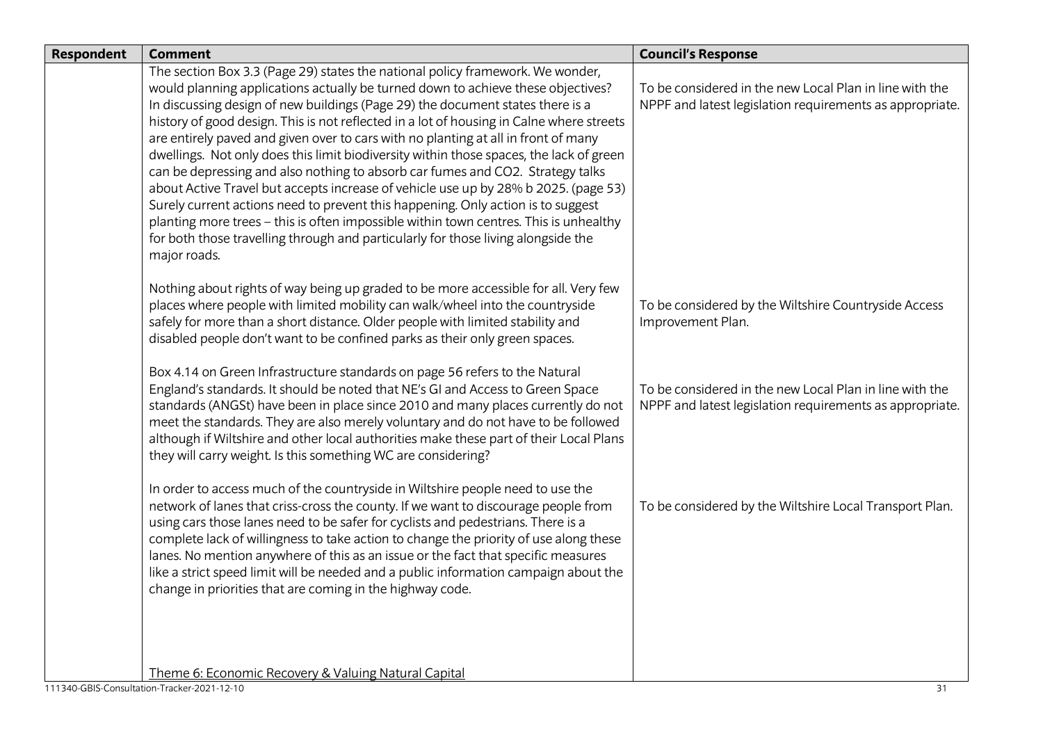| Respondent | Comment | Council's Response |
|---|---|---|
| | The section Box 3.3 (Page 29) states the national policy framework. We wonder, would planning applications actually be turned down to achieve these objectives? In discussing design of new buildings (Page 29) the document states there is a history of good design. This is not reflected in a lot of housing in Calne where streets are entirely paved and given over to cars with no planting at all in front of many dwellings. Not only does this limit biodiversity within those spaces, the lack of green can be depressing and also nothing to absorb car fumes and CO2. Strategy talks about Active Travel but accepts increase of vehicle use up by 28% b 2025. (page 53) Surely current actions need to prevent this happening. Only action is to suggest planting more trees – this is often impossible within town centres. This is unhealthy for both those travelling through and particularly for those living alongside the major roads. | To be considered in the new Local Plan in line with the NPPF and latest legislation requirements as appropriate. |
| | Nothing about rights of way being up graded to be more accessible for all. Very few places where people with limited mobility can walk/wheel into the countryside safely for more than a short distance. Older people with limited stability and disabled people don't want to be confined parks as their only green spaces. | To be considered by the Wiltshire Countryside Access Improvement Plan. |
| | Box 4.14 on Green Infrastructure standards on page 56 refers to the Natural England's standards. It should be noted that NE's GI and Access to Green Space standards (ANGSt) have been in place since 2010 and many places currently do not meet the standards. They are also merely voluntary and do not have to be followed although if Wiltshire and other local authorities make these part of their Local Plans they will carry weight. Is this something WC are considering? | To be considered in the new Local Plan in line with the NPPF and latest legislation requirements as appropriate. |
| | In order to access much of the countryside in Wiltshire people need to use the network of lanes that criss-cross the county. If we want to discourage people from using cars those lanes need to be safer for cyclists and pedestrians. There is a complete lack of willingness to take action to change the priority of use along these lanes. No mention anywhere of this as an issue or the fact that specific measures like a strict speed limit will be needed and a public information campaign about the change in priorities that are coming in the highway code. | To be considered by the Wiltshire Local Transport Plan. |
| | Theme 6: Economic Recovery & Valuing Natural Capital | |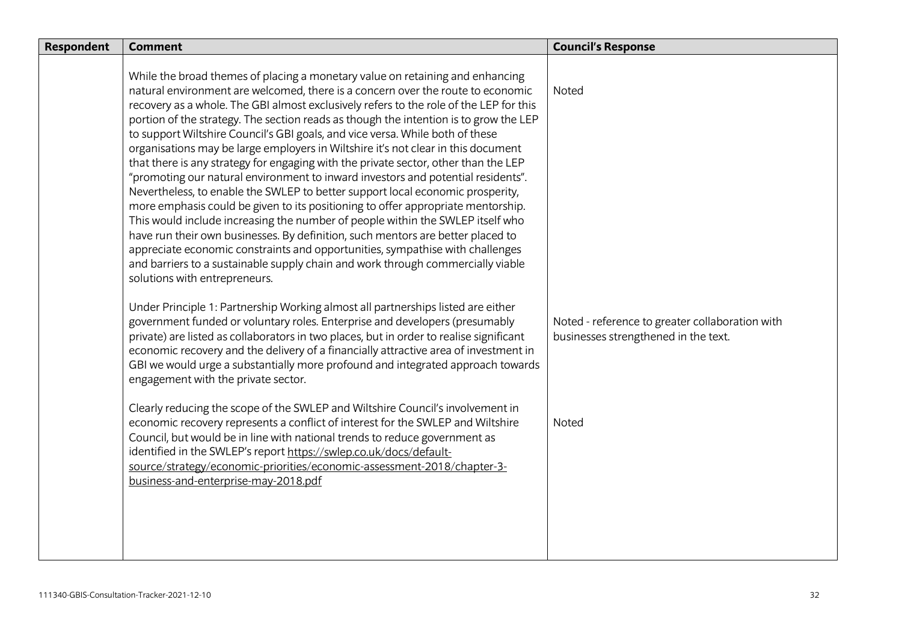| Respondent | Comment | Council's Response |
|---|---|---|
| | While the broad themes of placing a monetary value on retaining and enhancing natural environment are welcomed, there is a concern over the route to economic recovery as a whole. The GBI almost exclusively refers to the role of the LEP for this portion of the strategy. The section reads as though the intention is to grow the LEP to support Wiltshire Council's GBI goals, and vice versa. While both of these organisations may be large employers in Wiltshire it's not clear in this document that there is any strategy for engaging with the private sector, other than the LEP "promoting our natural environment to inward investors and potential residents". Nevertheless, to enable the SWLEP to better support local economic prosperity, more emphasis could be given to its positioning to offer appropriate mentorship. This would include increasing the number of people within the SWLEP itself who have run their own businesses. By definition, such mentors are better placed to appreciate economic constraints and opportunities, sympathise with challenges and barriers to a sustainable supply chain and work through commercially viable solutions with entrepreneurs. | Noted |
| | Under Principle 1: Partnership Working almost all partnerships listed are either government funded or voluntary roles. Enterprise and developers (presumably private) are listed as collaborators in two places, but in order to realise significant economic recovery and the delivery of a financially attractive area of investment in GBI we would urge a substantially more profound and integrated approach towards engagement with the private sector. | Noted - reference to greater collaboration with businesses strengthened in the text. |
| | Clearly reducing the scope of the SWLEP and Wiltshire Council's involvement in economic recovery represents a conflict of interest for the SWLEP and Wiltshire Council, but would be in line with national trends to reduce government as identified in the SWLEP's report https://swlep.co.uk/docs/default-source/strategy/economic-priorities/economic-assessment-2018/chapter-3-business-and-enterprise-may-2018.pdf | Noted |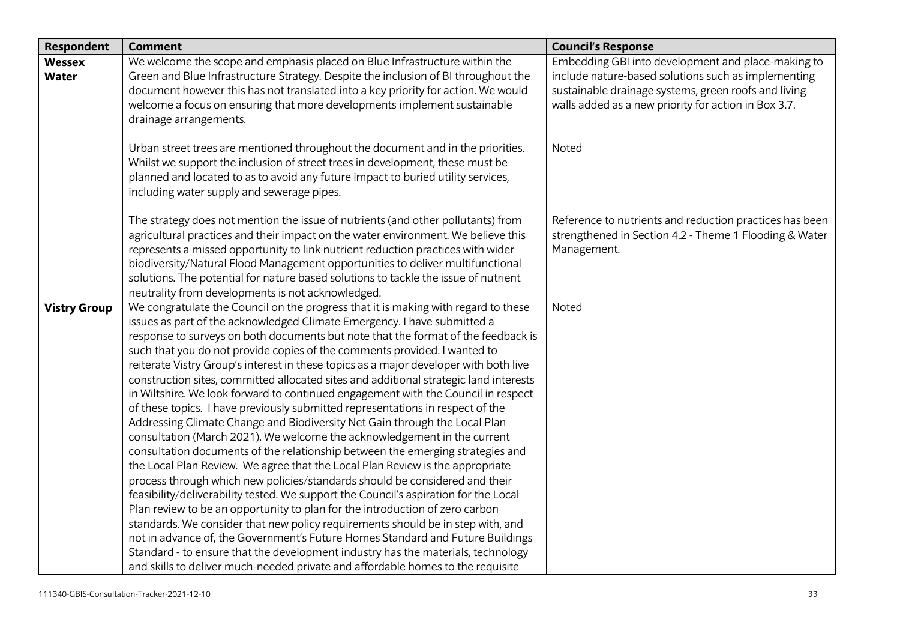| Respondent | Comment | Council's Response |
|---|---|---|
| **Wessex Water** | We welcome the scope and emphasis placed on Blue Infrastructure within the Green and Blue Infrastructure Strategy. Despite the inclusion of BI throughout the document however this has not translated into a key priority for action. We would welcome a focus on ensuring that more developments implement sustainable drainage arrangements. | Embedding GBI into development and place-making to include nature-based solutions such as implementing sustainable drainage systems, green roofs and living walls added as a new priority for action in Box 3.7. |
| | Urban street trees are mentioned throughout the document and in the priorities. Whilst we support the inclusion of street trees in development, these must be planned and located to as to avoid any future impact to buried utility services, including water supply and sewerage pipes. | Noted |
| | The strategy does not mention the issue of nutrients (and other pollutants) from agricultural practices and their impact on the water environment. We believe this represents a missed opportunity to link nutrient reduction practices with wider biodiversity/Natural Flood Management opportunities to deliver multifunctional solutions. The potential for nature based solutions to tackle the issue of nutrient neutrality from developments is not acknowledged. | Reference to nutrients and reduction practices has been strengthened in Section 4.2 - Theme 1 Flooding & Water Management. |
| **Vistry Group** | We congratulate the Council on the progress that it is making with regard to these issues as part of the acknowledged Climate Emergency. I have submitted a response to surveys on both documents but note that the format of the feedback is such that you do not provide copies of the comments provided. I wanted to reiterate Vistry Group's interest in these topics as a major developer with both live construction sites, committed allocated sites and additional strategic land interests in Wiltshire. We look forward to continued engagement with the Council in respect of these topics. I have previously submitted representations in respect of the Addressing Climate Change and Biodiversity Net Gain through the Local Plan consultation (March 2021). We welcome the acknowledgement in the current consultation documents of the relationship between the emerging strategies and the Local Plan Review. We agree that the Local Plan Review is the appropriate process through which new policies/standards should be considered and their feasibility/deliverability tested. We support the Council's aspiration for the Local Plan review to be an opportunity to plan for the introduction of zero carbon standards. We consider that new policy requirements should be in step with, and not in advance of, the Government's Future Homes Standard and Future Buildings Standard - to ensure that the development industry has the materials, technology and skills to deliver much-needed private and affordable homes to the requisite | Noted |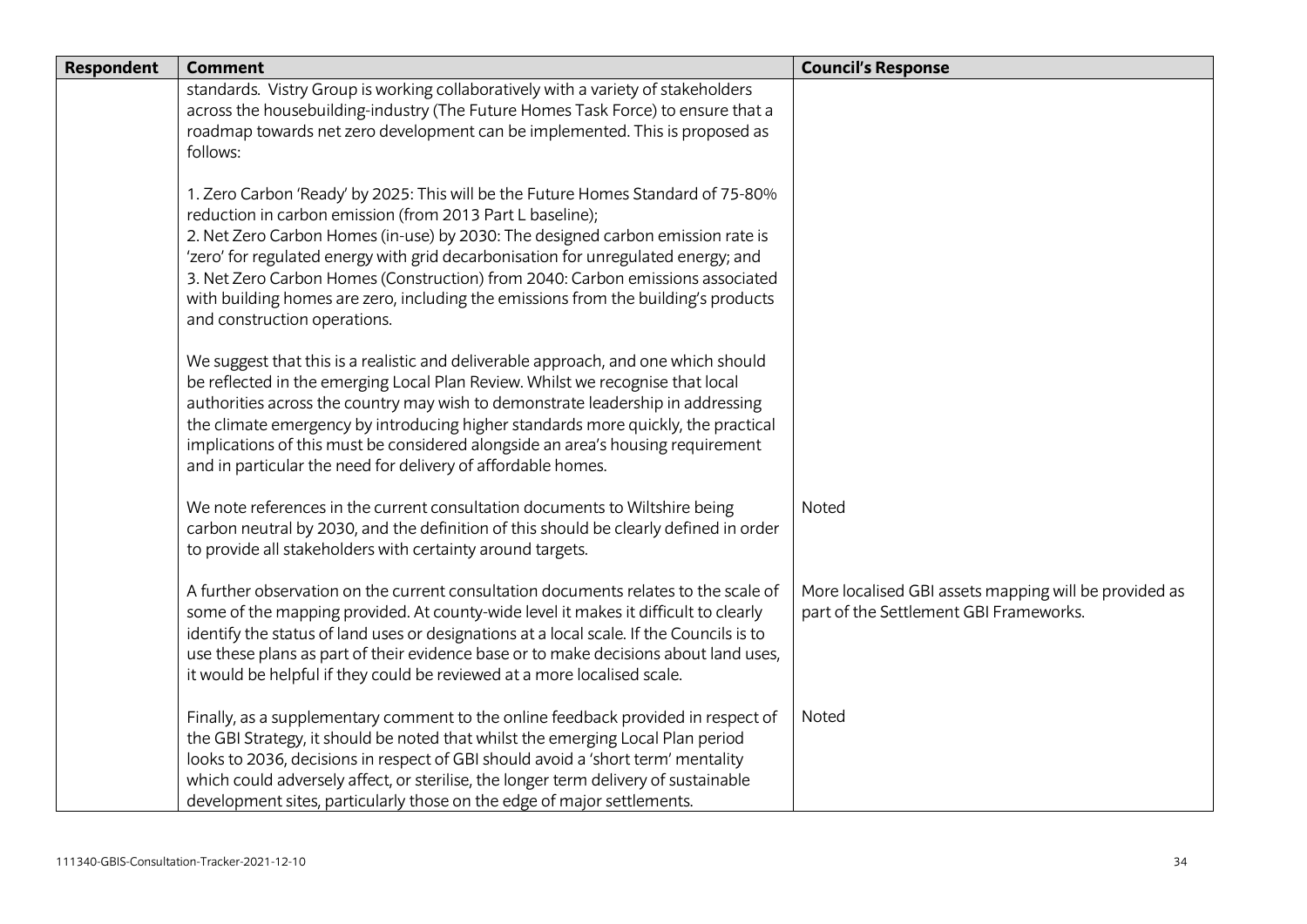| Respondent | Comment | Council's Response |
| --- | --- | --- |
| | standards. Vistry Group is working collaboratively with a variety of stakeholders across the housebuilding-industry (The Future Homes Task Force) to ensure that a roadmap towards net zero development can be implemented. This is proposed as follows:<br><br>1. Zero Carbon 'Ready' by 2025: This will be the Future Homes Standard of 75-80% reduction in carbon emission (from 2013 Part L baseline);<br>2. Net Zero Carbon Homes (in-use) by 2030: The designed carbon emission rate is 'zero' for regulated energy with grid decarbonisation for unregulated energy; and<br>3. Net Zero Carbon Homes (Construction) from 2040: Carbon emissions associated with building homes are zero, including the emissions from the building's products and construction operations.<br><br>We suggest that this is a realistic and deliverable approach, and one which should be reflected in the emerging Local Plan Review. Whilst we recognise that local authorities across the country may wish to demonstrate leadership in addressing the climate emergency by introducing higher standards more quickly, the practical implications of this must be considered alongside an area's housing requirement and in particular the need for delivery of affordable homes. | |
| | We note references in the current consultation documents to Wiltshire being carbon neutral by 2030, and the definition of this should be clearly defined in order to provide all stakeholders with certainty around targets. | Noted |
| | A further observation on the current consultation documents relates to the scale of some of the mapping provided. At county-wide level it makes it difficult to clearly identify the status of land uses or designations at a local scale. If the Councils is to use these plans as part of their evidence base or to make decisions about land uses, it would be helpful if they could be reviewed at a more localised scale. | More localised GBI assets mapping will be provided as part of the Settlement GBI Frameworks. |
| | Finally, as a supplementary comment to the online feedback provided in respect of the GBI Strategy, it should be noted that whilst the emerging Local Plan period looks to 2036, decisions in respect of GBI should avoid a 'short term' mentality which could adversely affect, or sterilise, the longer term delivery of sustainable development sites, particularly those on the edge of major settlements. | Noted |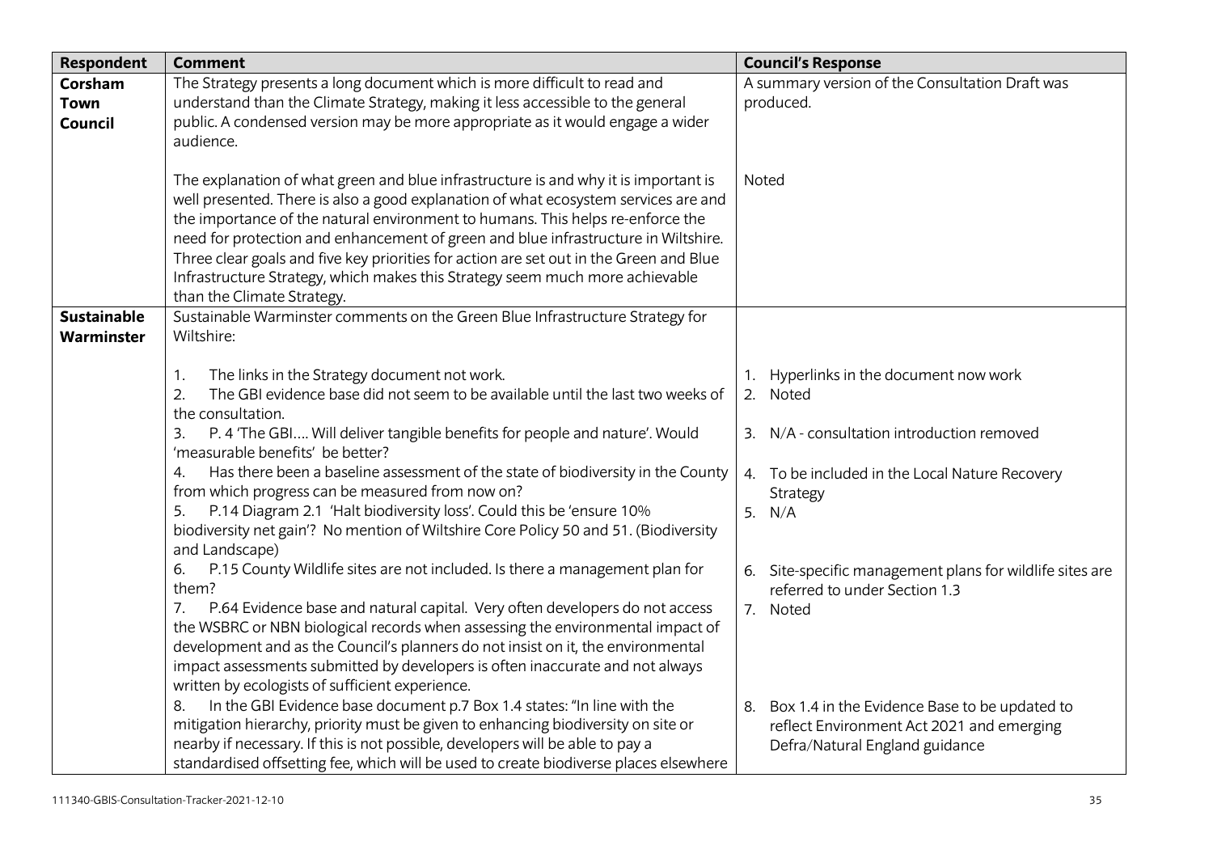| Respondent | Comment | Council's Response |
|---|---|---|
| **Corsham Town Council** | The Strategy presents a long document which is more difficult to read and understand than the Climate Strategy, making it less accessible to the general public. A condensed version may be more appropriate as it would engage a wider audience. | A summary version of the Consultation Draft was produced. |
| | The explanation of what green and blue infrastructure is and why it is important is well presented. There is also a good explanation of what ecosystem services are and the importance of the natural environment to humans. This helps re-enforce the need for protection and enhancement of green and blue infrastructure in Wiltshire. Three clear goals and five key priorities for action are set out in the Green and Blue Infrastructure Strategy, which makes this Strategy seem much more achievable than the Climate Strategy. | Noted |
| **Sustainable Warminster** | Sustainable Warminster comments on the Green Blue Infrastructure Strategy for Wiltshire: | |
| | 1. The links in the Strategy document not work. | 1. Hyperlinks in the document now work |
| | 2. The GBI evidence base did not seem to be available until the last two weeks of the consultation. | 2. Noted |
| | 3. P. 4 'The GBI.... Will deliver tangible benefits for people and nature'. Would 'measurable benefits' be better? | 3. N/A - consultation introduction removed |
| | 4. Has there been a baseline assessment of the state of biodiversity in the County from which progress can be measured from now on? | 4. To be included in the Local Nature Recovery Strategy |
| | 5. P.14 Diagram 2.1 'Halt biodiversity loss'. Could this be 'ensure 10% biodiversity net gain'? No mention of Wiltshire Core Policy 50 and 51. (Biodiversity and Landscape) | 5. N/A |
| | 6. P.15 County Wildlife sites are not included. Is there a management plan for them? | 6. Site-specific management plans for wildlife sites are referred to under Section 1.3 |
| | 7. P.64 Evidence base and natural capital. Very often developers do not access the WSBRC or NBN biological records when assessing the environmental impact of development and as the Council's planners do not insist on it, the environmental impact assessments submitted by developers is often inaccurate and not always written by ecologists of sufficient experience. | 7. Noted |
| | 8. In the GBI Evidence base document p.7 Box 1.4 states: "In line with the mitigation hierarchy, priority must be given to enhancing biodiversity on site or nearby if necessary. If this is not possible, developers will be able to pay a standardised offsetting fee, which will be used to create biodiverse places elsewhere | 8. Box 1.4 in the Evidence Base to be updated to reflect Environment Act 2021 and emerging Defra/Natural England guidance |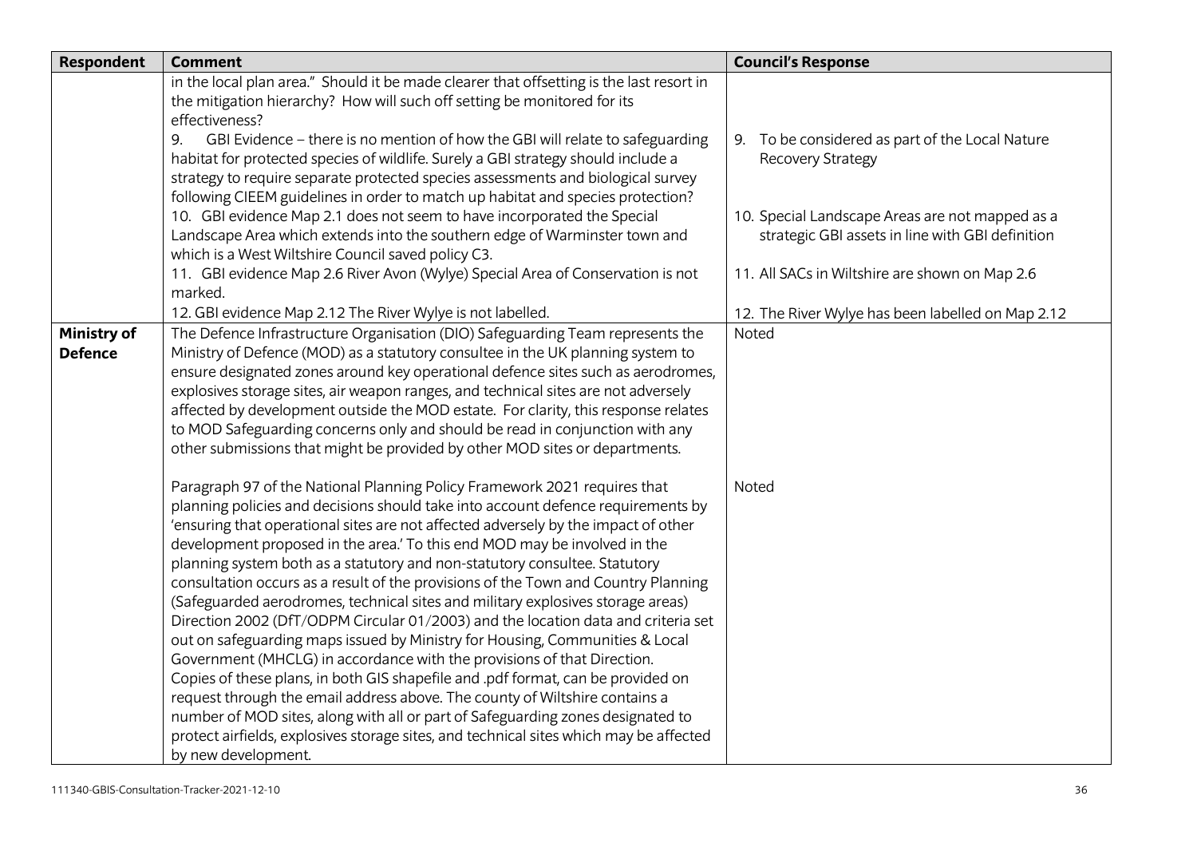| Respondent | Comment | Council's Response |
|---|---|---|
| | in the local plan area." Should it be made clearer that offsetting is the last resort in the mitigation hierarchy? How will such off setting be monitored for its effectiveness?<br>9. GBI Evidence – there is no mention of how the GBI will relate to safeguarding habitat for protected species of wildlife. Surely a GBI strategy should include a strategy to require separate protected species assessments and biological survey following CIEEM guidelines in order to match up habitat and species protection?<br>10. GBI evidence Map 2.1 does not seem to have incorporated the Special Landscape Area which extends into the southern edge of Warminster town and which is a West Wiltshire Council saved policy C3.<br>11. GBI evidence Map 2.6 River Avon (Wylye) Special Area of Conservation is not marked.<br>12. GBI evidence Map 2.12 The River Wylye is not labelled. | 9. To be considered as part of the Local Nature Recovery Strategy<br>10. Special Landscape Areas are not mapped as a strategic GBI assets in line with GBI definition<br>11. All SACs in Wiltshire are shown on Map 2.6<br>12. The River Wylye has been labelled on Map 2.12 |
| **Ministry of Defence** | The Defence Infrastructure Organisation (DIO) Safeguarding Team represents the Ministry of Defence (MOD) as a statutory consultee in the UK planning system to ensure designated zones around key operational defence sites such as aerodromes, explosives storage sites, air weapon ranges, and technical sites are not adversely affected by development outside the MOD estate. For clarity, this response relates to MOD Safeguarding concerns only and should be read in conjunction with any other submissions that might be provided by other MOD sites or departments. | Noted |
| | Paragraph 97 of the National Planning Policy Framework 2021 requires that planning policies and decisions should take into account defence requirements by 'ensuring that operational sites are not affected adversely by the impact of other development proposed in the area.' To this end MOD may be involved in the planning system both as a statutory and non-statutory consultee. Statutory consultation occurs as a result of the provisions of the Town and Country Planning (Safeguarded aerodromes, technical sites and military explosives storage areas) Direction 2002 (DfT/ODPM Circular 01/2003) and the location data and criteria set out on safeguarding maps issued by Ministry for Housing, Communities & Local Government (MHCLG) in accordance with the provisions of that Direction. Copies of these plans, in both GIS shapefile and .pdf format, can be provided on request through the email address above. The county of Wiltshire contains a number of MOD sites, along with all or part of Safeguarding zones designated to protect airfields, explosives storage sites, and technical sites which may be affected by new development. | Noted |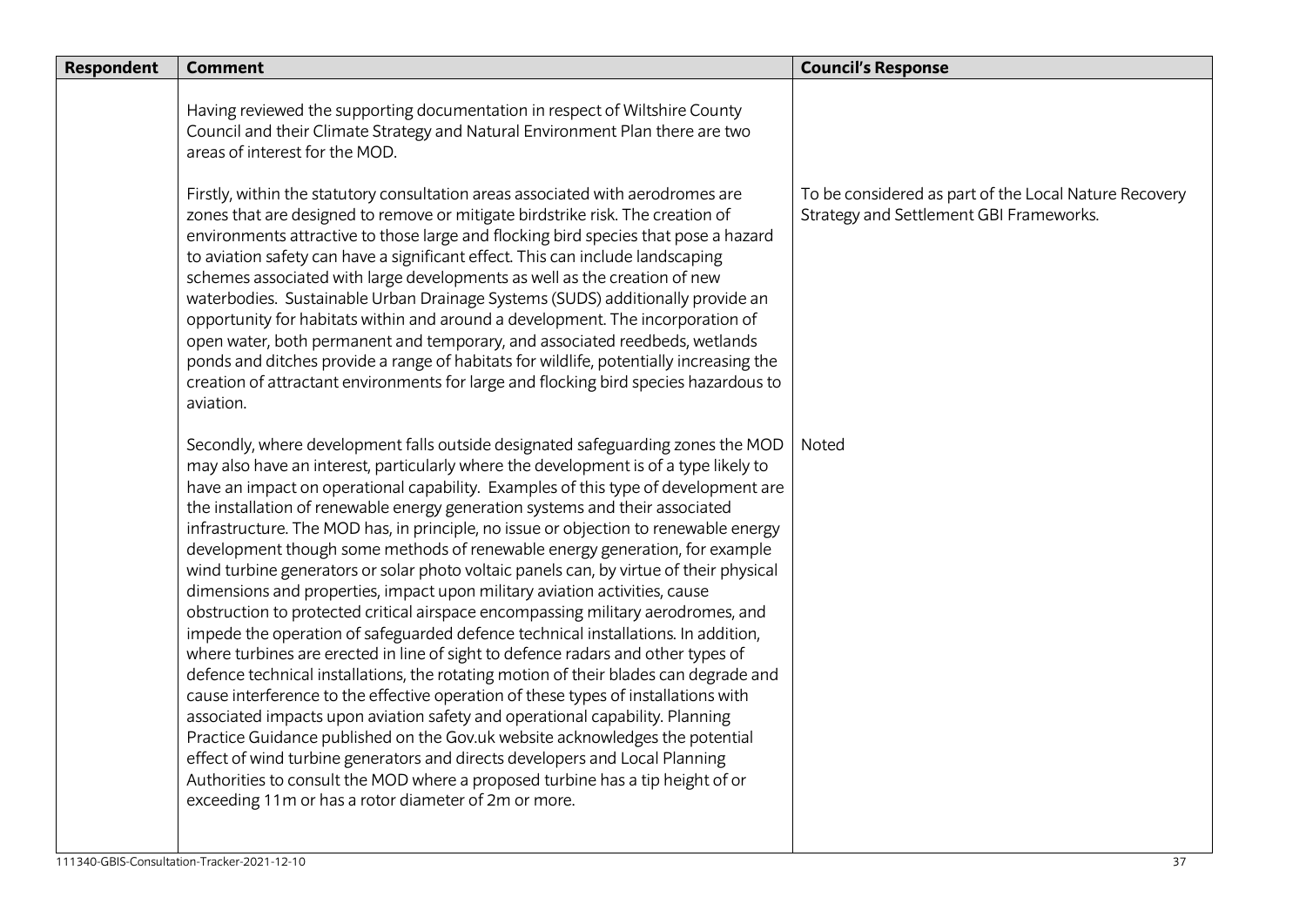| Respondent | Comment | Council's Response |
|---|---|---|
| | Having reviewed the supporting documentation in respect of Wiltshire County Council and their Climate Strategy and Natural Environment Plan there are two areas of interest for the MOD. | |
| | Firstly, within the statutory consultation areas associated with aerodromes are zones that are designed to remove or mitigate birdstrike risk. The creation of environments attractive to those large and flocking bird species that pose a hazard to aviation safety can have a significant effect. This can include landscaping schemes associated with large developments as well as the creation of new waterbodies. Sustainable Urban Drainage Systems (SUDS) additionally provide an opportunity for habitats within and around a development. The incorporation of open water, both permanent and temporary, and associated reedbeds, wetlands ponds and ditches provide a range of habitats for wildlife, potentially increasing the creation of attractant environments for large and flocking bird species hazardous to aviation. | To be considered as part of the Local Nature Recovery Strategy and Settlement GBI Frameworks. |
| | Secondly, where development falls outside designated safeguarding zones the MOD may also have an interest, particularly where the development is of a type likely to have an impact on operational capability. Examples of this type of development are the installation of renewable energy generation systems and their associated infrastructure. The MOD has, in principle, no issue or objection to renewable energy development though some methods of renewable energy generation, for example wind turbine generators or solar photo voltaic panels can, by virtue of their physical dimensions and properties, impact upon military aviation activities, cause obstruction to protected critical airspace encompassing military aerodromes, and impede the operation of safeguarded defence technical installations. In addition, where turbines are erected in line of sight to defence radars and other types of defence technical installations, the rotating motion of their blades can degrade and cause interference to the effective operation of these types of installations with associated impacts upon aviation safety and operational capability. Planning Practice Guidance published on the Gov.uk website acknowledges the potential effect of wind turbine generators and directs developers and Local Planning Authorities to consult the MOD where a proposed turbine has a tip height of or exceeding 11m or has a rotor diameter of 2m or more. | Noted |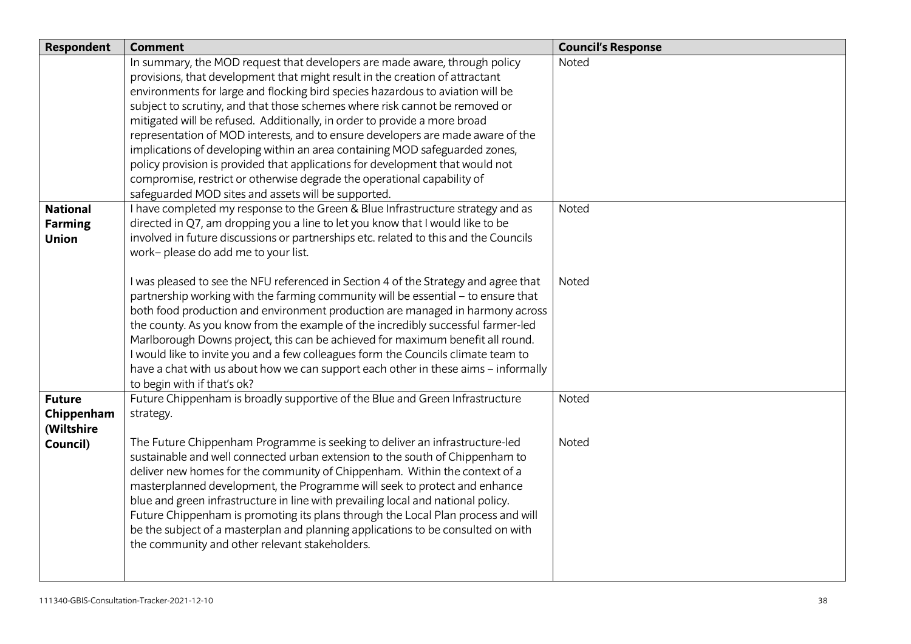| Respondent | Comment | Council's Response |
|---|---|---|
| | In summary, the MOD request that developers are made aware, through policy provisions, that development that might result in the creation of attractant environments for large and flocking bird species hazardous to aviation will be subject to scrutiny, and that those schemes where risk cannot be removed or mitigated will be refused. Additionally, in order to provide a more broad representation of MOD interests, and to ensure developers are made aware of the implications of developing within an area containing MOD safeguarded zones, policy provision is provided that applications for development that would not compromise, restrict or otherwise degrade the operational capability of safeguarded MOD sites and assets will be supported. | Noted |
| **National Farming Union** | I have completed my response to the Green & Blue Infrastructure strategy and as directed in Q7, am dropping you a line to let you know that I would like to be involved in future discussions or partnerships etc. related to this and the Councils work– please do add me to your list. | Noted |
| | I was pleased to see the NFU referenced in Section 4 of the Strategy and agree that partnership working with the farming community will be essential – to ensure that both food production and environment production are managed in harmony across the county. As you know from the example of the incredibly successful farmer-led Marlborough Downs project, this can be achieved for maximum benefit all round. I would like to invite you and a few colleagues form the Councils climate team to have a chat with us about how we can support each other in these aims – informally to begin with if that's ok? | Noted |
| **Future Chippenham (Wiltshire Council)** | Future Chippenham is broadly supportive of the Blue and Green Infrastructure strategy. | Noted |
| | The Future Chippenham Programme is seeking to deliver an infrastructure-led sustainable and well connected urban extension to the south of Chippenham to deliver new homes for the community of Chippenham. Within the context of a masterplanned development, the Programme will seek to protect and enhance blue and green infrastructure in line with prevailing local and national policy. Future Chippenham is promoting its plans through the Local Plan process and will be the subject of a masterplan and planning applications to be consulted on with the community and other relevant stakeholders. | Noted |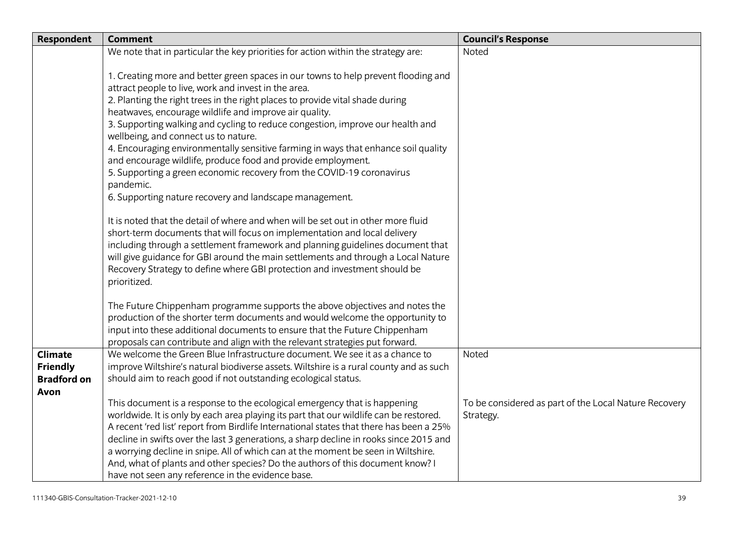| Respondent | Comment | Council's Response |
| --- | --- | --- |
| | We note that in particular the key priorities for action within the strategy are:<br><br>1. Creating more and better green spaces in our towns to help prevent flooding and attract people to live, work and invest in the area.<br>2. Planting the right trees in the right places to provide vital shade during heatwaves, encourage wildlife and improve air quality.<br>3. Supporting walking and cycling to reduce congestion, improve our health and wellbeing, and connect us to nature.<br>4. Encouraging environmentally sensitive farming in ways that enhance soil quality and encourage wildlife, produce food and provide employment.<br>5. Supporting a green economic recovery from the COVID-19 coronavirus pandemic.<br>6. Supporting nature recovery and landscape management.<br><br>It is noted that the detail of where and when will be set out in other more fluid short-term documents that will focus on implementation and local delivery including through a settlement framework and planning guidelines document that will give guidance for GBI around the main settlements and through a Local Nature Recovery Strategy to define where GBI protection and investment should be prioritized.<br><br>The Future Chippenham programme supports the above objectives and notes the production of the shorter term documents and would welcome the opportunity to input into these additional documents to ensure that the Future Chippenham proposals can contribute and align with the relevant strategies put forward. | Noted |
| **Climate Friendly Bradford on Avon** | We welcome the Green Blue Infrastructure document. We see it as a chance to improve Wiltshire's natural biodiverse assets. Wiltshire is a rural county and as such should aim to reach good if not outstanding ecological status. | Noted |
| | This document is a response to the ecological emergency that is happening worldwide. It is only by each area playing its part that our wildlife can be restored. A recent 'red list' report from Birdlife International states that there has been a 25% decline in swifts over the last 3 generations, a sharp decline in rooks since 2015 and a worrying decline in snipe. All of which can at the moment be seen in Wiltshire. And, what of plants and other species? Do the authors of this document know? I have not seen any reference in the evidence base. | To be considered as part of the Local Nature Recovery Strategy. |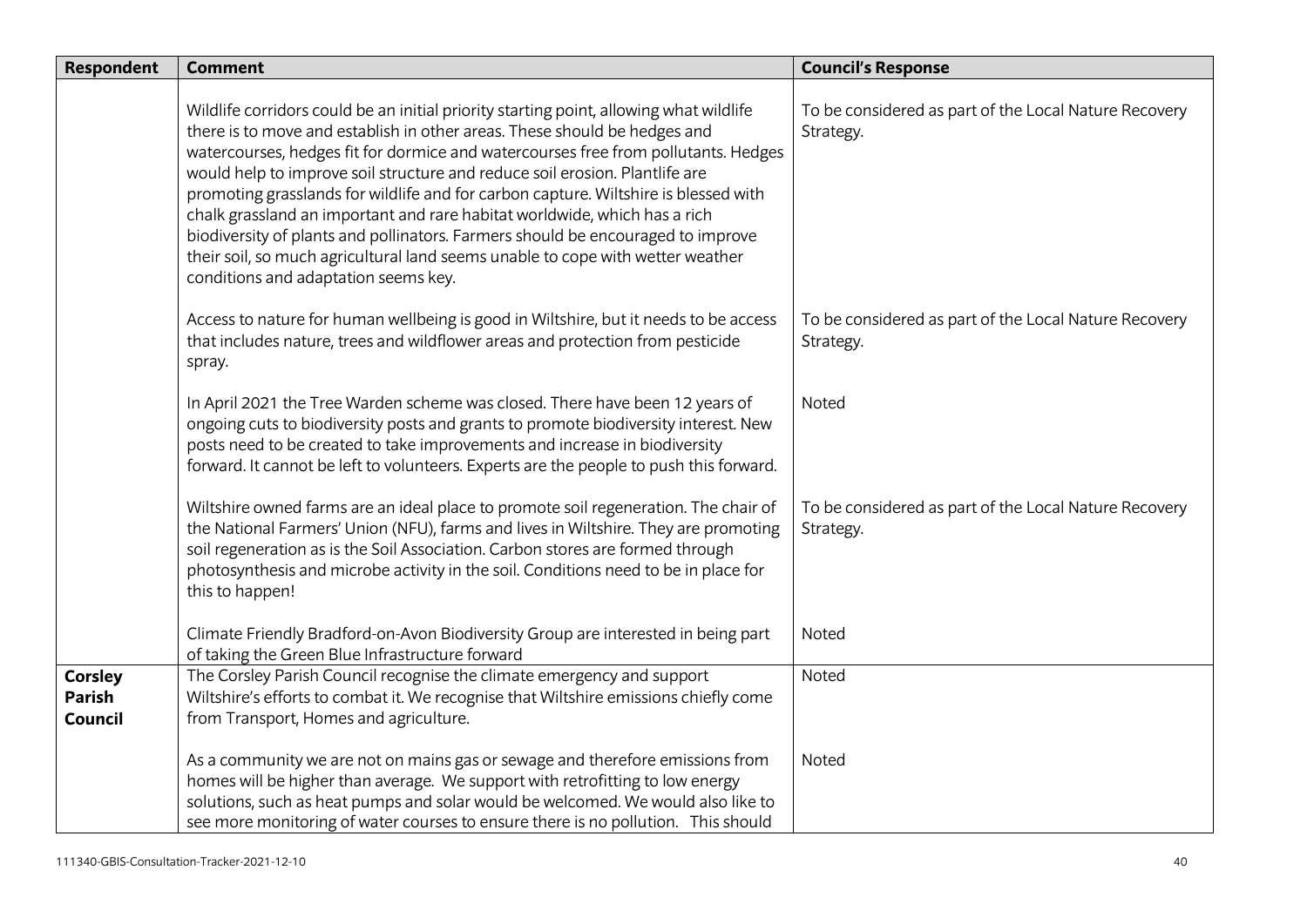| Respondent | Comment | Council's Response |
|---|---|---|
| | Wildlife corridors could be an initial priority starting point, allowing what wildlife there is to move and establish in other areas. These should be hedges and watercourses, hedges fit for dormice and watercourses free from pollutants. Hedges would help to improve soil structure and reduce soil erosion. Plantlife are promoting grasslands for wildlife and for carbon capture. Wiltshire is blessed with chalk grassland an important and rare habitat worldwide, which has a rich biodiversity of plants and pollinators. Farmers should be encouraged to improve their soil, so much agricultural land seems unable to cope with wetter weather conditions and adaptation seems key. | To be considered as part of the Local Nature Recovery Strategy. |
| | Access to nature for human wellbeing is good in Wiltshire, but it needs to be access that includes nature, trees and wildflower areas and protection from pesticide spray. | To be considered as part of the Local Nature Recovery Strategy. |
| | In April 2021 the Tree Warden scheme was closed. There have been 12 years of ongoing cuts to biodiversity posts and grants to promote biodiversity interest. New posts need to be created to take improvements and increase in biodiversity forward. It cannot be left to volunteers. Experts are the people to push this forward. | Noted |
| | Wiltshire owned farms are an ideal place to promote soil regeneration. The chair of the National Farmers' Union (NFU), farms and lives in Wiltshire. They are promoting soil regeneration as is the Soil Association. Carbon stores are formed through photosynthesis and microbe activity in the soil. Conditions need to be in place for this to happen! | To be considered as part of the Local Nature Recovery Strategy. |
| | Climate Friendly Bradford-on-Avon Biodiversity Group are interested in being part of taking the Green Blue Infrastructure forward | Noted |
| **Corsley Parish Council** | The Corsley Parish Council recognise the climate emergency and support Wiltshire's efforts to combat it. We recognise that Wiltshire emissions chiefly come from Transport, Homes and agriculture. | Noted |
| | As a community we are not on mains gas or sewage and therefore emissions from homes will be higher than average. We support with retrofitting to low energy solutions, such as heat pumps and solar would be welcomed. We would also like to see more monitoring of water courses to ensure there is no pollution. This should | Noted |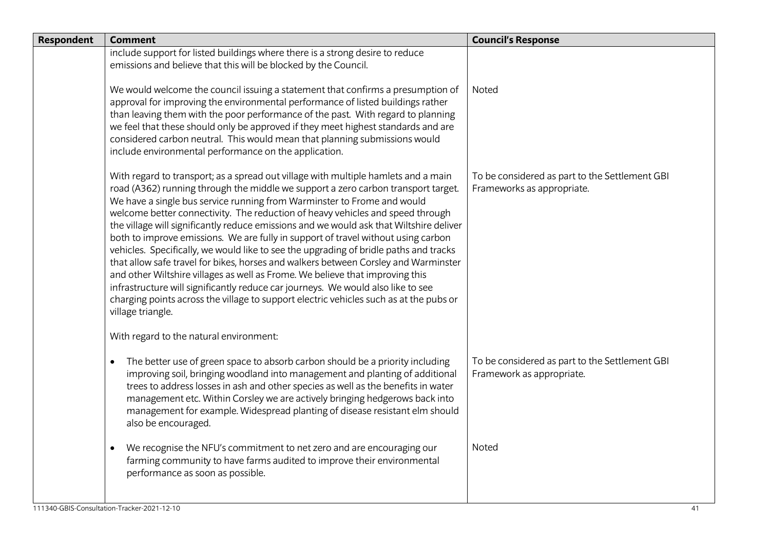| Respondent | Comment | Council's Response |
|---|---|---|
| | include support for listed buildings where there is a strong desire to reduce emissions and believe that this will be blocked by the Council. | |
| | We would welcome the council issuing a statement that confirms a presumption of approval for improving the environmental performance of listed buildings rather than leaving them with the poor performance of the past. With regard to planning we feel that these should only be approved if they meet highest standards and are considered carbon neutral. This would mean that planning submissions would include environmental performance on the application. | Noted |
| | With regard to transport; as a spread out village with multiple hamlets and a main road (A362) running through the middle we support a zero carbon transport target. We have a single bus service running from Warminster to Frome and would welcome better connectivity. The reduction of heavy vehicles and speed through the village will significantly reduce emissions and we would ask that Wiltshire deliver both to improve emissions. We are fully in support of travel without using carbon vehicles. Specifically, we would like to see the upgrading of bridle paths and tracks that allow safe travel for bikes, horses and walkers between Corsley and Warminster and other Wiltshire villages as well as Frome. We believe that improving this infrastructure will significantly reduce car journeys. We would also like to see charging points across the village to support electric vehicles such as at the pubs or village triangle. | To be considered as part to the Settlement GBI Frameworks as appropriate. |
| | With regard to the natural environment: | |
| | • The better use of green space to absorb carbon should be a priority including improving soil, bringing woodland into management and planting of additional trees to address losses in ash and other species as well as the benefits in water management etc. Within Corsley we are actively bringing hedgerows back into management for example. Widespread planting of disease resistant elm should also be encouraged. | To be considered as part to the Settlement GBI Framework as appropriate. |
| | • We recognise the NFU's commitment to net zero and are encouraging our farming community to have farms audited to improve their environmental performance as soon as possible. | Noted |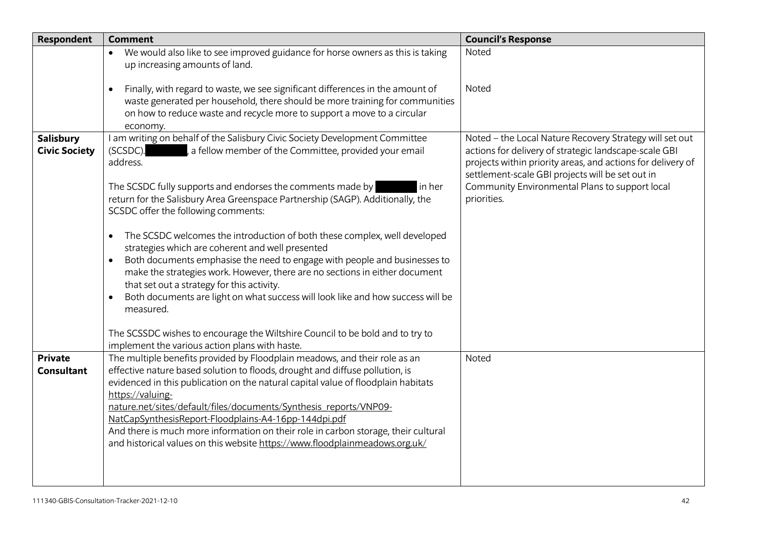| Respondent | Comment | Council's Response |
|---|---|---|
| | • We would also like to see improved guidance for horse owners as this is taking up increasing amounts of land. | Noted |
| | • Finally, with regard to waste, we see significant differences in the amount of waste generated per household, there should be more training for communities on how to reduce waste and recycle more to support a move to a circular economy. | Noted |
| **Salisbury Civic Society** | I am writing on behalf of the Salisbury Civic Society Development Committee (SCSDC). ██████, a fellow member of the Committee, provided your email address.<br><br>The SCSDC fully supports and endorses the comments made by ██████ in her return for the Salisbury Area Greenspace Partnership (SAGP). Additionally, the SCSDC offer the following comments:<br><br>• The SCSDC welcomes the introduction of both these complex, well developed strategies which are coherent and well presented<br>• Both documents emphasise the need to engage with people and businesses to make the strategies work. However, there are no sections in either document that set out a strategy for this activity.<br>• Both documents are light on what success will look like and how success will be measured.<br><br>The SCSSDC wishes to encourage the Wiltshire Council to be bold and to try to implement the various action plans with haste. | Noted – the Local Nature Recovery Strategy will set out actions for delivery of strategic landscape-scale GBI projects within priority areas, and actions for delivery of settlement-scale GBI projects will be set out in Community Environmental Plans to support local priorities. |
| **Private Consultant** | The multiple benefits provided by Floodplain meadows, and their role as an effective nature based solution to floods, drought and diffuse pollution, is evidenced in this publication on the natural capital value of floodplain habitats https://valuing-nature.net/sites/default/files/documents/Synthesis_reports/VNP09-NatCapSynthesisReport-Floodplains-A4-16pp-144dpi.pdf<br>And there is much more information on their role in carbon storage, their cultural and historical values on this website https://www.floodplainmeadows.org.uk/ | Noted |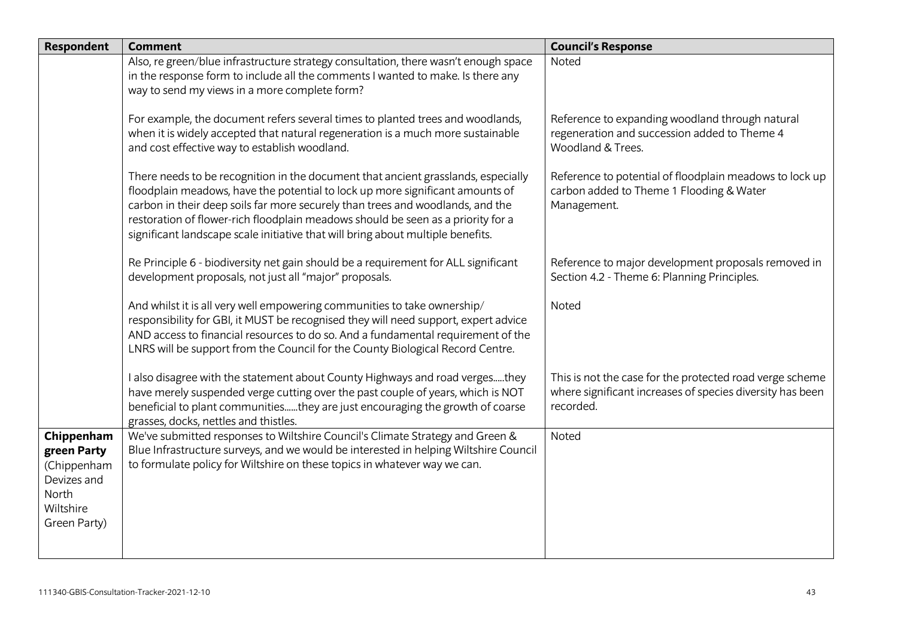| Respondent | Comment | Council's Response |
|---|---|---|
| | Also, re green/blue infrastructure strategy consultation, there wasn't enough space in the response form to include all the comments I wanted to make. Is there any way to send my views in a more complete form? | Noted |
| | For example, the document refers several times to planted trees and woodlands, when it is widely accepted that natural regeneration is a much more sustainable and cost effective way to establish woodland. | Reference to expanding woodland through natural regeneration and succession added to Theme 4 Woodland & Trees. |
| | There needs to be recognition in the document that ancient grasslands, especially floodplain meadows, have the potential to lock up more significant amounts of carbon in their deep soils far more securely than trees and woodlands, and the restoration of flower-rich floodplain meadows should be seen as a priority for a significant landscape scale initiative that will bring about multiple benefits. | Reference to potential of floodplain meadows to lock up carbon added to Theme 1 Flooding & Water Management. |
| | Re Principle 6 - biodiversity net gain should be a requirement for ALL significant development proposals, not just all "major" proposals. | Reference to major development proposals removed in Section 4.2 - Theme 6: Planning Principles. |
| | And whilst it is all very well empowering communities to take ownership/ responsibility for GBI, it MUST be recognised they will need support, expert advice AND access to financial resources to do so. And a fundamental requirement of the LNRS will be support from the Council for the County Biological Record Centre. | Noted |
| | I also disagree with the statement about County Highways and road verges.....they have merely suspended verge cutting over the past couple of years, which is NOT beneficial to plant communities......they are just encouraging the growth of coarse grasses, docks, nettles and thistles. | This is not the case for the protected road verge scheme where significant increases of species diversity has been recorded. |
| **Chippenham green Party** (Chippenham Devizes and North Wiltshire Green Party) | We've submitted responses to Wiltshire Council's Climate Strategy and Green & Blue Infrastructure surveys, and we would be interested in helping Wiltshire Council to formulate policy for Wiltshire on these topics in whatever way we can. | Noted |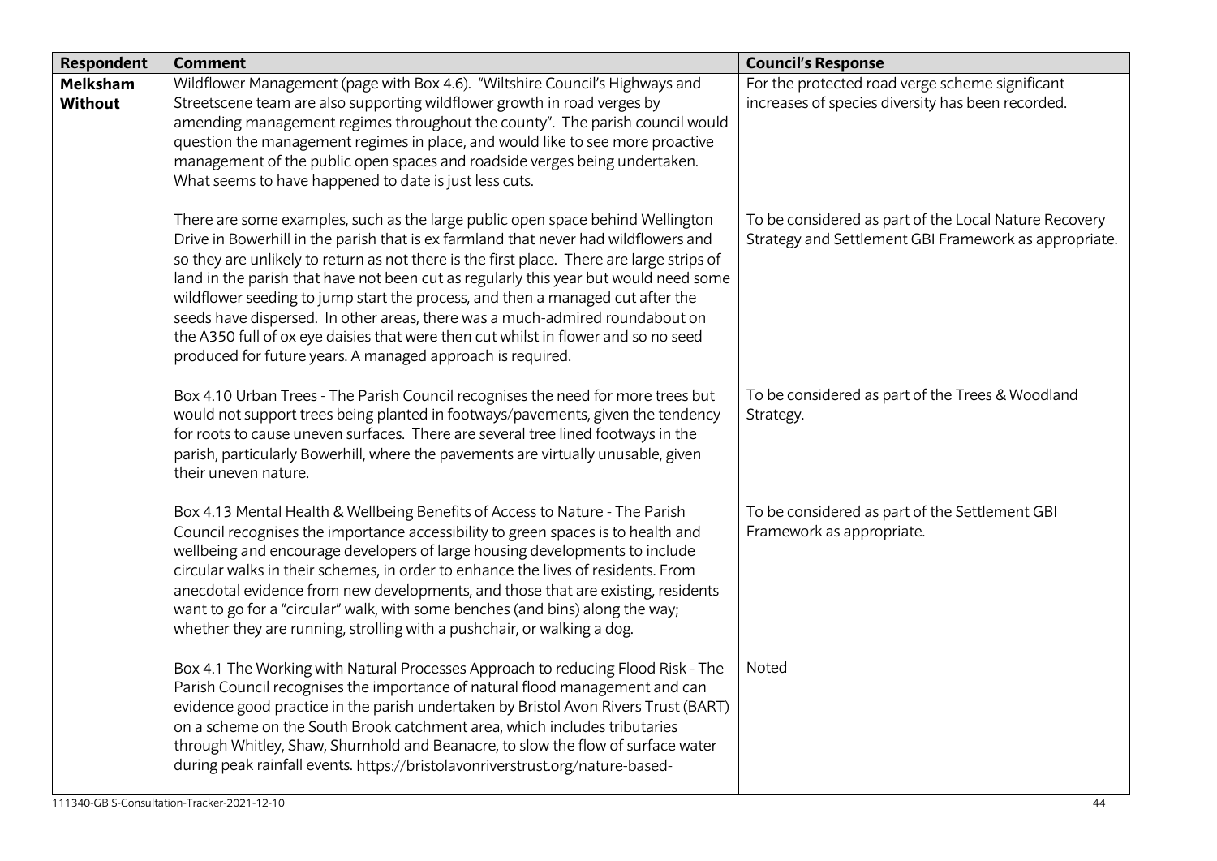| Respondent | Comment | Council's Response |
|---|---|---|
| **Melksham Without** | Wildflower Management (page with Box 4.6). "Wiltshire Council's Highways and Streetscene team are also supporting wildflower growth in road verges by amending management regimes throughout the county". The parish council would question the management regimes in place, and would like to see more proactive management of the public open spaces and roadside verges being undertaken. What seems to have happened to date is just less cuts. | For the protected road verge scheme significant increases of species diversity has been recorded. |
| | There are some examples, such as the large public open space behind Wellington Drive in Bowerhill in the parish that is ex farmland that never had wildflowers and so they are unlikely to return as not there is the first place. There are large strips of land in the parish that have not been cut as regularly this year but would need some wildflower seeding to jump start the process, and then a managed cut after the seeds have dispersed. In other areas, there was a much-admired roundabout on the A350 full of ox eye daisies that were then cut whilst in flower and so no seed produced for future years. A managed approach is required. | To be considered as part of the Local Nature Recovery Strategy and Settlement GBI Framework as appropriate. |
| | Box 4.10 Urban Trees - The Parish Council recognises the need for more trees but would not support trees being planted in footways/pavements, given the tendency for roots to cause uneven surfaces. There are several tree lined footways in the parish, particularly Bowerhill, where the pavements are virtually unusable, given their uneven nature. | To be considered as part of the Trees & Woodland Strategy. |
| | Box 4.13 Mental Health & Wellbeing Benefits of Access to Nature - The Parish Council recognises the importance accessibility to green spaces is to health and wellbeing and encourage developers of large housing developments to include circular walks in their schemes, in order to enhance the lives of residents. From anecdotal evidence from new developments, and those that are existing, residents want to go for a "circular" walk, with some benches (and bins) along the way; whether they are running, strolling with a pushchair, or walking a dog. | To be considered as part of the Settlement GBI Framework as appropriate. |
| | Box 4.1 The Working with Natural Processes Approach to reducing Flood Risk - The Parish Council recognises the importance of natural flood management and can evidence good practice in the parish undertaken by Bristol Avon Rivers Trust (BART) on a scheme on the South Brook catchment area, which includes tributaries through Whitley, Shaw, Shurnhold and Beanacre, to slow the flow of surface water during peak rainfall events. https://bristolavonriverstrust.org/nature-based- | Noted |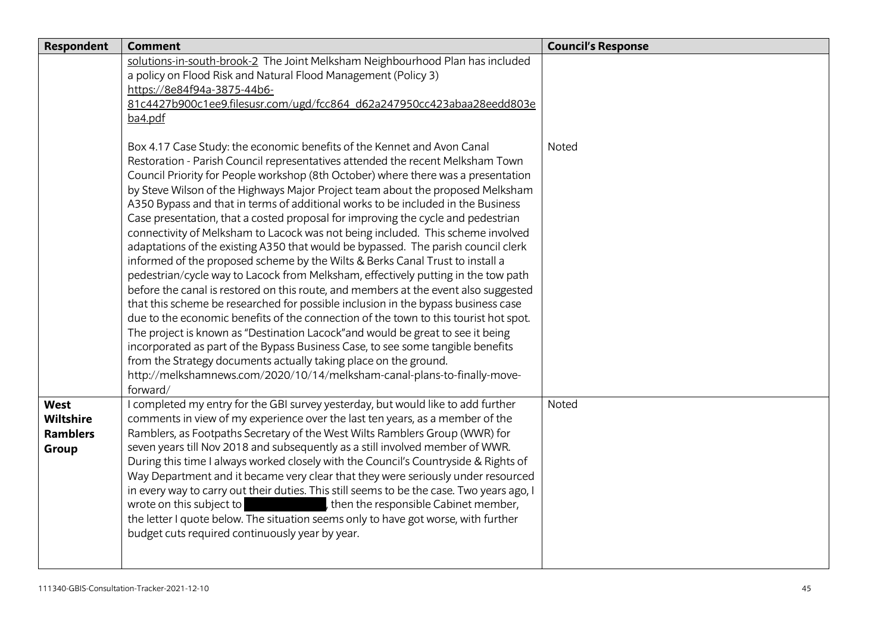| Respondent | Comment | Council's Response |
|---|---|---|
| | solutions-in-south-brook-2 The Joint Melksham Neighbourhood Plan has included a policy on Flood Risk and Natural Flood Management (Policy 3) https://8e84f94a-3875-44b6-81c4427b900c1ee9.filesusr.com/ugd/fcc864_d62a247950cc423abaa28eedd803eba4.pdf | |
| | Box 4.17 Case Study: the economic benefits of the Kennet and Avon Canal Restoration - Parish Council representatives attended the recent Melksham Town Council Priority for People workshop (8th October) where there was a presentation by Steve Wilson of the Highways Major Project team about the proposed Melksham A350 Bypass and that in terms of additional works to be included in the Business Case presentation, that a costed proposal for improving the cycle and pedestrian connectivity of Melksham to Lacock was not being included. This scheme involved adaptations of the existing A350 that would be bypassed. The parish council clerk informed of the proposed scheme by the Wilts & Berks Canal Trust to install a pedestrian/cycle way to Lacock from Melksham, effectively putting in the tow path before the canal is restored on this route, and members at the event also suggested that this scheme be researched for possible inclusion in the bypass business case due to the economic benefits of the connection of the town to this tourist hot spot. The project is known as "Destination Lacock"and would be great to see it being incorporated as part of the Bypass Business Case, to see some tangible benefits from the Strategy documents actually taking place on the ground. http://melkshamnews.com/2020/10/14/melksham-canal-plans-to-finally-move-forward/ | Noted |
| **West Wiltshire Ramblers Group** | I completed my entry for the GBI survey yesterday, but would like to add further comments in view of my experience over the last ten years, as a member of the Ramblers, as Footpaths Secretary of the West Wilts Ramblers Group (WWR) for seven years till Nov 2018 and subsequently as a still involved member of WWR. During this time I always worked closely with the Council's Countryside & Rights of Way Department and it became very clear that they were seriously under resourced in every way to carry out their duties. This still seems to be the case. Two years ago, I wrote on this subject to [redacted], then the responsible Cabinet member, the letter I quote below. The situation seems only to have got worse, with further budget cuts required continuously year by year. | Noted |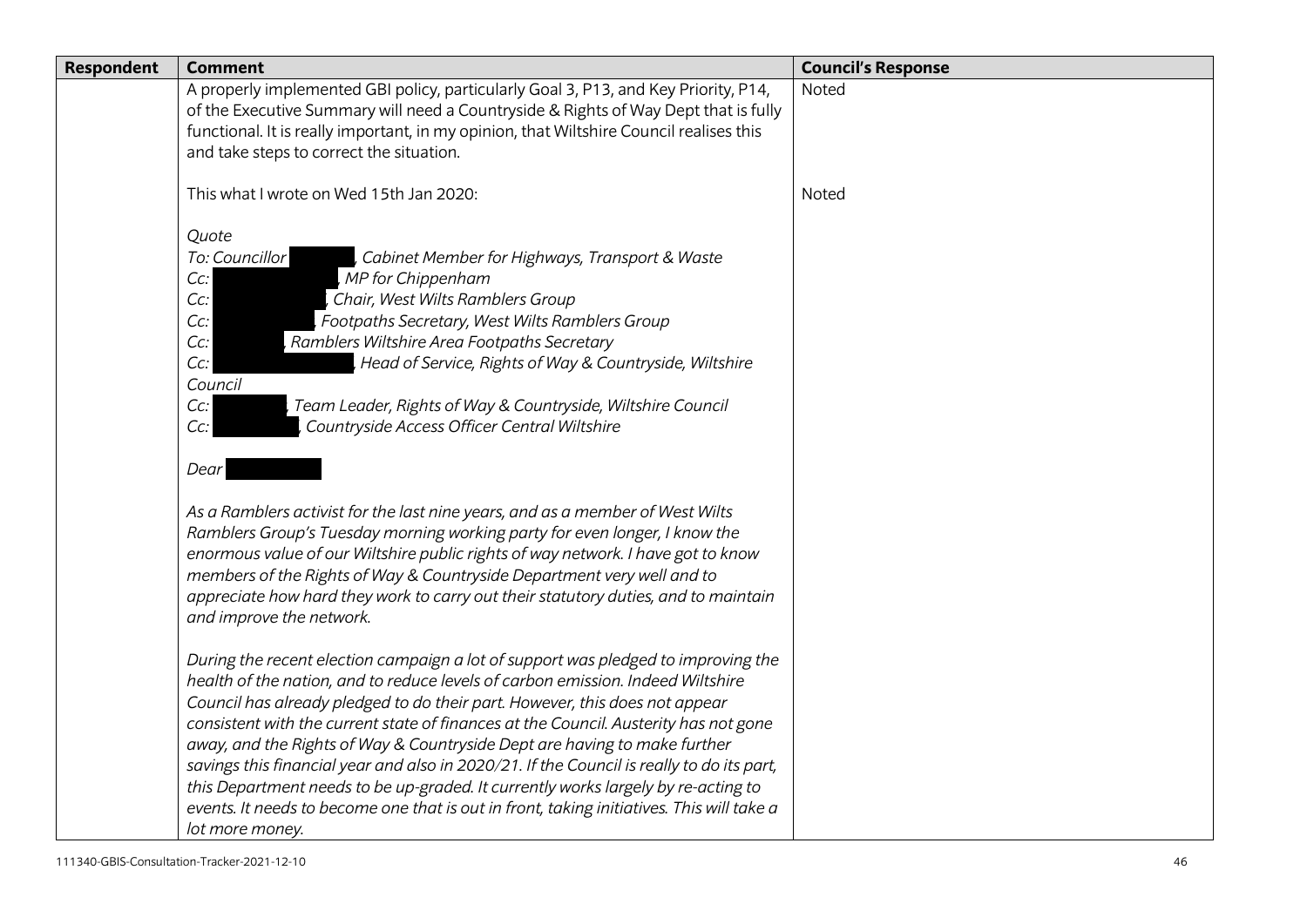| Respondent | Comment | Council's Response |
|---|---|---|
| | A properly implemented GBI policy, particularly Goal 3, P13, and Key Priority, P14, of the Executive Summary will need a Countryside & Rights of Way Dept that is fully functional. It is really important, in my opinion, that Wiltshire Council realises this and take steps to correct the situation. | Noted |
| | This what I wrote on Wed 15th Jan 2020:<br><br>*Quote*<br>*To: Councillor ███, Cabinet Member for Highways, Transport & Waste*<br>*Cc: ███, MP for Chippenham*<br>*Cc: ███, Chair, West Wilts Ramblers Group*<br>*Cc: ███, Footpaths Secretary, West Wilts Ramblers Group*<br>*Cc: ███, Ramblers Wiltshire Area Footpaths Secretary*<br>*Cc: ███, Head of Service, Rights of Way & Countryside, Wiltshire Council*<br>*Cc: ███, Team Leader, Rights of Way & Countryside, Wiltshire Council*<br>*Cc: ███, Countryside Access Officer Central Wiltshire*<br><br>*Dear ███*<br><br>*As a Ramblers activist for the last nine years, and as a member of West Wilts Ramblers Group's Tuesday morning working party for even longer, I know the enormous value of our Wiltshire public rights of way network. I have got to know members of the Rights of Way & Countryside Department very well and to appreciate how hard they work to carry out their statutory duties, and to maintain and improve the network.*<br><br>*During the recent election campaign a lot of support was pledged to improving the health of the nation, and to reduce levels of carbon emission. Indeed Wiltshire Council has already pledged to do their part. However, this does not appear consistent with the current state of finances at the Council. Austerity has not gone away, and the Rights of Way & Countryside Dept are having to make further savings this financial year and also in 2020/21. If the Council is really to do its part, this Department needs to be up-graded. It currently works largely by re-acting to events. It needs to become one that is out in front, taking initiatives. This will take a lot more money.* | Noted |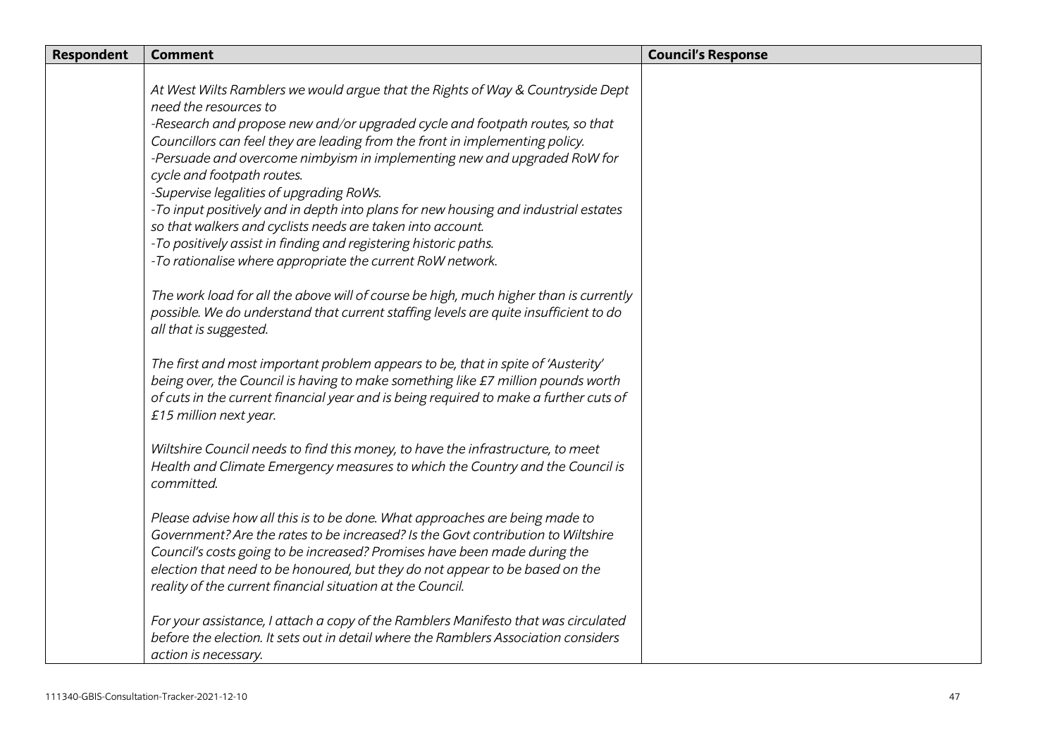| Respondent | Comment | Council's Response |
|---|---|---|
| | *At West Wilts Ramblers we would argue that the Rights of Way & Countryside Dept need the resources to*<br>*-Research and propose new and/or upgraded cycle and footpath routes, so that Councillors can feel they are leading from the front in implementing policy.*<br>*-Persuade and overcome nimbyism in implementing new and upgraded RoW for cycle and footpath routes.*<br>*-Supervise legalities of upgrading RoWs.*<br>*-To input positively and in depth into plans for new housing and industrial estates so that walkers and cyclists needs are taken into account.*<br>*-To positively assist in finding and registering historic paths.*<br>*-To rationalise where appropriate the current RoW network.*<br><br>*The work load for all the above will of course be high, much higher than is currently possible. We do understand that current staffing levels are quite insufficient to do all that is suggested.*<br><br>*The first and most important problem appears to be, that in spite of 'Austerity' being over, the Council is having to make something like £7 million pounds worth of cuts in the current financial year and is being required to make a further cuts of £15 million next year.*<br><br>*Wiltshire Council needs to find this money, to have the infrastructure, to meet Health and Climate Emergency measures to which the Country and the Council is committed.*<br><br>*Please advise how all this is to be done. What approaches are being made to Government? Are the rates to be increased? Is the Govt contribution to Wiltshire Council's costs going to be increased? Promises have been made during the election that need to be honoured, but they do not appear to be based on the reality of the current financial situation at the Council.*<br><br>*For your assistance, I attach a copy of the Ramblers Manifesto that was circulated before the election. It sets out in detail where the Ramblers Association considers action is necessary.* | |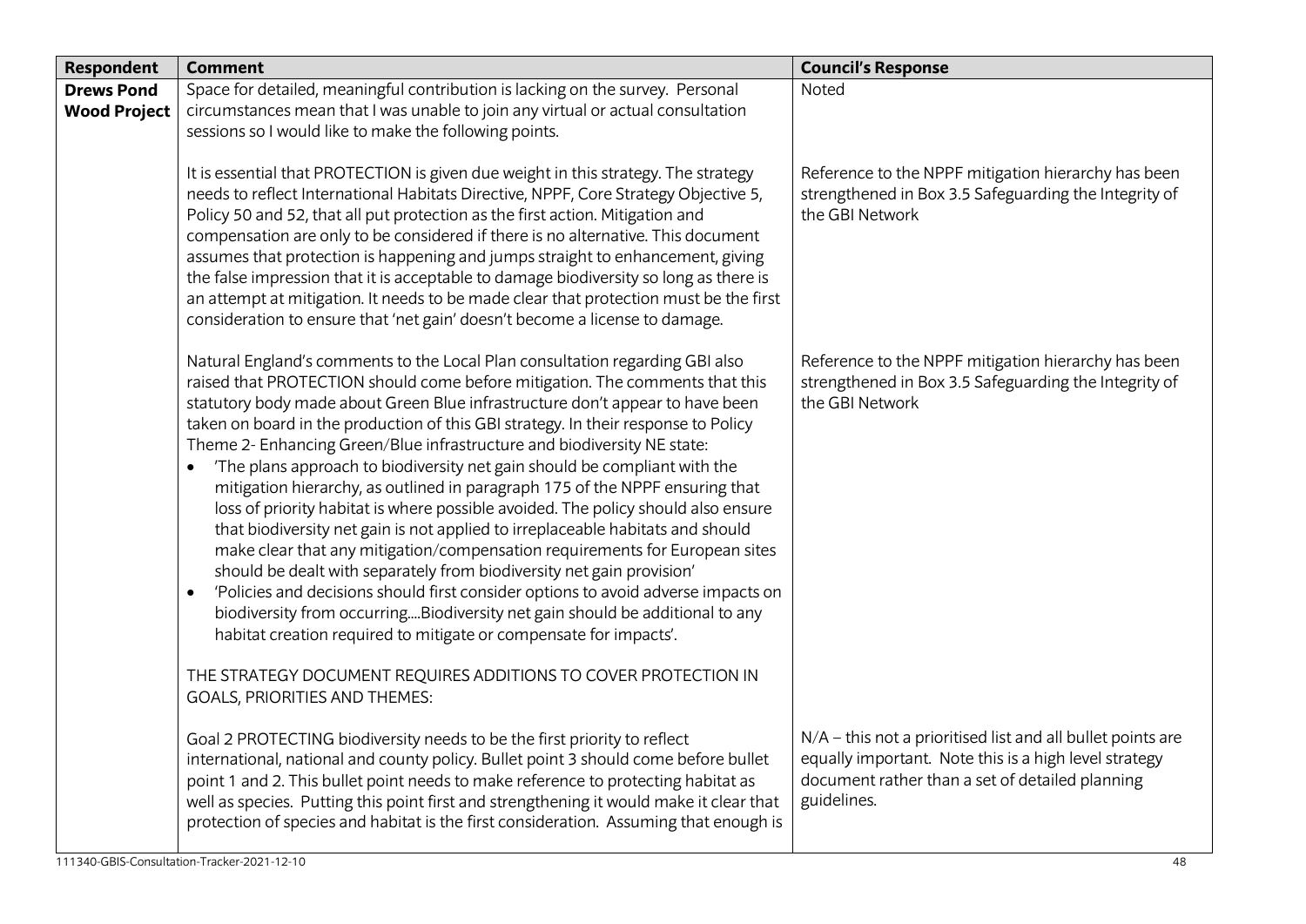| Respondent | Comment | Council's Response |
| --- | --- | --- |
| **Drews Pond Wood Project** | Space for detailed, meaningful contribution is lacking on the survey. Personal circumstances mean that I was unable to join any virtual or actual consultation sessions so I would like to make the following points. | Noted |
| | It is essential that PROTECTION is given due weight in this strategy. The strategy needs to reflect International Habitats Directive, NPPF, Core Strategy Objective 5, Policy 50 and 52, that all put protection as the first action. Mitigation and compensation are only to be considered if there is no alternative. This document assumes that protection is happening and jumps straight to enhancement, giving the false impression that it is acceptable to damage biodiversity so long as there is an attempt at mitigation. It needs to be made clear that protection must be the first consideration to ensure that 'net gain' doesn't become a license to damage. | Reference to the NPPF mitigation hierarchy has been strengthened in Box 3.5 Safeguarding the Integrity of the GBI Network |
| | Natural England's comments to the Local Plan consultation regarding GBI also raised that PROTECTION should come before mitigation. The comments that this statutory body made about Green Blue infrastructure don't appear to have been taken on board in the production of this GBI strategy. In their response to Policy Theme 2- Enhancing Green/Blue infrastructure and biodiversity NE state:<br>• 'The plans approach to biodiversity net gain should be compliant with the mitigation hierarchy, as outlined in paragraph 175 of the NPPF ensuring that loss of priority habitat is where possible avoided. The policy should also ensure that biodiversity net gain is not applied to irreplaceable habitats and should make clear that any mitigation/compensation requirements for European sites should be dealt with separately from biodiversity net gain provision'<br>• 'Policies and decisions should first consider options to avoid adverse impacts on biodiversity from occurring....Biodiversity net gain should be additional to any habitat creation required to mitigate or compensate for impacts'.<br><br>THE STRATEGY DOCUMENT REQUIRES ADDITIONS TO COVER PROTECTION IN GOALS, PRIORITIES AND THEMES: | Reference to the NPPF mitigation hierarchy has been strengthened in Box 3.5 Safeguarding the Integrity of the GBI Network |
| | Goal 2 PROTECTING biodiversity needs to be the first priority to reflect international, national and county policy. Bullet point 3 should come before bullet point 1 and 2. This bullet point needs to make reference to protecting habitat as well as species. Putting this point first and strengthening it would make it clear that protection of species and habitat is the first consideration. Assuming that enough is | N/A – this not a prioritised list and all bullet points are equally important. Note this is a high level strategy document rather than a set of detailed planning guidelines. |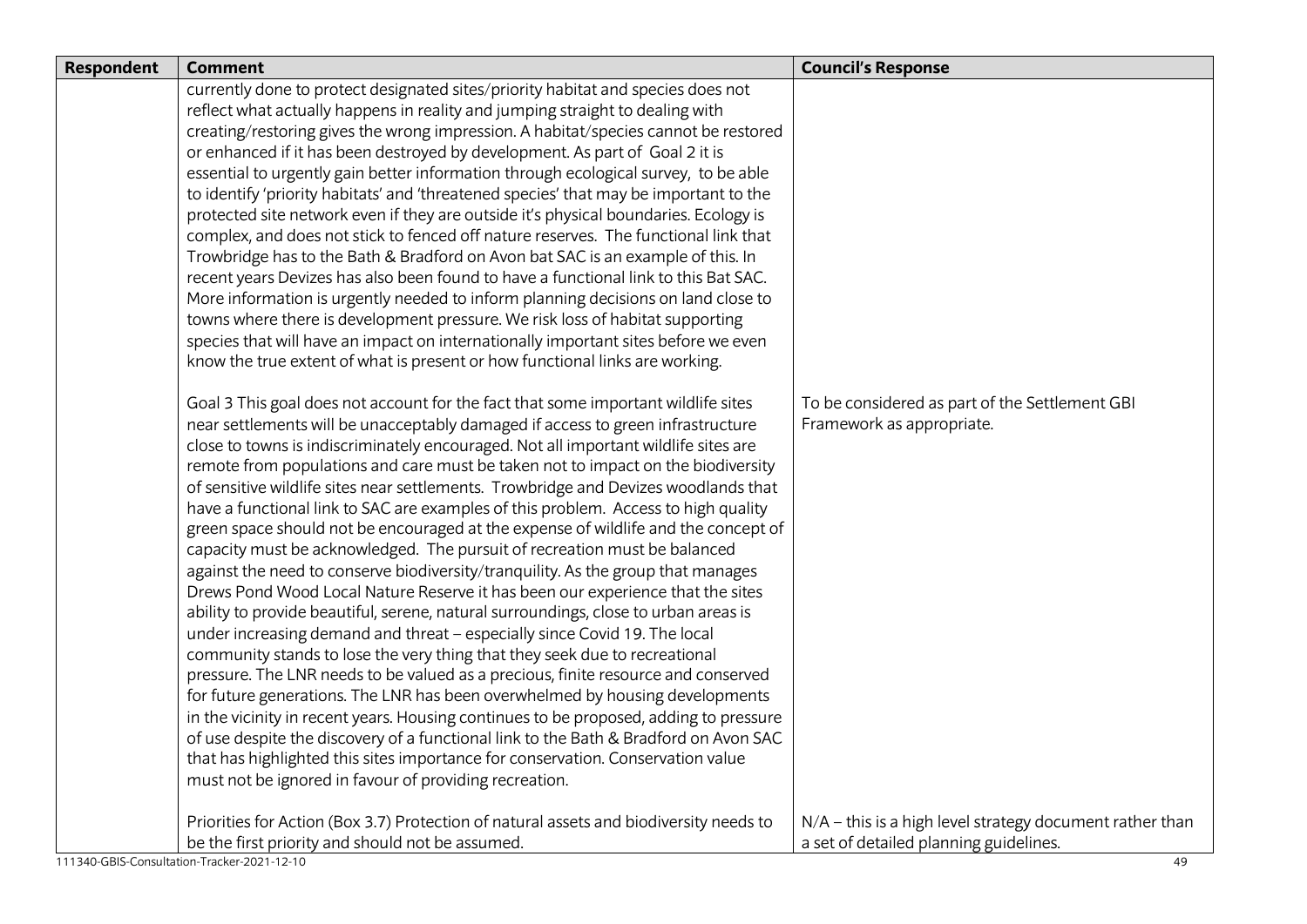| Respondent | Comment | Council's Response |
|---|---|---|
| | currently done to protect designated sites/priority habitat and species does not reflect what actually happens in reality and jumping straight to dealing with creating/restoring gives the wrong impression. A habitat/species cannot be restored or enhanced if it has been destroyed by development. As part of Goal 2 it is essential to urgently gain better information through ecological survey, to be able to identify 'priority habitats' and 'threatened species' that may be important to the protected site network even if they are outside it's physical boundaries. Ecology is complex, and does not stick to fenced off nature reserves. The functional link that Trowbridge has to the Bath & Bradford on Avon bat SAC is an example of this. In recent years Devizes has also been found to have a functional link to this Bat SAC. More information is urgently needed to inform planning decisions on land close to towns where there is development pressure. We risk loss of habitat supporting species that will have an impact on internationally important sites before we even know the true extent of what is present or how functional links are working. | |
| | Goal 3 This goal does not account for the fact that some important wildlife sites near settlements will be unacceptably damaged if access to green infrastructure close to towns is indiscriminately encouraged. Not all important wildlife sites are remote from populations and care must be taken not to impact on the biodiversity of sensitive wildlife sites near settlements. Trowbridge and Devizes woodlands that have a functional link to SAC are examples of this problem. Access to high quality green space should not be encouraged at the expense of wildlife and the concept of capacity must be acknowledged. The pursuit of recreation must be balanced against the need to conserve biodiversity/tranquility. As the group that manages Drews Pond Wood Local Nature Reserve it has been our experience that the sites ability to provide beautiful, serene, natural surroundings, close to urban areas is under increasing demand and threat – especially since Covid 19. The local community stands to lose the very thing that they seek due to recreational pressure. The LNR needs to be valued as a precious, finite resource and conserved for future generations. The LNR has been overwhelmed by housing developments in the vicinity in recent years. Housing continues to be proposed, adding to pressure of use despite the discovery of a functional link to the Bath & Bradford on Avon SAC that has highlighted this sites importance for conservation. Conservation value must not be ignored in favour of providing recreation. | To be considered as part of the Settlement GBI Framework as appropriate. |
| | Priorities for Action (Box 3.7) Protection of natural assets and biodiversity needs to be the first priority and should not be assumed. | N/A – this is a high level strategy document rather than a set of detailed planning guidelines. |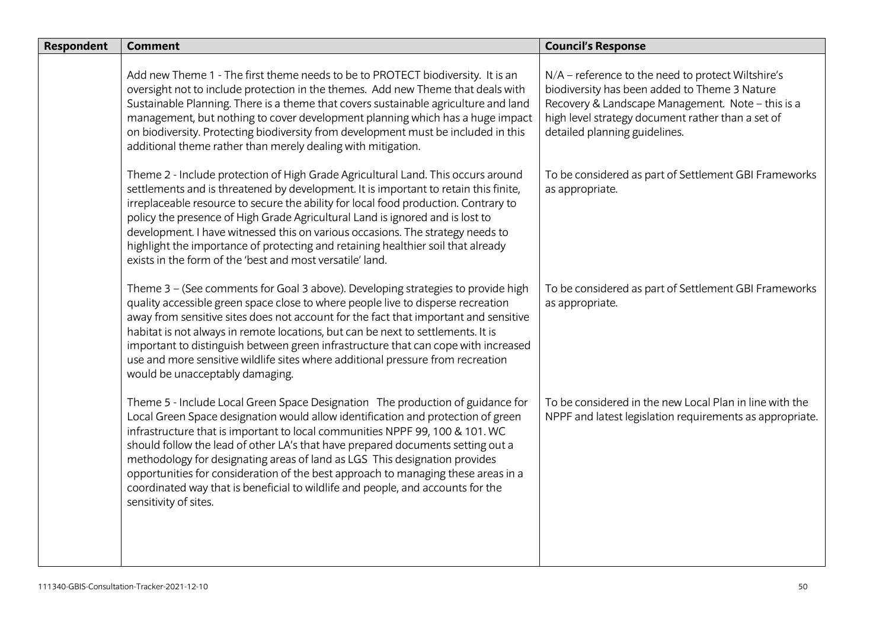| Respondent | Comment | Council's Response |
|---|---|---|
| | Add new Theme 1 - The first theme needs to be to PROTECT biodiversity. It is an oversight not to include protection in the themes. Add new Theme that deals with Sustainable Planning. There is a theme that covers sustainable agriculture and land management, but nothing to cover development planning which has a huge impact on biodiversity. Protecting biodiversity from development must be included in this additional theme rather than merely dealing with mitigation. | N/A – reference to the need to protect Wiltshire's biodiversity has been added to Theme 3 Nature Recovery & Landscape Management. Note – this is a high level strategy document rather than a set of detailed planning guidelines. |
| | Theme 2 - Include protection of High Grade Agricultural Land. This occurs around settlements and is threatened by development. It is important to retain this finite, irreplaceable resource to secure the ability for local food production. Contrary to policy the presence of High Grade Agricultural Land is ignored and is lost to development. I have witnessed this on various occasions. The strategy needs to highlight the importance of protecting and retaining healthier soil that already exists in the form of the 'best and most versatile' land. | To be considered as part of Settlement GBI Frameworks as appropriate. |
| | Theme 3 – (See comments for Goal 3 above). Developing strategies to provide high quality accessible green space close to where people live to disperse recreation away from sensitive sites does not account for the fact that important and sensitive habitat is not always in remote locations, but can be next to settlements. It is important to distinguish between green infrastructure that can cope with increased use and more sensitive wildlife sites where additional pressure from recreation would be unacceptably damaging. | To be considered as part of Settlement GBI Frameworks as appropriate. |
| | Theme 5 - Include Local Green Space Designation The production of guidance for Local Green Space designation would allow identification and protection of green infrastructure that is important to local communities NPPF 99, 100 & 101. WC should follow the lead of other LA's that have prepared documents setting out a methodology for designating areas of land as LGS This designation provides opportunities for consideration of the best approach to managing these areas in a coordinated way that is beneficial to wildlife and people, and accounts for the sensitivity of sites. | To be considered in the new Local Plan in line with the NPPF and latest legislation requirements as appropriate. |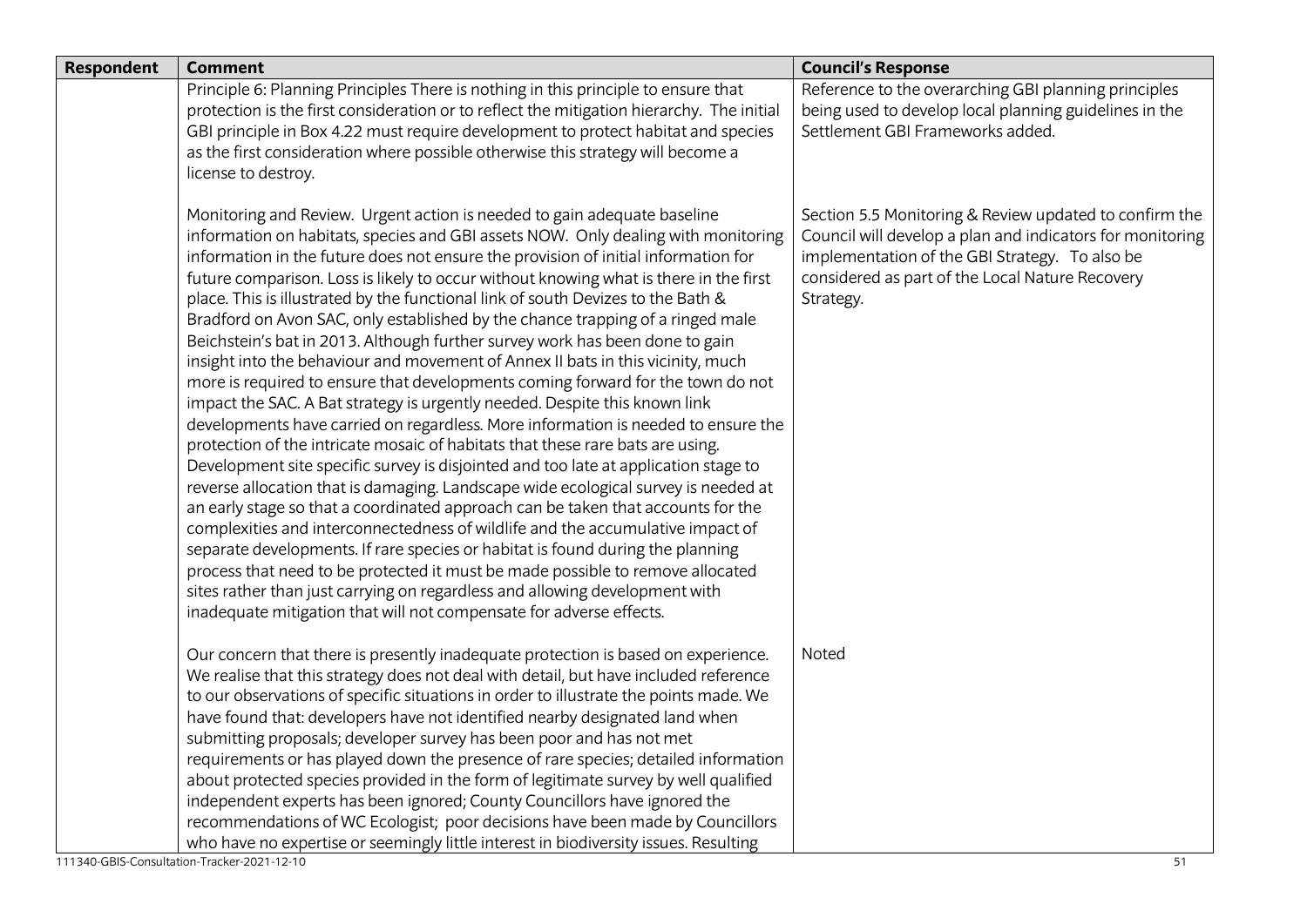| Respondent | Comment | Council's Response |
|---|---|---|
| | Principle 6: Planning Principles There is nothing in this principle to ensure that protection is the first consideration or to reflect the mitigation hierarchy. The initial GBI principle in Box 4.22 must require development to protect habitat and species as the first consideration where possible otherwise this strategy will become a license to destroy. | Reference to the overarching GBI planning principles being used to develop local planning guidelines in the Settlement GBI Frameworks added. |
| | Monitoring and Review. Urgent action is needed to gain adequate baseline information on habitats, species and GBI assets NOW. Only dealing with monitoring information in the future does not ensure the provision of initial information for future comparison. Loss is likely to occur without knowing what is there in the first place. This is illustrated by the functional link of south Devizes to the Bath & Bradford on Avon SAC, only established by the chance trapping of a ringed male Beichstein's bat in 2013. Although further survey work has been done to gain insight into the behaviour and movement of Annex II bats in this vicinity, much more is required to ensure that developments coming forward for the town do not impact the SAC. A Bat strategy is urgently needed. Despite this known link developments have carried on regardless. More information is needed to ensure the protection of the intricate mosaic of habitats that these rare bats are using. Development site specific survey is disjointed and too late at application stage to reverse allocation that is damaging. Landscape wide ecological survey is needed at an early stage so that a coordinated approach can be taken that accounts for the complexities and interconnectedness of wildlife and the accumulative impact of separate developments. If rare species or habitat is found during the planning process that need to be protected it must be made possible to remove allocated sites rather than just carrying on regardless and allowing development with inadequate mitigation that will not compensate for adverse effects. | Section 5.5 Monitoring & Review updated to confirm the Council will develop a plan and indicators for monitoring implementation of the GBI Strategy. To also be considered as part of the Local Nature Recovery Strategy. |
| | Our concern that there is presently inadequate protection is based on experience. We realise that this strategy does not deal with detail, but have included reference to our observations of specific situations in order to illustrate the points made. We have found that: developers have not identified nearby designated land when submitting proposals; developer survey has been poor and has not met requirements or has played down the presence of rare species; detailed information about protected species provided in the form of legitimate survey by well qualified independent experts has been ignored; County Councillors have ignored the recommendations of WC Ecologist; poor decisions have been made by Councillors who have no expertise or seemingly little interest in biodiversity issues. Resulting | Noted |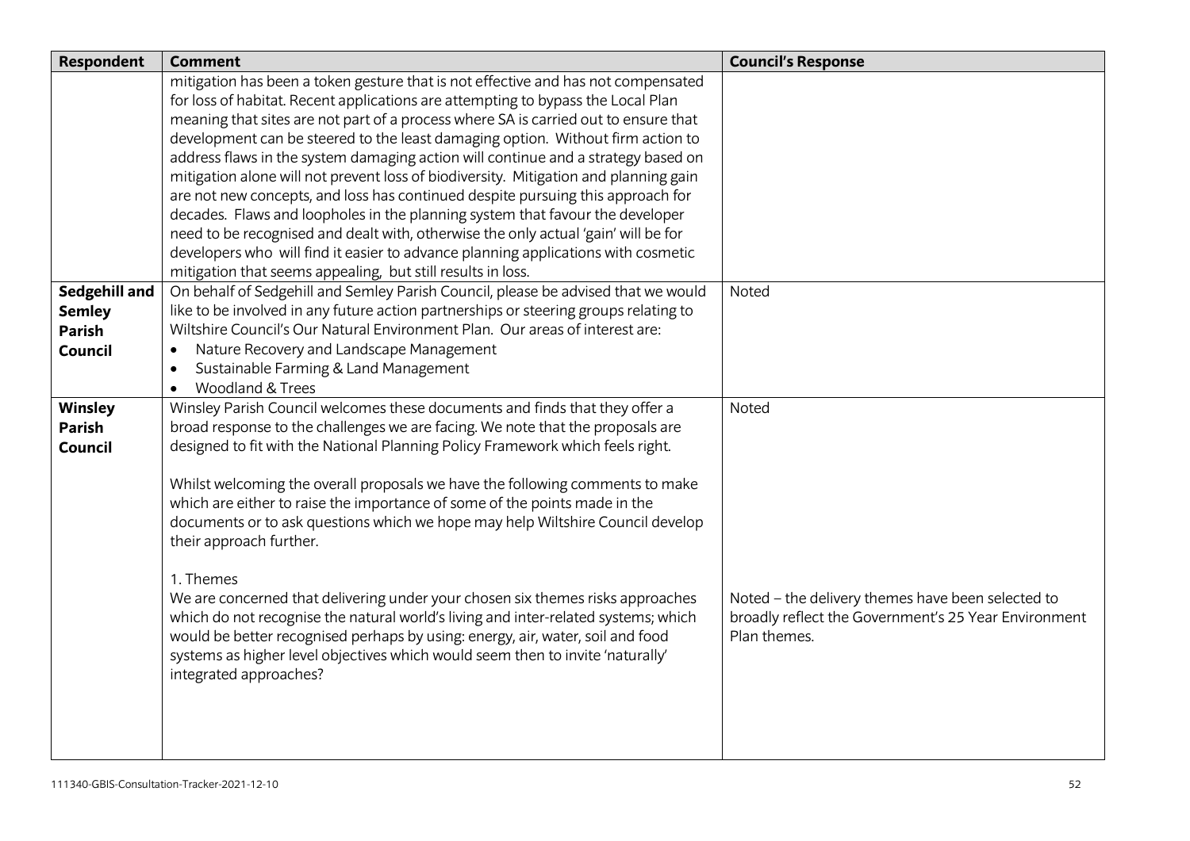| Respondent | Comment | Council's Response |
|---|---|---|
| | mitigation has been a token gesture that is not effective and has not compensated for loss of habitat. Recent applications are attempting to bypass the Local Plan meaning that sites are not part of a process where SA is carried out to ensure that development can be steered to the least damaging option. Without firm action to address flaws in the system damaging action will continue and a strategy based on mitigation alone will not prevent loss of biodiversity. Mitigation and planning gain are not new concepts, and loss has continued despite pursuing this approach for decades. Flaws and loopholes in the planning system that favour the developer need to be recognised and dealt with, otherwise the only actual 'gain' will be for developers who will find it easier to advance planning applications with cosmetic mitigation that seems appealing, but still results in loss. | |
| **Sedgehill and Semley Parish Council** | On behalf of Sedgehill and Semley Parish Council, please be advised that we would like to be involved in any future action partnerships or steering groups relating to Wiltshire Council's Our Natural Environment Plan. Our areas of interest are:<br>• Nature Recovery and Landscape Management<br>• Sustainable Farming & Land Management<br>• Woodland & Trees | Noted |
| **Winsley Parish Council** | Winsley Parish Council welcomes these documents and finds that they offer a broad response to the challenges we are facing. We note that the proposals are designed to fit with the National Planning Policy Framework which feels right.<br><br>Whilst welcoming the overall proposals we have the following comments to make which are either to raise the importance of some of the points made in the documents or to ask questions which we hope may help Wiltshire Council develop their approach further. | Noted |
| | 1. Themes<br>We are concerned that delivering under your chosen six themes risks approaches which do not recognise the natural world's living and inter-related systems; which would be better recognised perhaps by using: energy, air, water, soil and food systems as higher level objectives which would seem then to invite 'naturally' integrated approaches? | Noted – the delivery themes have been selected to broadly reflect the Government's 25 Year Environment Plan themes. |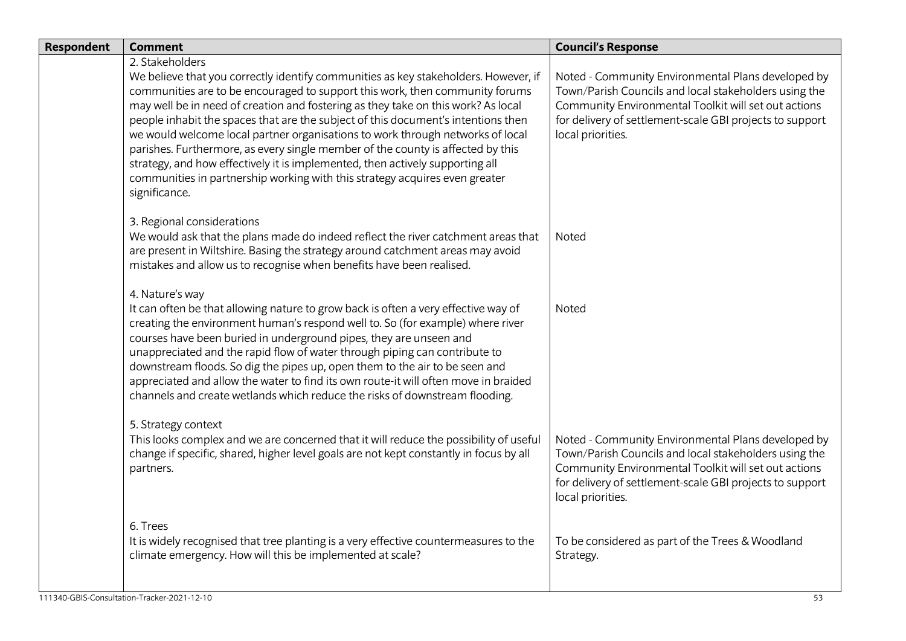| Respondent | Comment | Council's Response |
|---|---|---|
| | 2. Stakeholders<br>We believe that you correctly identify communities as key stakeholders. However, if communities are to be encouraged to support this work, then community forums may well be in need of creation and fostering as they take on this work? As local people inhabit the spaces that are the subject of this document's intentions then we would welcome local partner organisations to work through networks of local parishes. Furthermore, as every single member of the county is affected by this strategy, and how effectively it is implemented, then actively supporting all communities in partnership working with this strategy acquires even greater significance. | Noted - Community Environmental Plans developed by Town/Parish Councils and local stakeholders using the Community Environmental Toolkit will set out actions for delivery of settlement-scale GBI projects to support local priorities. |
| | 3. Regional considerations<br>We would ask that the plans made do indeed reflect the river catchment areas that are present in Wiltshire. Basing the strategy around catchment areas may avoid mistakes and allow us to recognise when benefits have been realised. | Noted |
| | 4. Nature's way<br>It can often be that allowing nature to grow back is often a very effective way of creating the environment human's respond well to. So (for example) where river courses have been buried in underground pipes, they are unseen and unappreciated and the rapid flow of water through piping can contribute to downstream floods. So dig the pipes up, open them to the air to be seen and appreciated and allow the water to find its own route-it will often move in braided channels and create wetlands which reduce the risks of downstream flooding. | Noted |
| | 5. Strategy context<br>This looks complex and we are concerned that it will reduce the possibility of useful change if specific, shared, higher level goals are not kept constantly in focus by all partners. | Noted - Community Environmental Plans developed by Town/Parish Councils and local stakeholders using the Community Environmental Toolkit will set out actions for delivery of settlement-scale GBI projects to support local priorities. |
| | 6. Trees<br>It is widely recognised that tree planting is a very effective countermeasures to the climate emergency. How will this be implemented at scale? | To be considered as part of the Trees & Woodland Strategy. |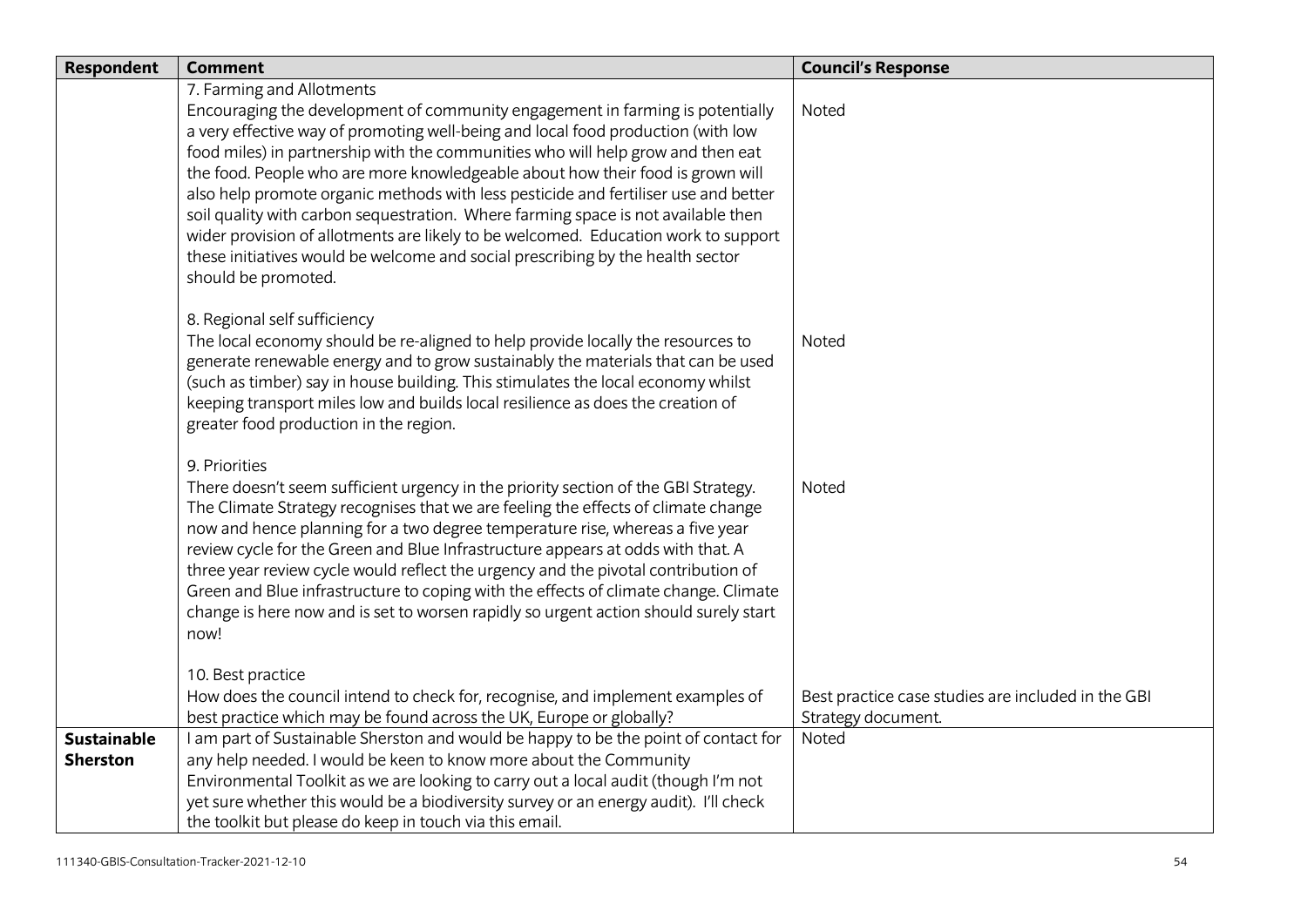| Respondent | Comment | Council's Response |
|---|---|---|
| | 7. Farming and Allotments<br>Encouraging the development of community engagement in farming is potentially a very effective way of promoting well-being and local food production (with low food miles) in partnership with the communities who will help grow and then eat the food. People who are more knowledgeable about how their food is grown will also help promote organic methods with less pesticide and fertiliser use and better soil quality with carbon sequestration. Where farming space is not available then wider provision of allotments are likely to be welcomed. Education work to support these initiatives would be welcome and social prescribing by the health sector should be promoted. | Noted |
| | 8. Regional self sufficiency<br>The local economy should be re-aligned to help provide locally the resources to generate renewable energy and to grow sustainably the materials that can be used (such as timber) say in house building. This stimulates the local economy whilst keeping transport miles low and builds local resilience as does the creation of greater food production in the region. | Noted |
| | 9. Priorities<br>There doesn't seem sufficient urgency in the priority section of the GBI Strategy. The Climate Strategy recognises that we are feeling the effects of climate change now and hence planning for a two degree temperature rise, whereas a five year review cycle for the Green and Blue Infrastructure appears at odds with that. A three year review cycle would reflect the urgency and the pivotal contribution of Green and Blue infrastructure to coping with the effects of climate change. Climate change is here now and is set to worsen rapidly so urgent action should surely start now! | Noted |
| | 10. Best practice<br>How does the council intend to check for, recognise, and implement examples of best practice which may be found across the UK, Europe or globally? | Best practice case studies are included in the GBI Strategy document. |
| **Sustainable Sherston** | I am part of Sustainable Sherston and would be happy to be the point of contact for any help needed. I would be keen to know more about the Community Environmental Toolkit as we are looking to carry out a local audit (though I'm not yet sure whether this would be a biodiversity survey or an energy audit). I'll check the toolkit but please do keep in touch via this email. | Noted |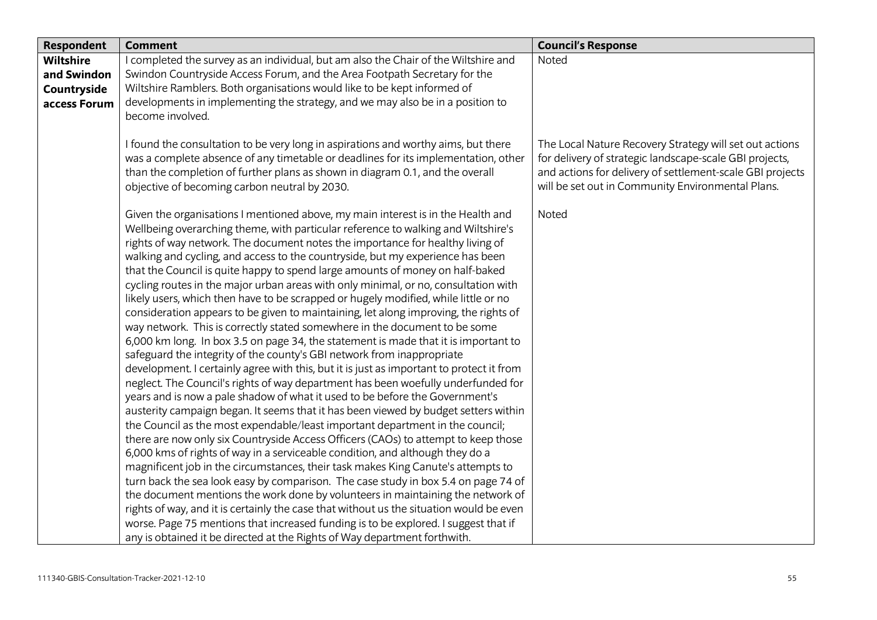| Respondent | Comment | Council's Response |
|---|---|---|
| **Wiltshire and Swindon Countryside access Forum** | I completed the survey as an individual, but am also the Chair of the Wiltshire and Swindon Countryside Access Forum, and the Area Footpath Secretary for the Wiltshire Ramblers. Both organisations would like to be kept informed of developments in implementing the strategy, and we may also be in a position to become involved. | Noted |
| | I found the consultation to be very long in aspirations and worthy aims, but there was a complete absence of any timetable or deadlines for its implementation, other than the completion of further plans as shown in diagram 0.1, and the overall objective of becoming carbon neutral by 2030. | The Local Nature Recovery Strategy will set out actions for delivery of strategic landscape-scale GBI projects, and actions for delivery of settlement-scale GBI projects will be set out in Community Environmental Plans. |
| | Given the organisations I mentioned above, my main interest is in the Health and Wellbeing overarching theme, with particular reference to walking and Wiltshire's rights of way network. The document notes the importance for healthy living of walking and cycling, and access to the countryside, but my experience has been that the Council is quite happy to spend large amounts of money on half-baked cycling routes in the major urban areas with only minimal, or no, consultation with likely users, which then have to be scrapped or hugely modified, while little or no consideration appears to be given to maintaining, let along improving, the rights of way network. This is correctly stated somewhere in the document to be some 6,000 km long. In box 3.5 on page 34, the statement is made that it is important to safeguard the integrity of the county's GBI network from inappropriate development. I certainly agree with this, but it is just as important to protect it from neglect. The Council's rights of way department has been woefully underfunded for years and is now a pale shadow of what it used to be before the Government's austerity campaign began. It seems that it has been viewed by budget setters within the Council as the most expendable/least important department in the council; there are now only six Countryside Access Officers (CAOs) to attempt to keep those 6,000 kms of rights of way in a serviceable condition, and although they do a magnificent job in the circumstances, their task makes King Canute's attempts to turn back the sea look easy by comparison. The case study in box 5.4 on page 74 of the document mentions the work done by volunteers in maintaining the network of rights of way, and it is certainly the case that without us the situation would be even worse. Page 75 mentions that increased funding is to be explored. I suggest that if any is obtained it be directed at the Rights of Way department forthwith. | Noted |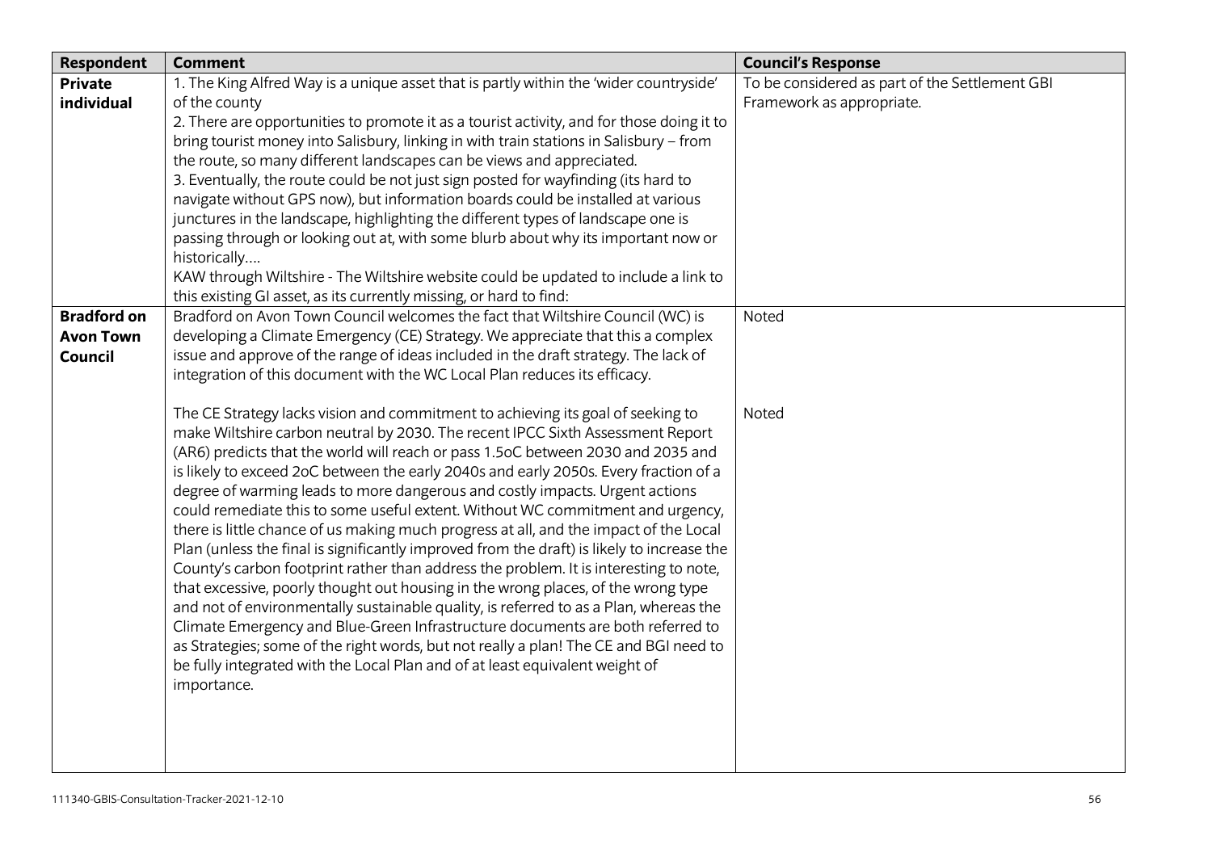| Respondent | Comment | Council's Response |
|---|---|---|
| **Private individual** | 1. The King Alfred Way is a unique asset that is partly within the 'wider countryside' of the county<br>2. There are opportunities to promote it as a tourist activity, and for those doing it to bring tourist money into Salisbury, linking in with train stations in Salisbury – from the route, so many different landscapes can be views and appreciated.<br>3. Eventually, the route could be not just sign posted for wayfinding (its hard to navigate without GPS now), but information boards could be installed at various junctures in the landscape, highlighting the different types of landscape one is passing through or looking out at, with some blurb about why its important now or historically….<br>KAW through Wiltshire - The Wiltshire website could be updated to include a link to this existing GI asset, as its currently missing, or hard to find: | To be considered as part of the Settlement GBI Framework as appropriate. |
| **Bradford on Avon Town Council** | Bradford on Avon Town Council welcomes the fact that Wiltshire Council (WC) is developing a Climate Emergency (CE) Strategy. We appreciate that this a complex issue and approve of the range of ideas included in the draft strategy. The lack of integration of this document with the WC Local Plan reduces its efficacy. | Noted |
| | The CE Strategy lacks vision and commitment to achieving its goal of seeking to make Wiltshire carbon neutral by 2030. The recent IPCC Sixth Assessment Report (AR6) predicts that the world will reach or pass 1.5oC between 2030 and 2035 and is likely to exceed 2oC between the early 2040s and early 2050s. Every fraction of a degree of warming leads to more dangerous and costly impacts. Urgent actions could remediate this to some useful extent. Without WC commitment and urgency, there is little chance of us making much progress at all, and the impact of the Local Plan (unless the final is significantly improved from the draft) is likely to increase the County's carbon footprint rather than address the problem. It is interesting to note, that excessive, poorly thought out housing in the wrong places, of the wrong type and not of environmentally sustainable quality, is referred to as a Plan, whereas the Climate Emergency and Blue-Green Infrastructure documents are both referred to as Strategies; some of the right words, but not really a plan! The CE and BGI need to be fully integrated with the Local Plan and of at least equivalent weight of importance. | Noted |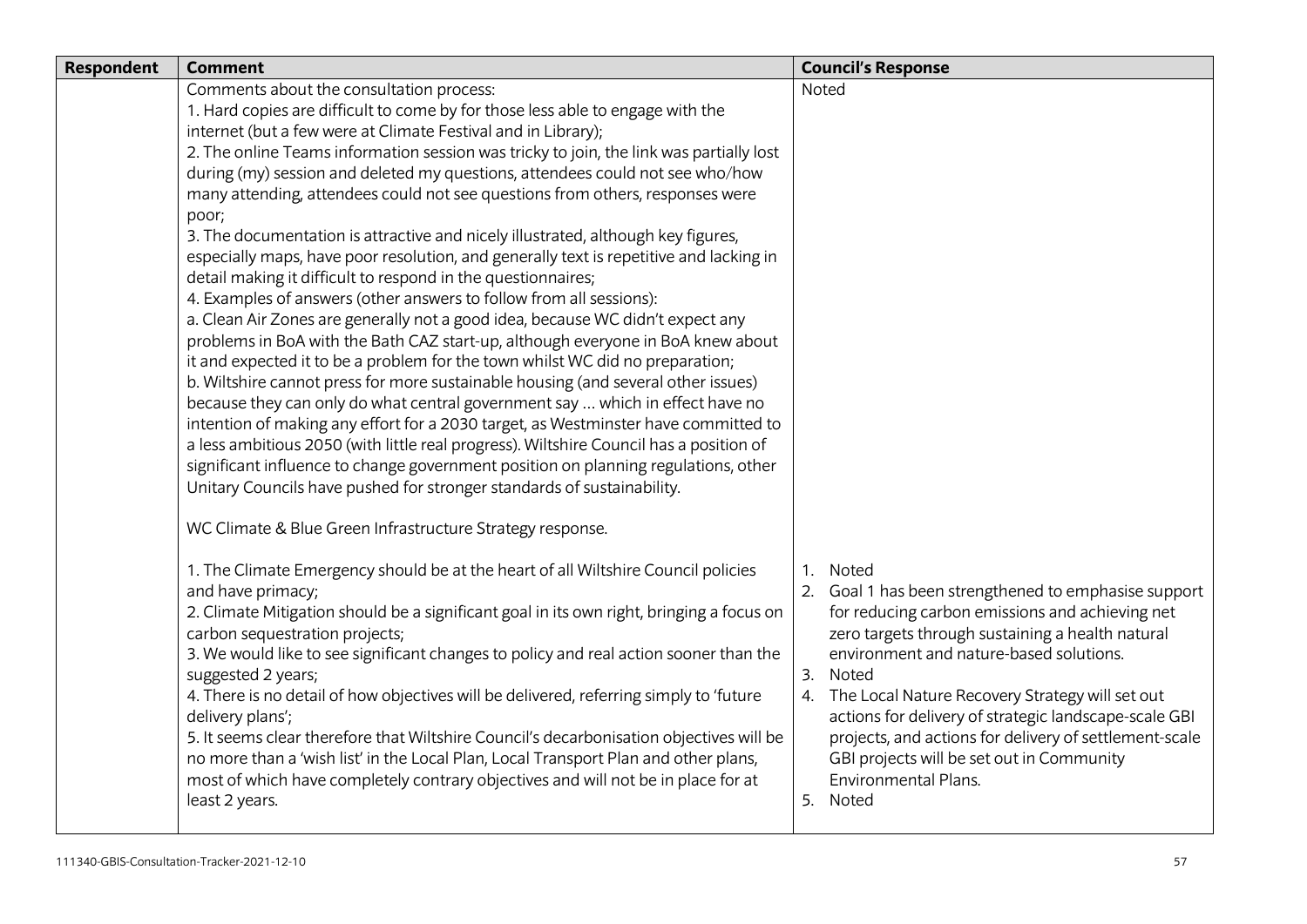| Respondent | Comment | Council's Response |
|---|---|---|
| | Comments about the consultation process:<br>1. Hard copies are difficult to come by for those less able to engage with the internet (but a few were at Climate Festival and in Library);<br>2. The online Teams information session was tricky to join, the link was partially lost during (my) session and deleted my questions, attendees could not see who/how many attending, attendees could not see questions from others, responses were poor;<br>3. The documentation is attractive and nicely illustrated, although key figures, especially maps, have poor resolution, and generally text is repetitive and lacking in detail making it difficult to respond in the questionnaires;<br>4. Examples of answers (other answers to follow from all sessions):<br>a. Clean Air Zones are generally not a good idea, because WC didn't expect any problems in BoA with the Bath CAZ start-up, although everyone in BoA knew about it and expected it to be a problem for the town whilst WC did no preparation;<br>b. Wiltshire cannot press for more sustainable housing (and several other issues) because they can only do what central government say … which in effect have no intention of making any effort for a 2030 target, as Westminster have committed to a less ambitious 2050 (with little real progress). Wiltshire Council has a position of significant influence to change government position on planning regulations, other Unitary Councils have pushed for stronger standards of sustainability.<br><br>WC Climate & Blue Green Infrastructure Strategy response.<br><br>1. The Climate Emergency should be at the heart of all Wiltshire Council policies and have primacy;<br>2. Climate Mitigation should be a significant goal in its own right, bringing a focus on carbon sequestration projects;<br>3. We would like to see significant changes to policy and real action sooner than the suggested 2 years;<br>4. There is no detail of how objectives will be delivered, referring simply to 'future delivery plans';<br>5. It seems clear therefore that Wiltshire Council's decarbonisation objectives will be no more than a 'wish list' in the Local Plan, Local Transport Plan and other plans, most of which have completely contrary objectives and will not be in place for at least 2 years. | Noted<br><br>1. Noted<br>2. Goal 1 has been strengthened to emphasise support for reducing carbon emissions and achieving net zero targets through sustaining a health natural environment and nature-based solutions.<br>3. Noted<br>4. The Local Nature Recovery Strategy will set out actions for delivery of strategic landscape-scale GBI projects, and actions for delivery of settlement-scale GBI projects will be set out in Community Environmental Plans.<br>5. Noted |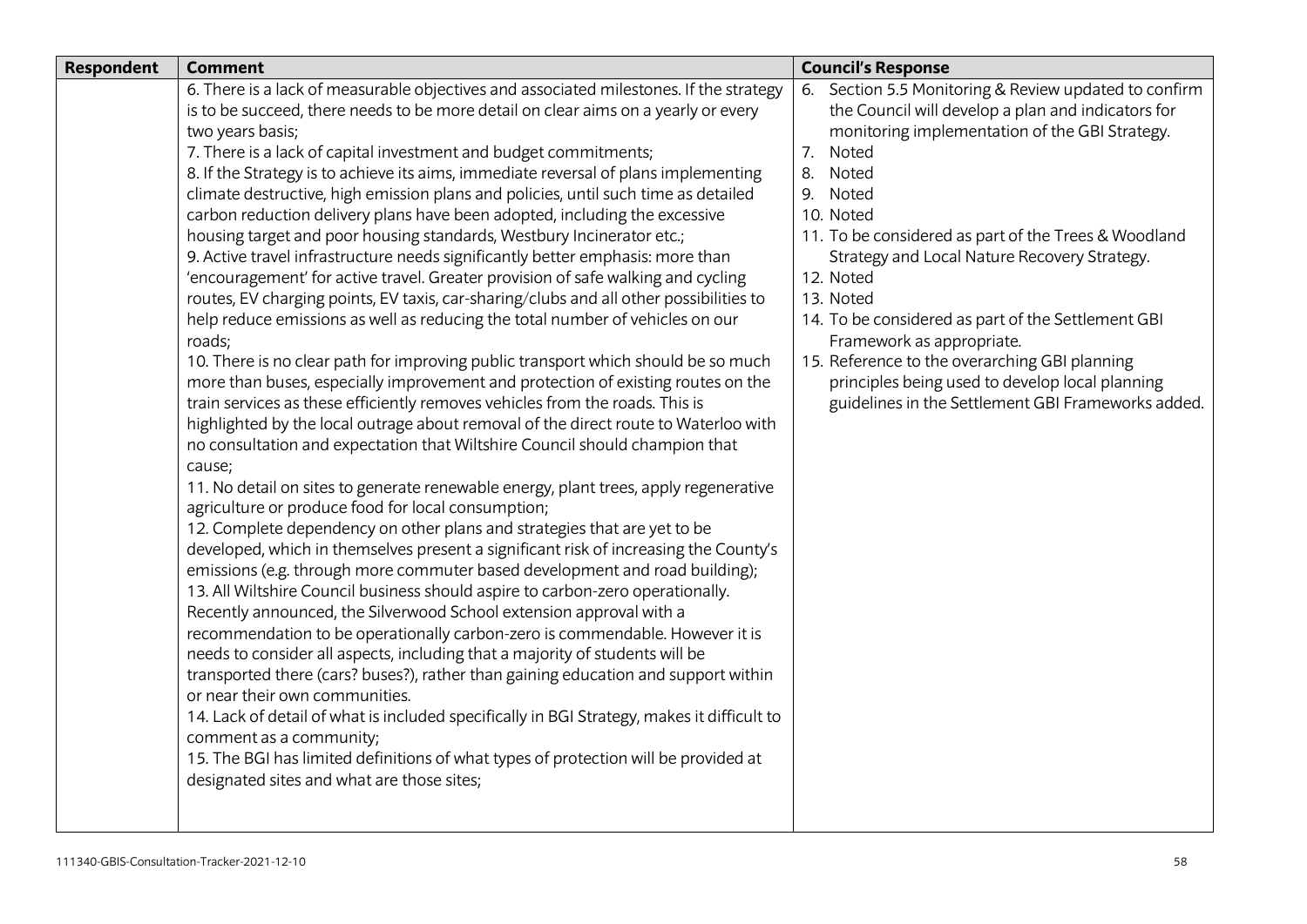| Respondent | Comment | Council's Response |
|---|---|---|
| | 6. There is a lack of measurable objectives and associated milestones. If the strategy is to be succeed, there needs to be more detail on clear aims on a yearly or every two years basis;<br>7. There is a lack of capital investment and budget commitments;<br>8. If the Strategy is to achieve its aims, immediate reversal of plans implementing climate destructive, high emission plans and policies, until such time as detailed carbon reduction delivery plans have been adopted, including the excessive housing target and poor housing standards, Westbury Incinerator etc.;<br>9. Active travel infrastructure needs significantly better emphasis: more than 'encouragement' for active travel. Greater provision of safe walking and cycling routes, EV charging points, EV taxis, car-sharing/clubs and all other possibilities to help reduce emissions as well as reducing the total number of vehicles on our roads;<br>10. There is no clear path for improving public transport which should be so much more than buses, especially improvement and protection of existing routes on the train services as these efficiently removes vehicles from the roads. This is highlighted by the local outrage about removal of the direct route to Waterloo with no consultation and expectation that Wiltshire Council should champion that cause;<br>11. No detail on sites to generate renewable energy, plant trees, apply regenerative agriculture or produce food for local consumption;<br>12. Complete dependency on other plans and strategies that are yet to be developed, which in themselves present a significant risk of increasing the County's emissions (e.g. through more commuter based development and road building);<br>13. All Wiltshire Council business should aspire to carbon-zero operationally. Recently announced, the Silverwood School extension approval with a recommendation to be operationally carbon-zero is commendable. However it is needs to consider all aspects, including that a majority of students will be transported there (cars? buses?), rather than gaining education and support within or near their own communities.<br>14. Lack of detail of what is included specifically in BGI Strategy, makes it difficult to comment as a community;<br>15. The BGI has limited definitions of what types of protection will be provided at designated sites and what are those sites; | 6. Section 5.5 Monitoring & Review updated to confirm the Council will develop a plan and indicators for monitoring implementation of the GBI Strategy.<br>7. Noted<br>8. Noted<br>9. Noted<br>10. Noted<br>11. To be considered as part of the Trees & Woodland Strategy and Local Nature Recovery Strategy.<br>12. Noted<br>13. Noted<br>14. To be considered as part of the Settlement GBI Framework as appropriate.<br>15. Reference to the overarching GBI planning principles being used to develop local planning guidelines in the Settlement GBI Frameworks added. |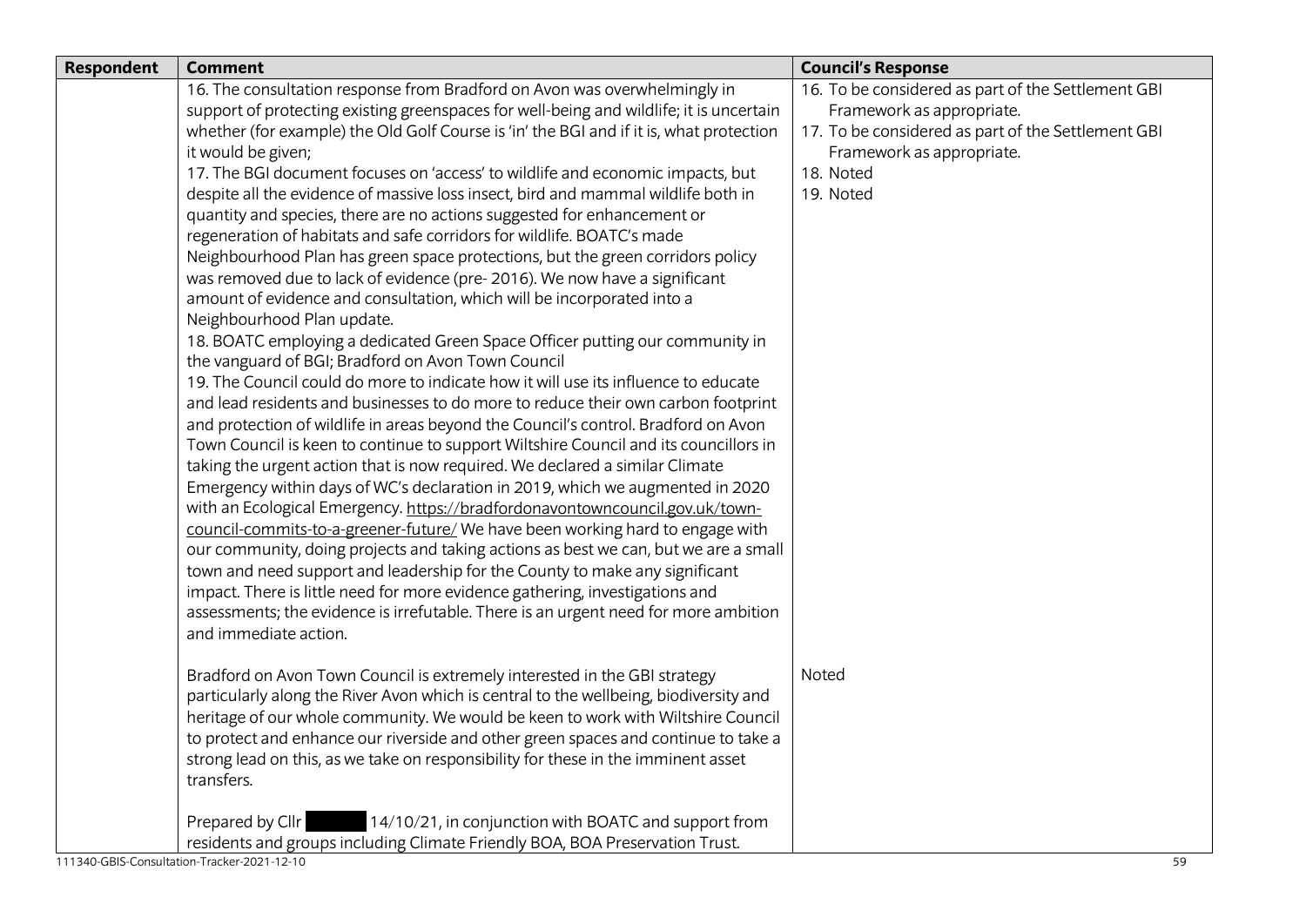| Respondent | Comment | Council's Response |
|---|---|---|
| | 16. The consultation response from Bradford on Avon was overwhelmingly in support of protecting existing greenspaces for well-being and wildlife; it is uncertain whether (for example) the Old Golf Course is 'in' the BGI and if it is, what protection it would be given;<br>17. The BGI document focuses on 'access' to wildlife and economic impacts, but despite all the evidence of massive loss insect, bird and mammal wildlife both in quantity and species, there are no actions suggested for enhancement or regeneration of habitats and safe corridors for wildlife. BOATC's made Neighbourhood Plan has green space protections, but the green corridors policy was removed due to lack of evidence (pre- 2016). We now have a significant amount of evidence and consultation, which will be incorporated into a Neighbourhood Plan update.<br>18. BOATC employing a dedicated Green Space Officer putting our community in the vanguard of BGI; Bradford on Avon Town Council<br>19. The Council could do more to indicate how it will use its influence to educate and lead residents and businesses to do more to reduce their own carbon footprint and protection of wildlife in areas beyond the Council's control. Bradford on Avon Town Council is keen to continue to support Wiltshire Council and its councillors in taking the urgent action that is now required. We declared a similar Climate Emergency within days of WC's declaration in 2019, which we augmented in 2020 with an Ecological Emergency. https://bradfordonavontowncouncil.gov.uk/town-council-commits-to-a-greener-future/ We have been working hard to engage with our community, doing projects and taking actions as best we can, but we are a small town and need support and leadership for the County to make any significant impact. There is little need for more evidence gathering, investigations and assessments; the evidence is irrefutable. There is an urgent need for more ambition and immediate action. | 16. To be considered as part of the Settlement GBI Framework as appropriate.<br>17. To be considered as part of the Settlement GBI Framework as appropriate.<br>18. Noted<br>19. Noted |
| | Bradford on Avon Town Council is extremely interested in the GBI strategy particularly along the River Avon which is central to the wellbeing, biodiversity and heritage of our whole community. We would be keen to work with Wiltshire Council to protect and enhance our riverside and other green spaces and continue to take a strong lead on this, as we take on responsibility for these in the imminent asset transfers.<br><br>Prepared by Cllr [redacted] 14/10/21, in conjunction with BOATC and support from residents and groups including Climate Friendly BOA, BOA Preservation Trust. | Noted |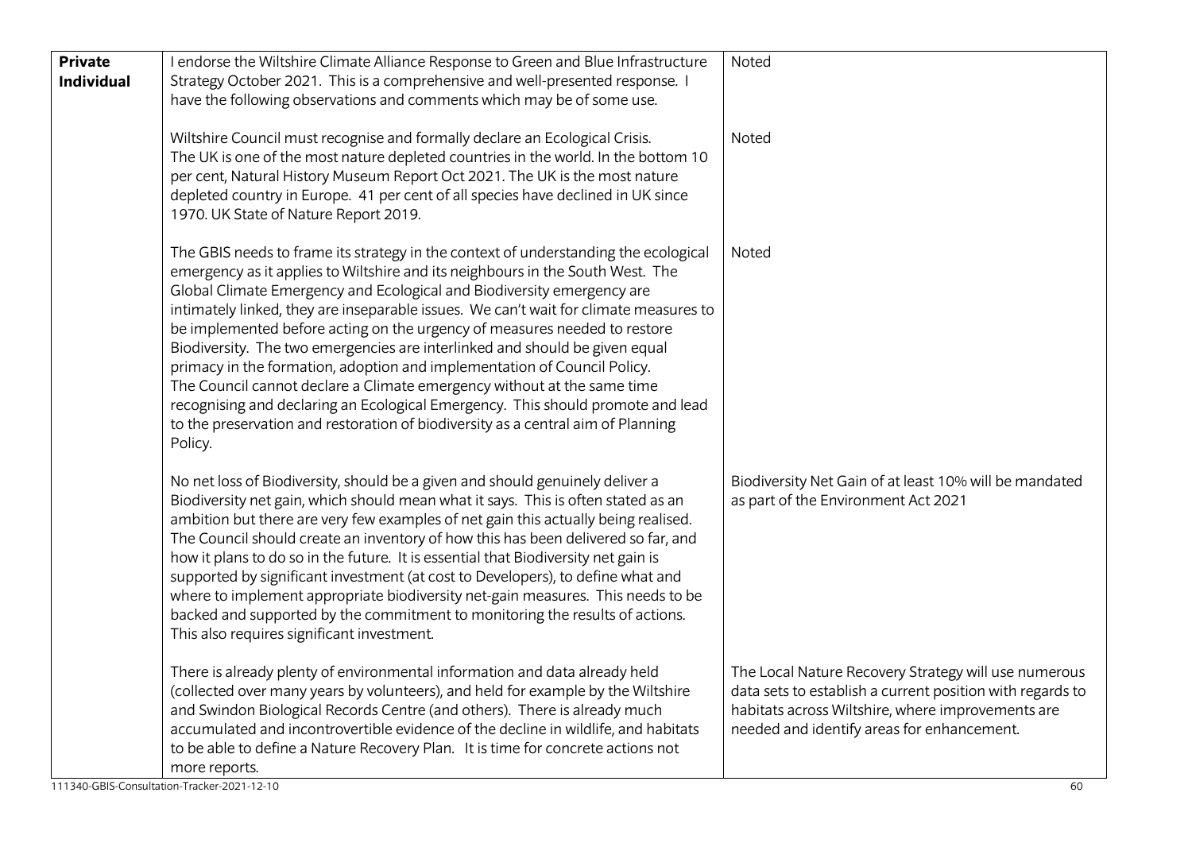| Private Individual | I endorse the Wiltshire Climate Alliance Response to Green and Blue Infrastructure Strategy October 2021. This is a comprehensive and well-presented response. I have the following observations and comments which may be of some use. | Noted |
|---|---|---|
| | Wiltshire Council must recognise and formally declare an Ecological Crisis. The UK is one of the most nature depleted countries in the world. In the bottom 10 per cent, Natural History Museum Report Oct 2021. The UK is the most nature depleted country in Europe. 41 per cent of all species have declined in UK since 1970. UK State of Nature Report 2019. | Noted |
| | The GBIS needs to frame its strategy in the context of understanding the ecological emergency as it applies to Wiltshire and its neighbours in the South West. The Global Climate Emergency and Ecological and Biodiversity emergency are intimately linked, they are inseparable issues. We can't wait for climate measures to be implemented before acting on the urgency of measures needed to restore Biodiversity. The two emergencies are interlinked and should be given equal primacy in the formation, adoption and implementation of Council Policy. The Council cannot declare a Climate emergency without at the same time recognising and declaring an Ecological Emergency. This should promote and lead to the preservation and restoration of biodiversity as a central aim of Planning Policy. | Noted |
| | No net loss of Biodiversity, should be a given and should genuinely deliver a Biodiversity net gain, which should mean what it says. This is often stated as an ambition but there are very few examples of net gain this actually being realised. The Council should create an inventory of how this has been delivered so far, and how it plans to do so in the future. It is essential that Biodiversity net gain is supported by significant investment (at cost to Developers), to define what and where to implement appropriate biodiversity net-gain measures. This needs to be backed and supported by the commitment to monitoring the results of actions. This also requires significant investment. | Biodiversity Net Gain of at least 10% will be mandated as part of the Environment Act 2021 |
| | There is already plenty of environmental information and data already held (collected over many years by volunteers), and held for example by the Wiltshire and Swindon Biological Records Centre (and others). There is already much accumulated and incontrovertible evidence of the decline in wildlife, and habitats to be able to define a Nature Recovery Plan. It is time for concrete actions not more reports. | The Local Nature Recovery Strategy will use numerous data sets to establish a current position with regards to habitats across Wiltshire, where improvements are needed and identify areas for enhancement. |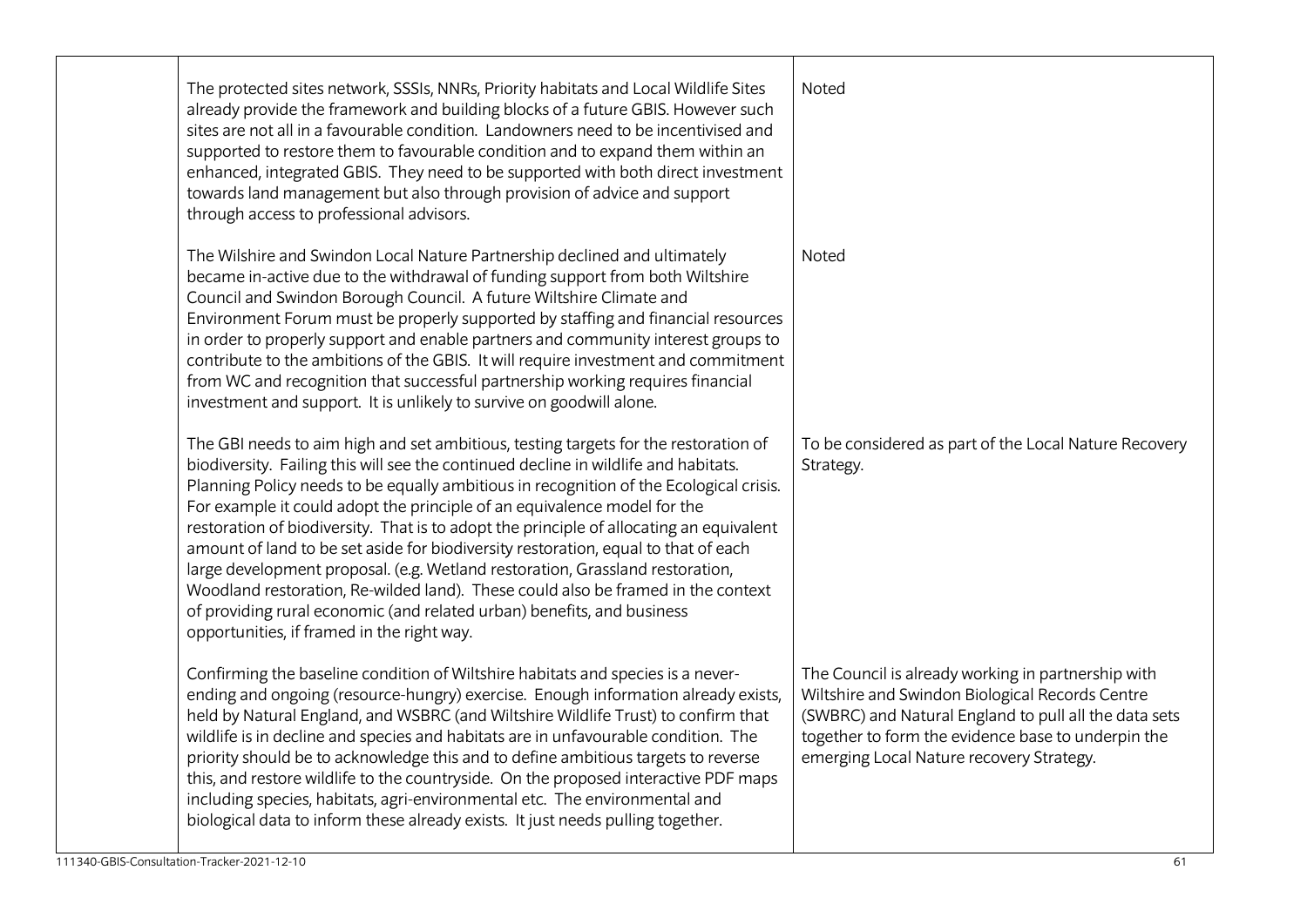| | | |
|---|---|---|
| | The protected sites network, SSSIs, NNRs, Priority habitats and Local Wildlife Sites already provide the framework and building blocks of a future GBIS. However such sites are not all in a favourable condition. Landowners need to be incentivised and supported to restore them to favourable condition and to expand them within an enhanced, integrated GBIS. They need to be supported with both direct investment towards land management but also through provision of advice and support through access to professional advisors. | Noted |
| | The Wilshire and Swindon Local Nature Partnership declined and ultimately became in-active due to the withdrawal of funding support from both Wiltshire Council and Swindon Borough Council. A future Wiltshire Climate and Environment Forum must be properly supported by staffing and financial resources in order to properly support and enable partners and community interest groups to contribute to the ambitions of the GBIS. It will require investment and commitment from WC and recognition that successful partnership working requires financial investment and support. It is unlikely to survive on goodwill alone. | Noted |
| | The GBI needs to aim high and set ambitious, testing targets for the restoration of biodiversity. Failing this will see the continued decline in wildlife and habitats. Planning Policy needs to be equally ambitious in recognition of the Ecological crisis. For example it could adopt the principle of an equivalence model for the restoration of biodiversity. That is to adopt the principle of allocating an equivalent amount of land to be set aside for biodiversity restoration, equal to that of each large development proposal. (e.g. Wetland restoration, Grassland restoration, Woodland restoration, Re-wilded land). These could also be framed in the context of providing rural economic (and related urban) benefits, and business opportunities, if framed in the right way. | To be considered as part of the Local Nature Recovery Strategy. |
| | Confirming the baseline condition of Wiltshire habitats and species is a never-ending and ongoing (resource-hungry) exercise. Enough information already exists, held by Natural England, and WSBRC (and Wiltshire Wildlife Trust) to confirm that wildlife is in decline and species and habitats are in unfavourable condition. The priority should be to acknowledge this and to define ambitious targets to reverse this, and restore wildlife to the countryside. On the proposed interactive PDF maps including species, habitats, agri-environmental etc. The environmental and biological data to inform these already exists. It just needs pulling together. | The Council is already working in partnership with Wiltshire and Swindon Biological Records Centre (SWBRC) and Natural England to pull all the data sets together to form the evidence base to underpin the emerging Local Nature recovery Strategy. |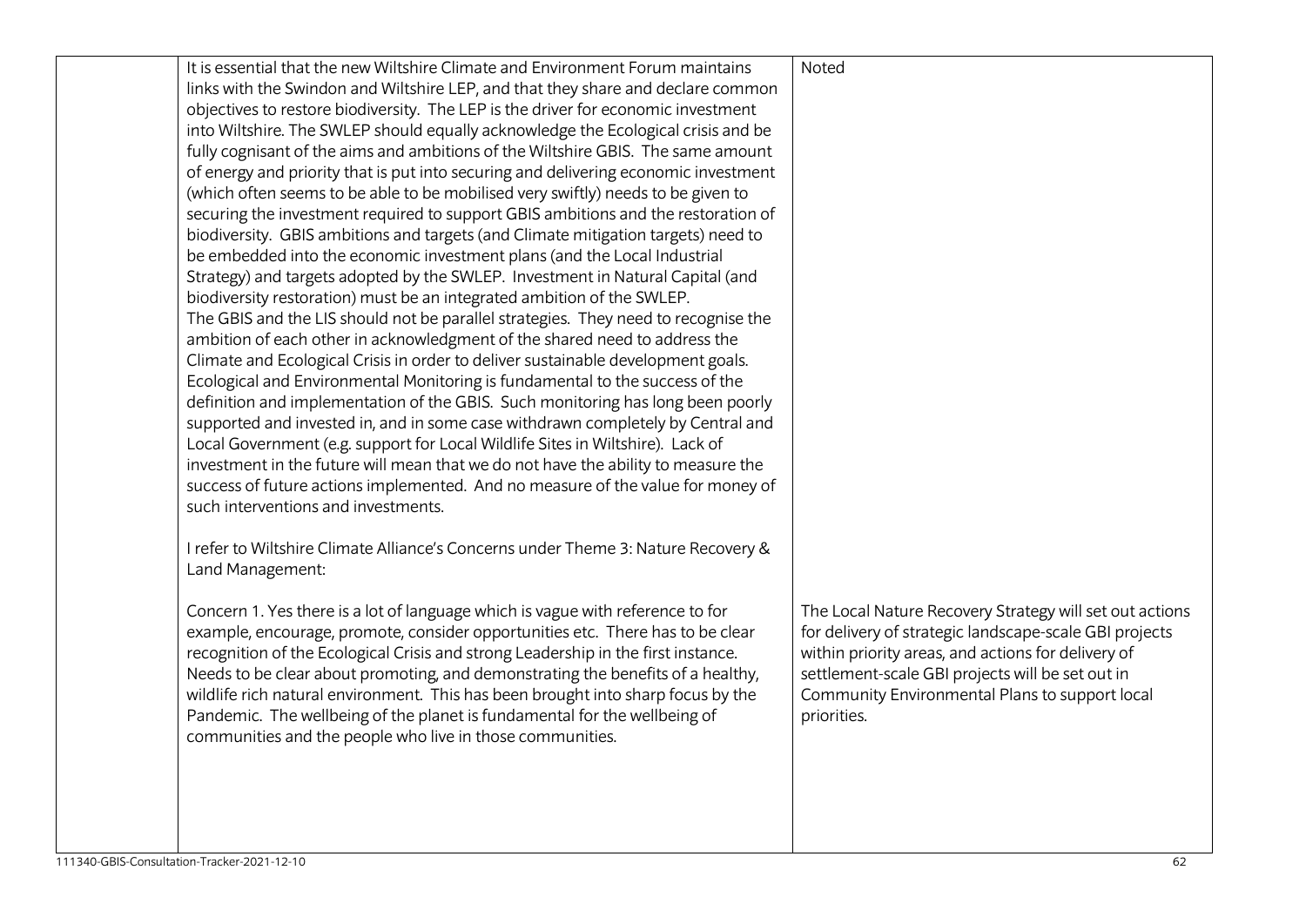|  |  |  |
|---|---|---|
|  | It is essential that the new Wiltshire Climate and Environment Forum maintains links with the Swindon and Wiltshire LEP, and that they share and declare common objectives to restore biodiversity. The LEP is the driver for economic investment into Wiltshire. The SWLEP should equally acknowledge the Ecological crisis and be fully cognisant of the aims and ambitions of the Wiltshire GBIS. The same amount of energy and priority that is put into securing and delivering economic investment (which often seems to be able to be mobilised very swiftly) needs to be given to securing the investment required to support GBIS ambitions and the restoration of biodiversity. GBIS ambitions and targets (and Climate mitigation targets) need to be embedded into the economic investment plans (and the Local Industrial Strategy) and targets adopted by the SWLEP. Investment in Natural Capital (and biodiversity restoration) must be an integrated ambition of the SWLEP.<br>The GBIS and the LIS should not be parallel strategies. They need to recognise the ambition of each other in acknowledgment of the shared need to address the Climate and Ecological Crisis in order to deliver sustainable development goals.<br>Ecological and Environmental Monitoring is fundamental to the success of the definition and implementation of the GBIS. Such monitoring has long been poorly supported and invested in, and in some case withdrawn completely by Central and Local Government (e.g. support for Local Wildlife Sites in Wiltshire). Lack of investment in the future will mean that we do not have the ability to measure the success of future actions implemented. And no measure of the value for money of such interventions and investments.<br><br>I refer to Wiltshire Climate Alliance's Concerns under Theme 3: Nature Recovery & Land Management: | Noted |
|  | Concern 1. Yes there is a lot of language which is vague with reference to for example, encourage, promote, consider opportunities etc. There has to be clear recognition of the Ecological Crisis and strong Leadership in the first instance. Needs to be clear about promoting, and demonstrating the benefits of a healthy, wildlife rich natural environment. This has been brought into sharp focus by the Pandemic. The wellbeing of the planet is fundamental for the wellbeing of communities and the people who live in those communities. | The Local Nature Recovery Strategy will set out actions for delivery of strategic landscape-scale GBI projects within priority areas, and actions for delivery of settlement-scale GBI projects will be set out in Community Environmental Plans to support local priorities. |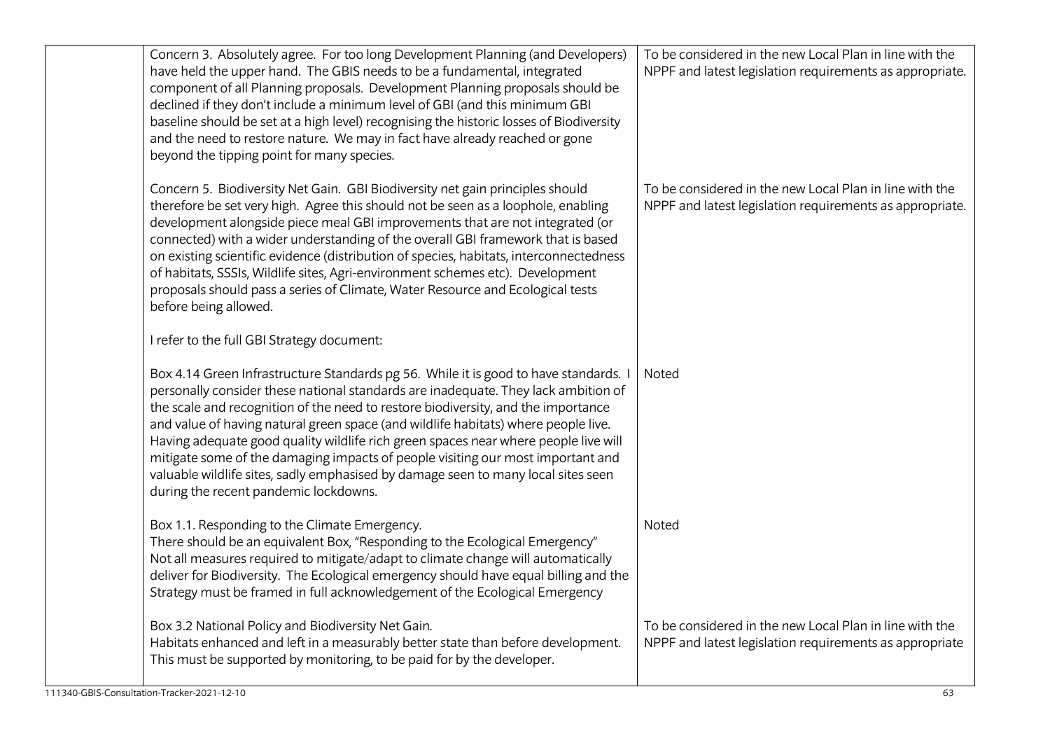| | | |
|---|---|---|
| | Concern 3. Absolutely agree. For too long Development Planning (and Developers) have held the upper hand. The GBIS needs to be a fundamental, integrated component of all Planning proposals. Development Planning proposals should be declined if they don't include a minimum level of GBI (and this minimum GBI baseline should be set at a high level) recognising the historic losses of Biodiversity and the need to restore nature. We may in fact have already reached or gone beyond the tipping point for many species. | To be considered in the new Local Plan in line with the NPPF and latest legislation requirements as appropriate. |
| | Concern 5. Biodiversity Net Gain. GBI Biodiversity net gain principles should therefore be set very high. Agree this should not be seen as a loophole, enabling development alongside piece meal GBI improvements that are not integrated (or connected) with a wider understanding of the overall GBI framework that is based on existing scientific evidence (distribution of species, habitats, interconnectedness of habitats, SSSIs, Wildlife sites, Agri-environment schemes etc). Development proposals should pass a series of Climate, Water Resource and Ecological tests before being allowed.<br><br>I refer to the full GBI Strategy document: | To be considered in the new Local Plan in line with the NPPF and latest legislation requirements as appropriate. |
| | Box 4.14 Green Infrastructure Standards pg 56. While it is good to have standards. I personally consider these national standards are inadequate. They lack ambition of the scale and recognition of the need to restore biodiversity, and the importance and value of having natural green space (and wildlife habitats) where people live. Having adequate good quality wildlife rich green spaces near where people live will mitigate some of the damaging impacts of people visiting our most important and valuable wildlife sites, sadly emphasised by damage seen to many local sites seen during the recent pandemic lockdowns. | Noted |
| | Box 1.1. Responding to the Climate Emergency.<br>There should be an equivalent Box, "Responding to the Ecological Emergency"<br>Not all measures required to mitigate/adapt to climate change will automatically deliver for Biodiversity. The Ecological emergency should have equal billing and the Strategy must be framed in full acknowledgement of the Ecological Emergency | Noted |
| | Box 3.2 National Policy and Biodiversity Net Gain.<br>Habitats enhanced and left in a measurably better state than before development. This must be supported by monitoring, to be paid for by the developer. | To be considered in the new Local Plan in line with the NPPF and latest legislation requirements as appropriate |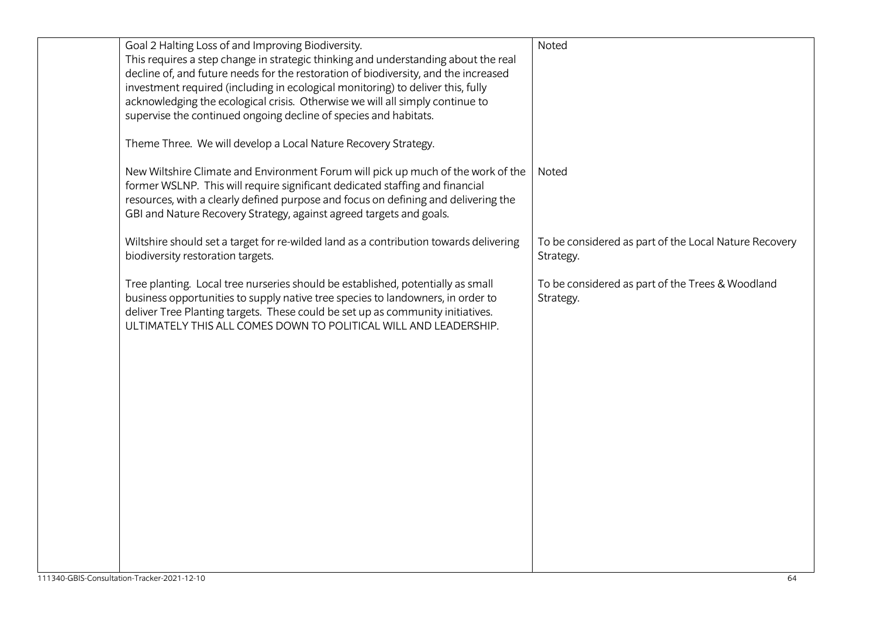|  |  |  |
|---|---|---|
|  | Goal 2 Halting Loss of and Improving Biodiversity.<br>This requires a step change in strategic thinking and understanding about the real decline of, and future needs for the restoration of biodiversity, and the increased investment required (including in ecological monitoring) to deliver this, fully acknowledging the ecological crisis. Otherwise we will all simply continue to supervise the continued ongoing decline of species and habitats.<br><br>Theme Three. We will develop a Local Nature Recovery Strategy. | Noted |
|  | New Wiltshire Climate and Environment Forum will pick up much of the work of the former WSLNP. This will require significant dedicated staffing and financial resources, with a clearly defined purpose and focus on defining and delivering the GBI and Nature Recovery Strategy, against agreed targets and goals. | Noted |
|  | Wiltshire should set a target for re-wilded land as a contribution towards delivering biodiversity restoration targets. | To be considered as part of the Local Nature Recovery Strategy. |
|  | Tree planting. Local tree nurseries should be established, potentially as small business opportunities to supply native tree species to landowners, in order to deliver Tree Planting targets. These could be set up as community initiatives.<br>ULTIMATELY THIS ALL COMES DOWN TO POLITICAL WILL AND LEADERSHIP. | To be considered as part of the Trees & Woodland Strategy. |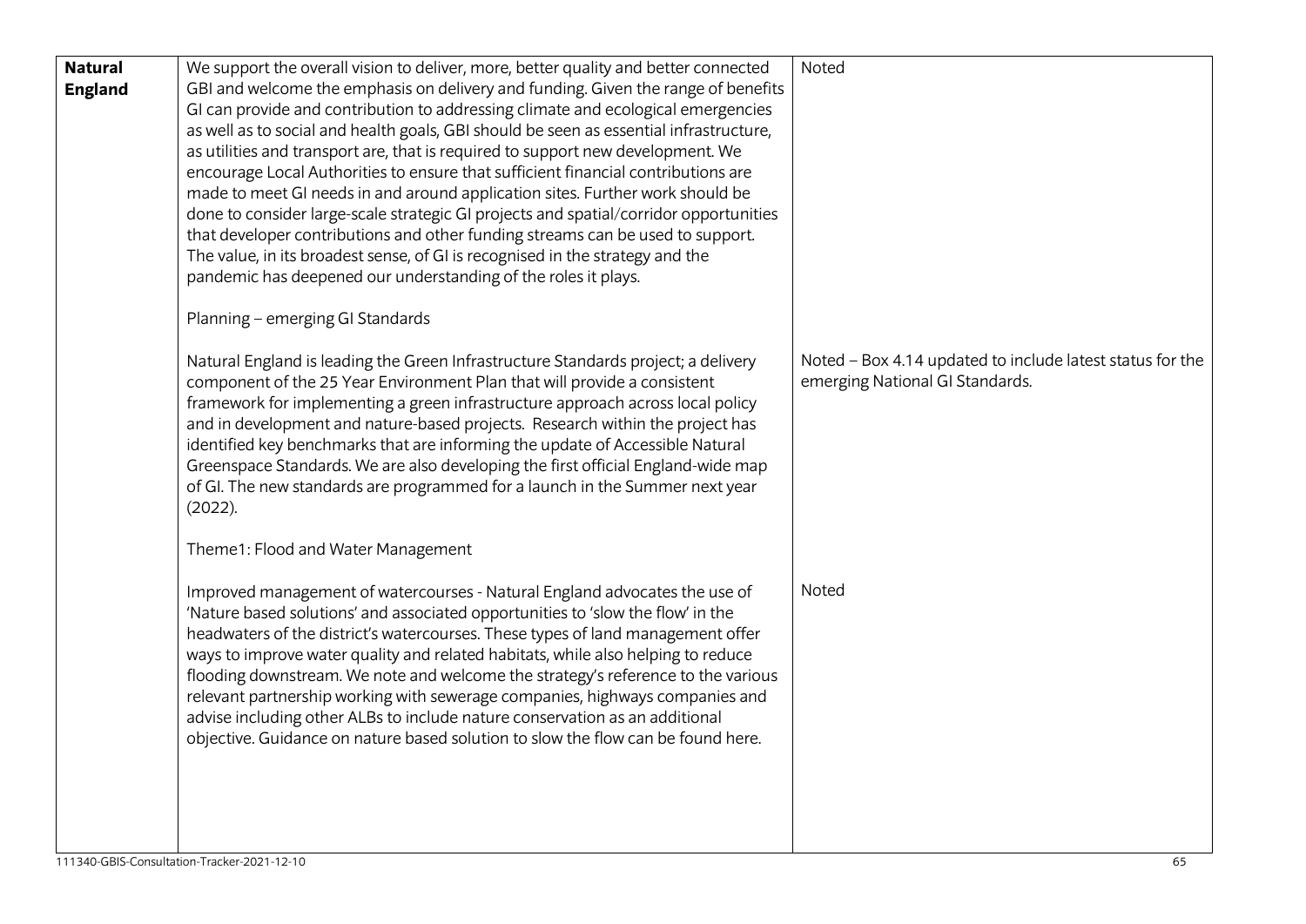| | | |
|---|---|---|
| **Natural England** | We support the overall vision to deliver, more, better quality and better connected GBI and welcome the emphasis on delivery and funding. Given the range of benefits GI can provide and contribution to addressing climate and ecological emergencies as well as to social and health goals, GBI should be seen as essential infrastructure, as utilities and transport are, that is required to support new development. We encourage Local Authorities to ensure that sufficient financial contributions are made to meet GI needs in and around application sites. Further work should be done to consider large-scale strategic GI projects and spatial/corridor opportunities that developer contributions and other funding streams can be used to support. The value, in its broadest sense, of GI is recognised in the strategy and the pandemic has deepened our understanding of the roles it plays. | Noted |
| | Planning – emerging GI Standards<br><br>Natural England is leading the Green Infrastructure Standards project; a delivery component of the 25 Year Environment Plan that will provide a consistent framework for implementing a green infrastructure approach across local policy and in development and nature-based projects. Research within the project has identified key benchmarks that are informing the update of Accessible Natural Greenspace Standards. We are also developing the first official England-wide map of GI. The new standards are programmed for a launch in the Summer next year (2022). | Noted – Box 4.14 updated to include latest status for the emerging National GI Standards. |
| | Theme1: Flood and Water Management<br><br>Improved management of watercourses - Natural England advocates the use of 'Nature based solutions' and associated opportunities to 'slow the flow' in the headwaters of the district's watercourses. These types of land management offer ways to improve water quality and related habitats, while also helping to reduce flooding downstream. We note and welcome the strategy's reference to the various relevant partnership working with sewerage companies, highways companies and advise including other ALBs to include nature conservation as an additional objective. Guidance on nature based solution to slow the flow can be found here. | Noted |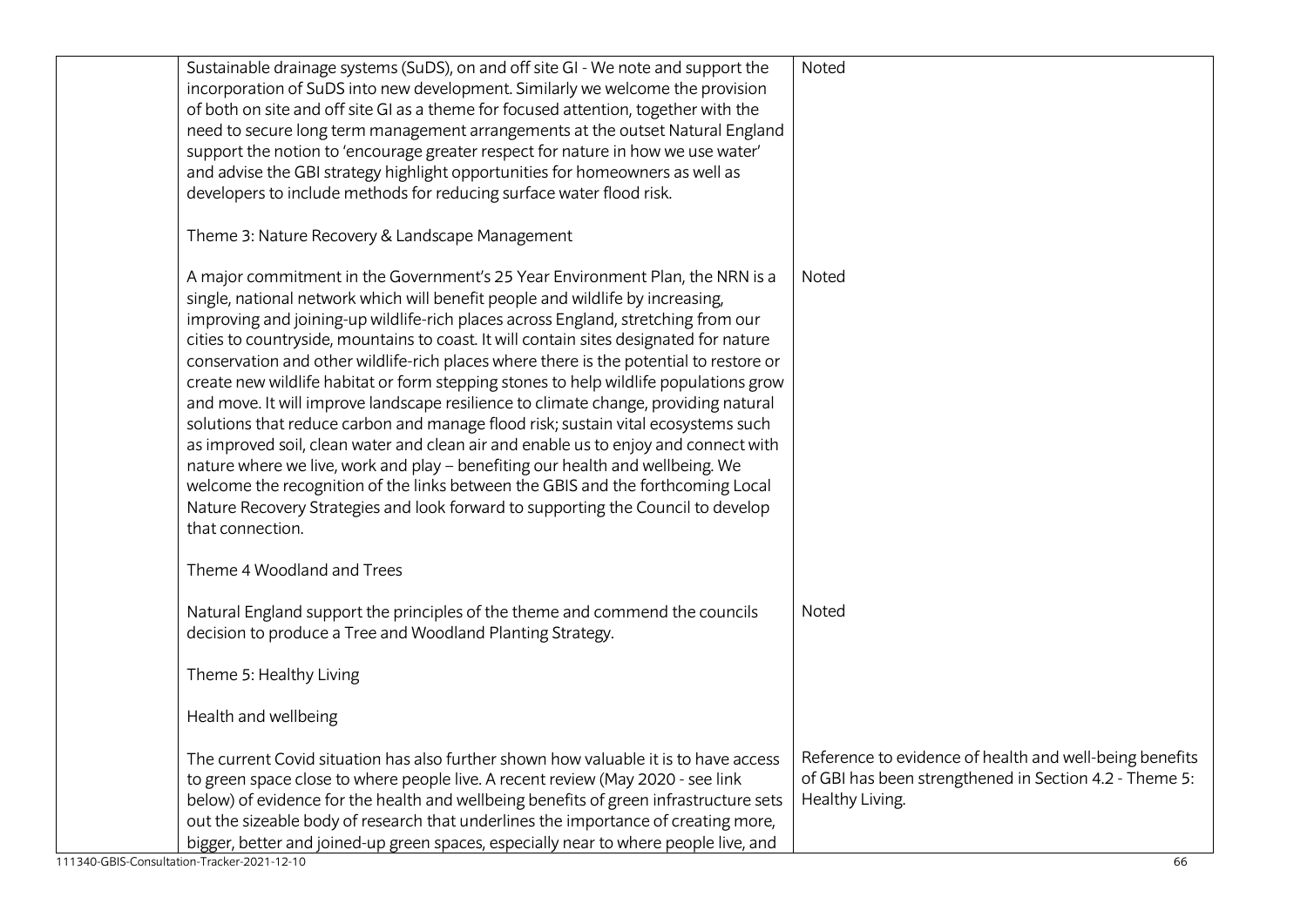| | | |
|---|---|---|
| | Sustainable drainage systems (SuDS), on and off site GI - We note and support the incorporation of SuDS into new development. Similarly we welcome the provision of both on site and off site GI as a theme for focused attention, together with the need to secure long term management arrangements at the outset Natural England support the notion to 'encourage greater respect for nature in how we use water' and advise the GBI strategy highlight opportunities for homeowners as well as developers to include methods for reducing surface water flood risk.<br><br>Theme 3: Nature Recovery & Landscape Management | Noted |
| | A major commitment in the Government's 25 Year Environment Plan, the NRN is a single, national network which will benefit people and wildlife by increasing, improving and joining-up wildlife-rich places across England, stretching from our cities to countryside, mountains to coast. It will contain sites designated for nature conservation and other wildlife-rich places where there is the potential to restore or create new wildlife habitat or form stepping stones to help wildlife populations grow and move. It will improve landscape resilience to climate change, providing natural solutions that reduce carbon and manage flood risk; sustain vital ecosystems such as improved soil, clean water and clean air and enable us to enjoy and connect with nature where we live, work and play – benefiting our health and wellbeing. We welcome the recognition of the links between the GBIS and the forthcoming Local Nature Recovery Strategies and look forward to supporting the Council to develop that connection.<br><br>Theme 4 Woodland and Trees | Noted |
| | Natural England support the principles of the theme and commend the councils decision to produce a Tree and Woodland Planting Strategy.<br><br>Theme 5: Healthy Living<br><br>Health and wellbeing | Noted |
| | The current Covid situation has also further shown how valuable it is to have access to green space close to where people live. A recent review (May 2020 - see link below) of evidence for the health and wellbeing benefits of green infrastructure sets out the sizeable body of research that underlines the importance of creating more, bigger, better and joined-up green spaces, especially near to where people live, and | Reference to evidence of health and well-being benefits of GBI has been strengthened in Section 4.2 - Theme 5: Healthy Living. |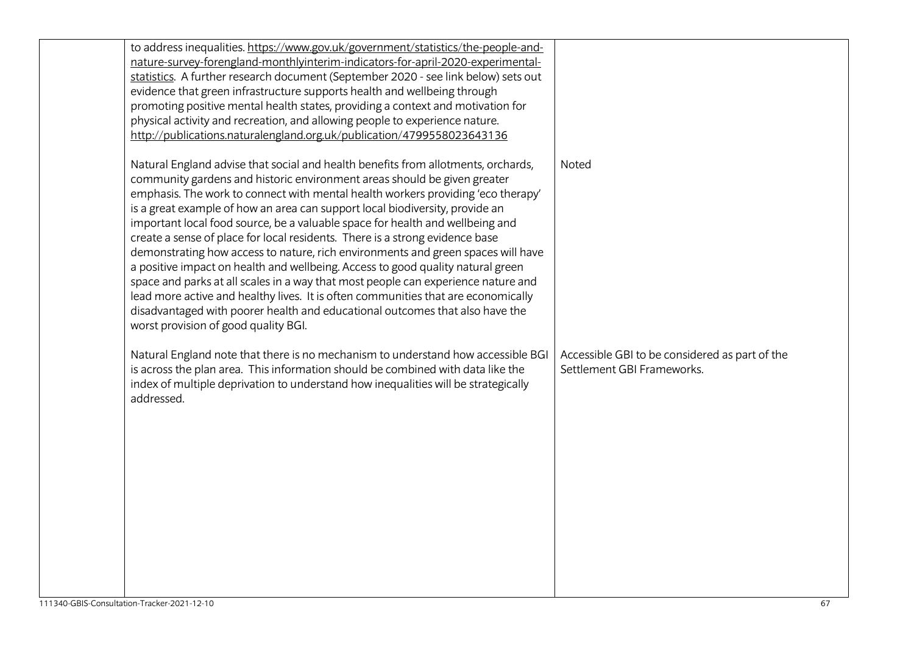| | | |
|---|---|---|
| | to address inequalities. https://www.gov.uk/government/statistics/the-people-and-nature-survey-forengland-monthlyinterim-indicators-for-april-2020-experimental-statistics. A further research document (September 2020 - see link below) sets out evidence that green infrastructure supports health and wellbeing through promoting positive mental health states, providing a context and motivation for physical activity and recreation, and allowing people to experience nature. http://publications.naturalengland.org.uk/publication/4799558023643136 | |
| | Natural England advise that social and health benefits from allotments, orchards, community gardens and historic environment areas should be given greater emphasis. The work to connect with mental health workers providing 'eco therapy' is a great example of how an area can support local biodiversity, provide an important local food source, be a valuable space for health and wellbeing and create a sense of place for local residents. There is a strong evidence base demonstrating how access to nature, rich environments and green spaces will have a positive impact on health and wellbeing. Access to good quality natural green space and parks at all scales in a way that most people can experience nature and lead more active and healthy lives. It is often communities that are economically disadvantaged with poorer health and educational outcomes that also have the worst provision of good quality BGI. | Noted |
| | Natural England note that there is no mechanism to understand how accessible BGI is across the plan area. This information should be combined with data like the index of multiple deprivation to understand how inequalities will be strategically addressed. | Accessible GBI to be considered as part of the Settlement GBI Frameworks. |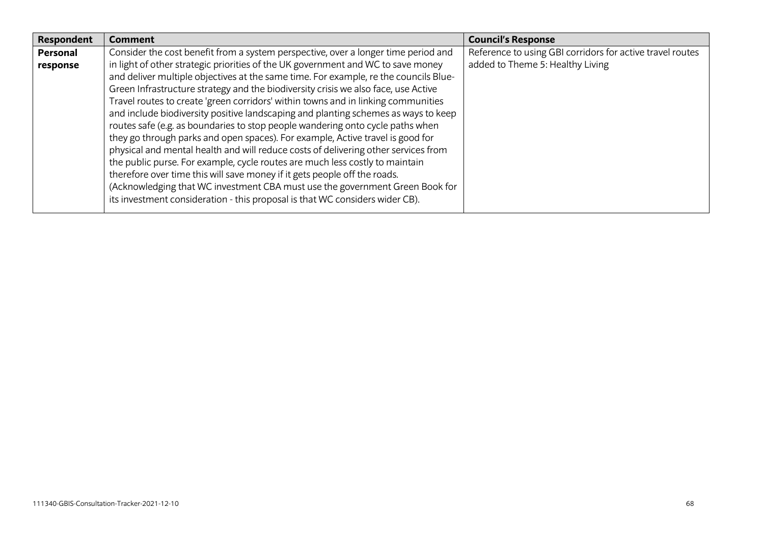| Respondent | Comment | Council's Response |
| --- | --- | --- |
| **Personal response** | Consider the cost benefit from a system perspective, over a longer time period and in light of other strategic priorities of the UK government and WC to save money and deliver multiple objectives at the same time. For example, re the councils Blue-Green Infrastructure strategy and the biodiversity crisis we also face, use Active Travel routes to create 'green corridors' within towns and in linking communities and include biodiversity positive landscaping and planting schemes as ways to keep routes safe (e.g. as boundaries to stop people wandering onto cycle paths when they go through parks and open spaces). For example, Active travel is good for physical and mental health and will reduce costs of delivering other services from the public purse. For example, cycle routes are much less costly to maintain therefore over time this will save money if it gets people off the roads. (Acknowledging that WC investment CBA must use the government Green Book for its investment consideration - this proposal is that WC considers wider CB). | Reference to using GBI corridors for active travel routes added to Theme 5: Healthy Living |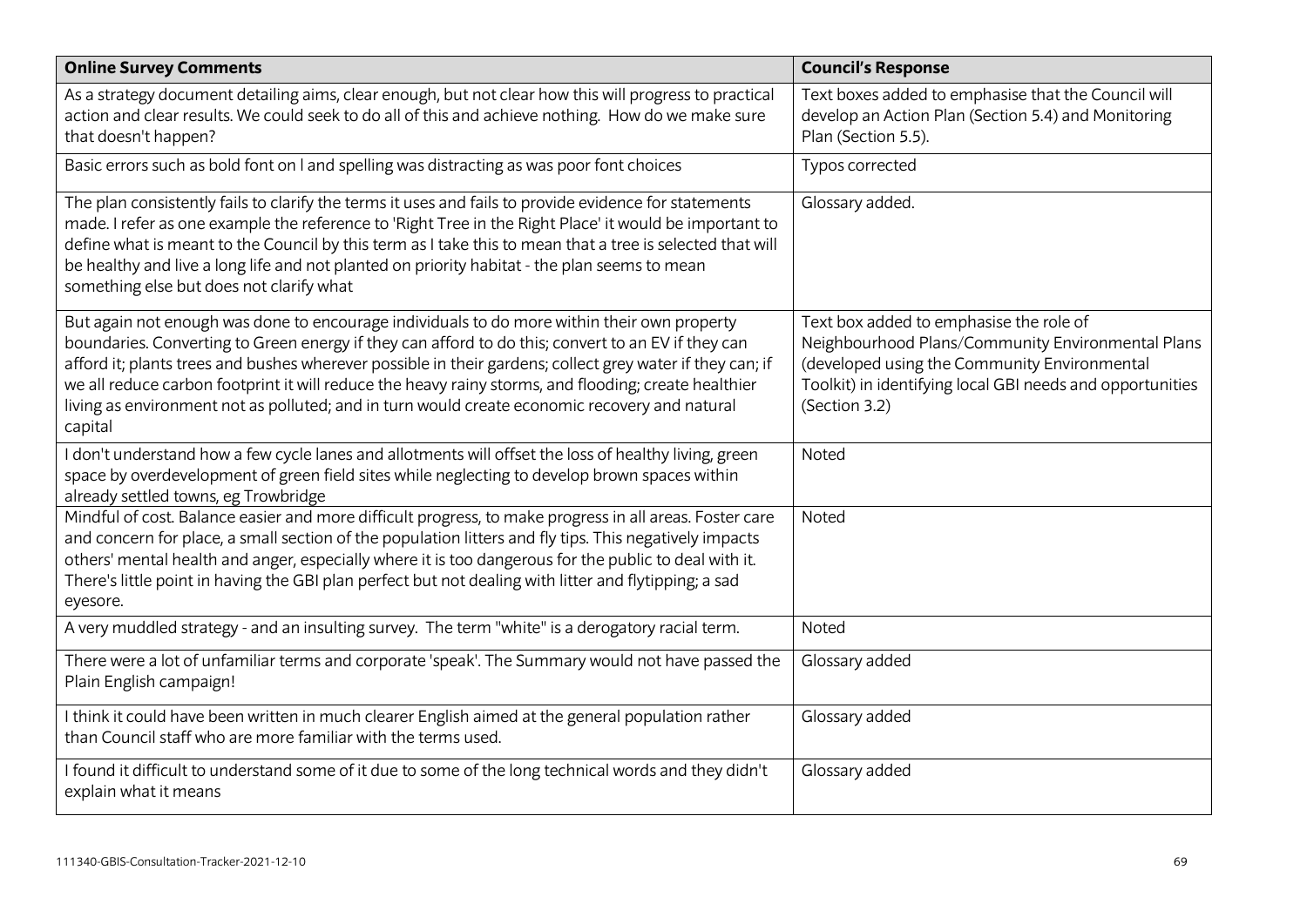| Online Survey Comments | Council's Response |
|---|---|
| As a strategy document detailing aims, clear enough, but not clear how this will progress to practical action and clear results. We could seek to do all of this and achieve nothing. How do we make sure that doesn't happen? | Text boxes added to emphasise that the Council will develop an Action Plan (Section 5.4) and Monitoring Plan (Section 5.5). |
| Basic errors such as bold font on I and spelling was distracting as was poor font choices | Typos corrected |
| The plan consistently fails to clarify the terms it uses and fails to provide evidence for statements made. I refer as one example the reference to 'Right Tree in the Right Place' it would be important to define what is meant to the Council by this term as I take this to mean that a tree is selected that will be healthy and live a long life and not planted on priority habitat - the plan seems to mean something else but does not clarify what | Glossary added. |
| But again not enough was done to encourage individuals to do more within their own property boundaries. Converting to Green energy if they can afford to do this; convert to an EV if they can afford it; plants trees and bushes wherever possible in their gardens; collect grey water if they can; if we all reduce carbon footprint it will reduce the heavy rainy storms, and flooding; create healthier living as environment not as polluted; and in turn would create economic recovery and natural capital | Text box added to emphasise the role of Neighbourhood Plans/Community Environmental Plans (developed using the Community Environmental Toolkit) in identifying local GBI needs and opportunities (Section 3.2) |
| I don't understand how a few cycle lanes and allotments will offset the loss of healthy living, green space by overdevelopment of green field sites while neglecting to develop brown spaces within already settled towns, eg Trowbridge | Noted |
| Mindful of cost. Balance easier and more difficult progress, to make progress in all areas. Foster care and concern for place, a small section of the population litters and fly tips. This negatively impacts others' mental health and anger, especially where it is too dangerous for the public to deal with it. There's little point in having the GBI plan perfect but not dealing with litter and flytipping; a sad eyesore. | Noted |
| A very muddled strategy - and an insulting survey. The term "white" is a derogatory racial term. | Noted |
| There were a lot of unfamiliar terms and corporate 'speak'. The Summary would not have passed the Plain English campaign! | Glossary added |
| I think it could have been written in much clearer English aimed at the general population rather than Council staff who are more familiar with the terms used. | Glossary added |
| I found it difficult to understand some of it due to some of the long technical words and they didn't explain what it means | Glossary added |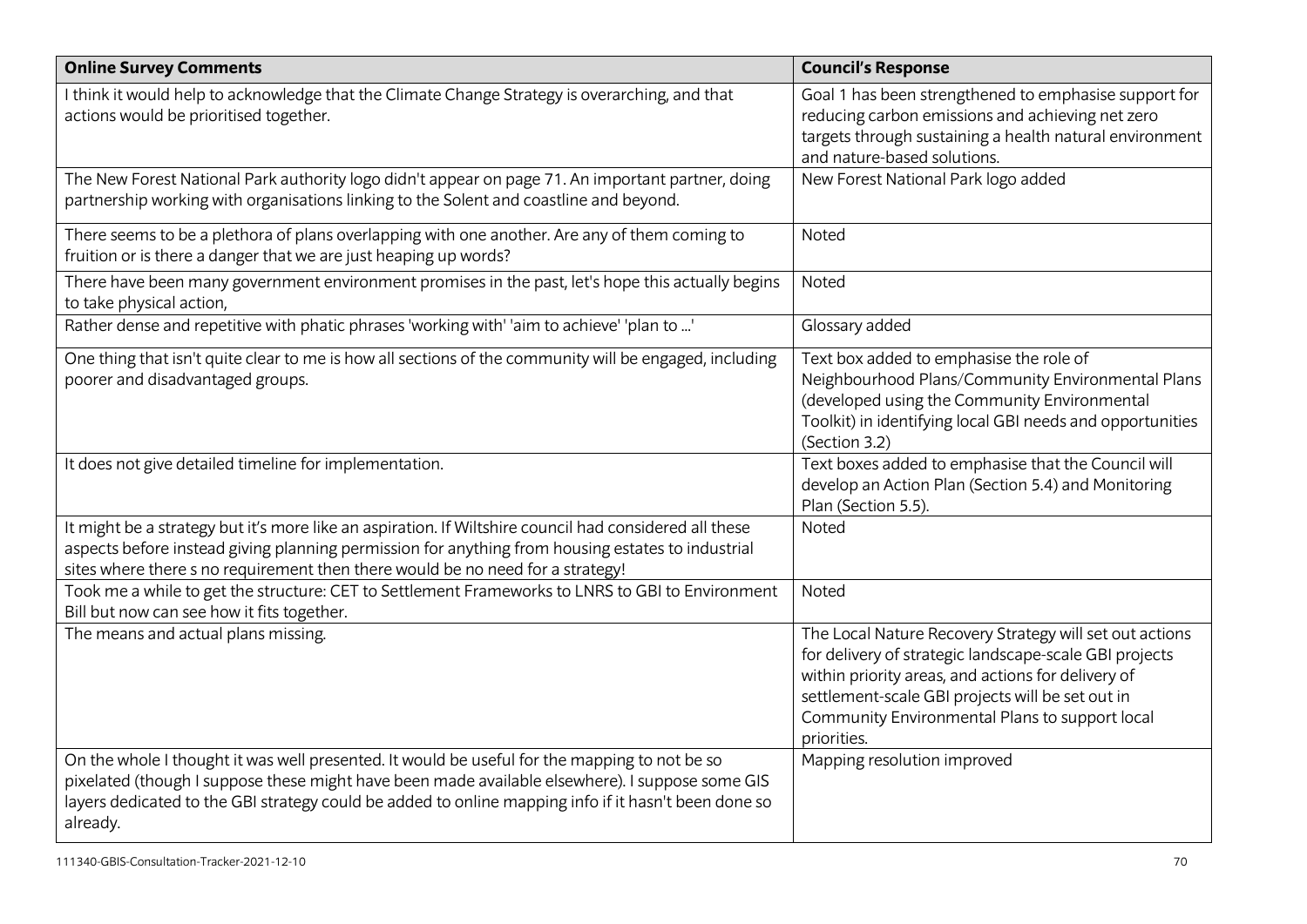| Online Survey Comments | Council's Response |
| --- | --- |
| I think it would help to acknowledge that the Climate Change Strategy is overarching, and that actions would be prioritised together. | Goal 1 has been strengthened to emphasise support for reducing carbon emissions and achieving net zero targets through sustaining a health natural environment and nature-based solutions. |
| The New Forest National Park authority logo didn't appear on page 71. An important partner, doing partnership working with organisations linking to the Solent and coastline and beyond. | New Forest National Park logo added |
| There seems to be a plethora of plans overlapping with one another. Are any of them coming to fruition or is there a danger that we are just heaping up words? | Noted |
| There have been many government environment promises in the past, let's hope this actually begins to take physical action, | Noted |
| Rather dense and repetitive with phatic phrases 'working with' 'aim to achieve' 'plan to ...' | Glossary added |
| One thing that isn't quite clear to me is how all sections of the community will be engaged, including poorer and disadvantaged groups. | Text box added to emphasise the role of Neighbourhood Plans/Community Environmental Plans (developed using the Community Environmental Toolkit) in identifying local GBI needs and opportunities (Section 3.2) |
| It does not give detailed timeline for implementation. | Text boxes added to emphasise that the Council will develop an Action Plan (Section 5.4) and Monitoring Plan (Section 5.5). |
| It might be a strategy but it's more like an aspiration. If Wiltshire council had considered all these aspects before instead giving planning permission for anything from housing estates to industrial sites where there s no requirement then there would be no need for a strategy! | Noted |
| Took me a while to get the structure: CET to Settlement Frameworks to LNRS to GBI to Environment Bill but now can see how it fits together. | Noted |
| The means and actual plans missing. | The Local Nature Recovery Strategy will set out actions for delivery of strategic landscape-scale GBI projects within priority areas, and actions for delivery of settlement-scale GBI projects will be set out in Community Environmental Plans to support local priorities. |
| On the whole I thought it was well presented. It would be useful for the mapping to not be so pixelated (though I suppose these might have been made available elsewhere). I suppose some GIS layers dedicated to the GBI strategy could be added to online mapping info if it hasn't been done so already. | Mapping resolution improved |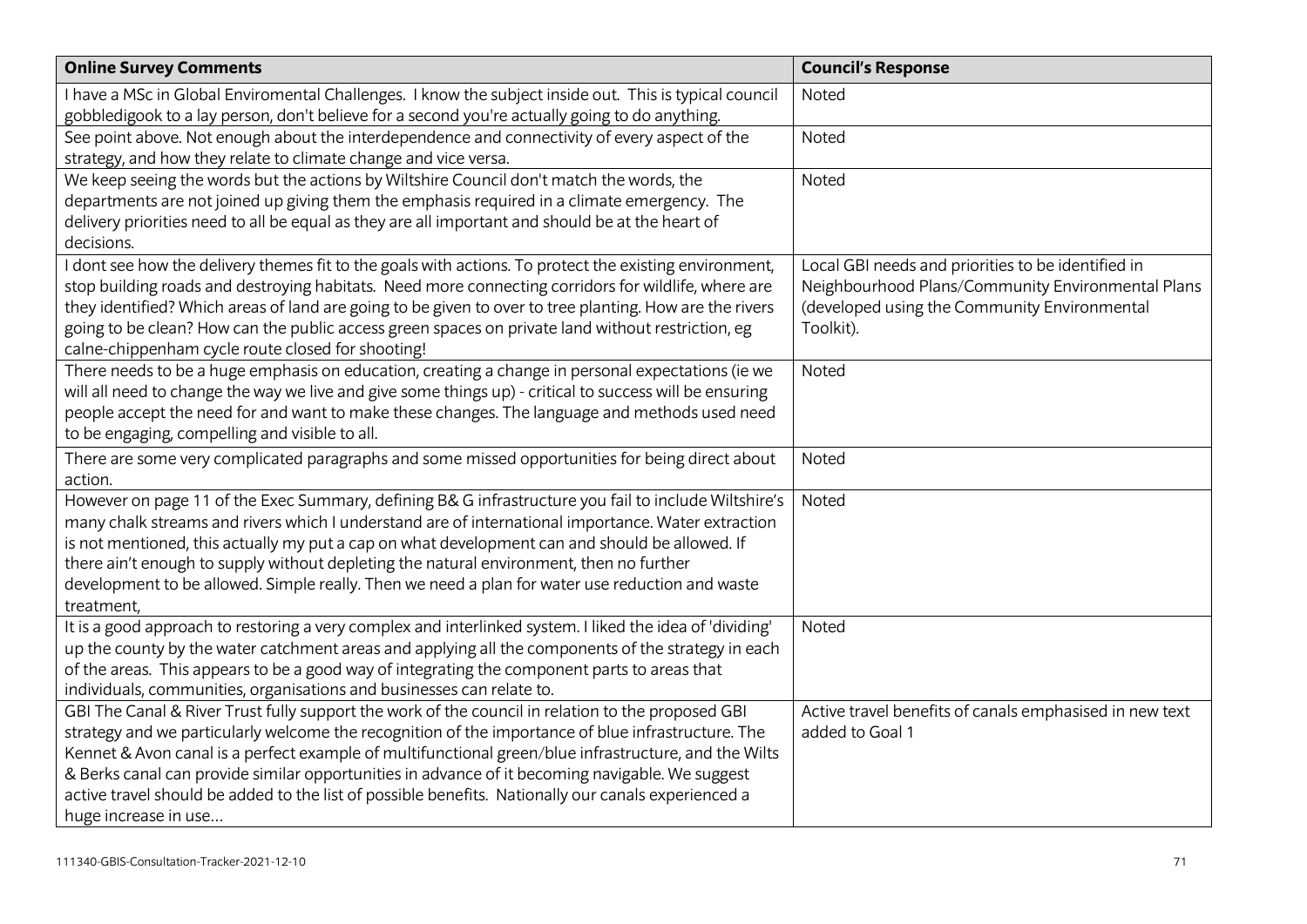| Online Survey Comments | Council's Response |
|---|---|
| I have a MSc in Global Enviromental Challenges. I know the subject inside out. This is typical council gobbledigook to a lay person, don't believe for a second you're actually going to do anything. | Noted |
| See point above. Not enough about the interdependence and connectivity of every aspect of the strategy, and how they relate to climate change and vice versa. | Noted |
| We keep seeing the words but the actions by Wiltshire Council don't match the words, the departments are not joined up giving them the emphasis required in a climate emergency. The delivery priorities need to all be equal as they are all important and should be at the heart of decisions. | Noted |
| I dont see how the delivery themes fit to the goals with actions. To protect the existing environment, stop building roads and destroying habitats. Need more connecting corridors for wildlife, where are they identified? Which areas of land are going to be given to over to tree planting. How are the rivers going to be clean? How can the public access green spaces on private land without restriction, eg calne-chippenham cycle route closed for shooting! | Local GBI needs and priorities to be identified in Neighbourhood Plans/Community Environmental Plans (developed using the Community Environmental Toolkit). |
| There needs to be a huge emphasis on education, creating a change in personal expectations (ie we will all need to change the way we live and give some things up) - critical to success will be ensuring people accept the need for and want to make these changes. The language and methods used need to be engaging, compelling and visible to all. | Noted |
| There are some very complicated paragraphs and some missed opportunities for being direct about action. | Noted |
| However on page 11 of the Exec Summary, defining B& G infrastructure you fail to include Wiltshire's many chalk streams and rivers which I understand are of international importance. Water extraction is not mentioned, this actually my put a cap on what development can and should be allowed. If there ain't enough to supply without depleting the natural environment, then no further development to be allowed. Simple really. Then we need a plan for water use reduction and waste treatment, | Noted |
| It is a good approach to restoring a very complex and interlinked system. I liked the idea of 'dividing' up the county by the water catchment areas and applying all the components of the strategy in each of the areas. This appears to be a good way of integrating the component parts to areas that individuals, communities, organisations and businesses can relate to. | Noted |
| GBI The Canal & River Trust fully support the work of the council in relation to the proposed GBI strategy and we particularly welcome the recognition of the importance of blue infrastructure. The Kennet & Avon canal is a perfect example of multifunctional green/blue infrastructure, and the Wilts & Berks canal can provide similar opportunities in advance of it becoming navigable. We suggest active travel should be added to the list of possible benefits. Nationally our canals experienced a huge increase in use… | Active travel benefits of canals emphasised in new text added to Goal 1 |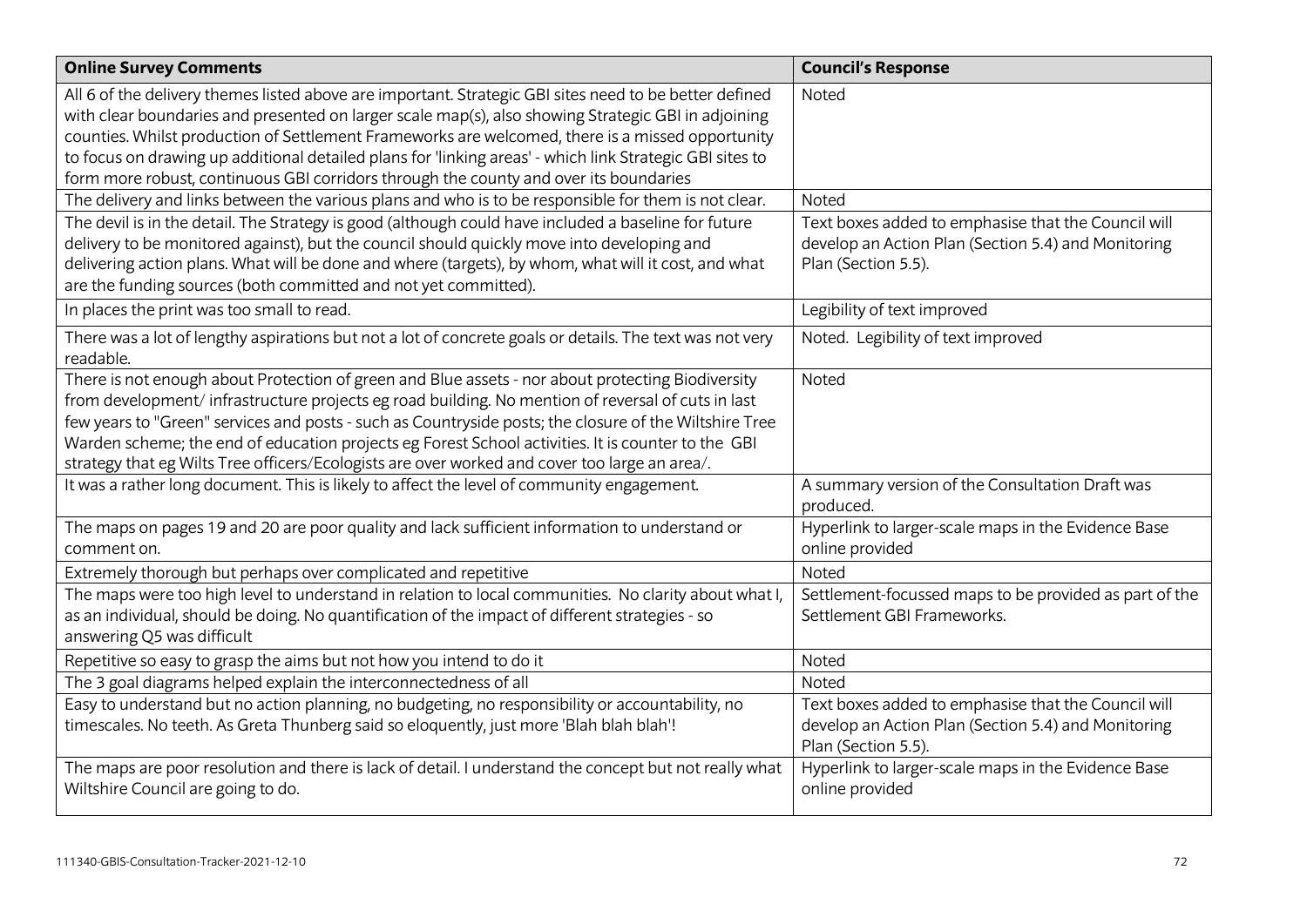| **Online Survey Comments** | **Council's Response** |
| --- | --- |
| All 6 of the delivery themes listed above are important. Strategic GBI sites need to be better defined with clear boundaries and presented on larger scale map(s), also showing Strategic GBI in adjoining counties. Whilst production of Settlement Frameworks are welcomed, there is a missed opportunity to focus on drawing up additional detailed plans for 'linking areas' - which link Strategic GBI sites to form more robust, continuous GBI corridors through the county and over its boundaries | Noted |
| The delivery and links between the various plans and who is to be responsible for them is not clear. | Noted |
| The devil is in the detail. The Strategy is good (although could have included a baseline for future delivery to be monitored against), but the council should quickly move into developing and delivering action plans. What will be done and where (targets), by whom, what will it cost, and what are the funding sources (both committed and not yet committed). | Text boxes added to emphasise that the Council will develop an Action Plan (Section 5.4) and Monitoring Plan (Section 5.5). |
| In places the print was too small to read. | Legibility of text improved |
| There was a lot of lengthy aspirations but not a lot of concrete goals or details. The text was not very readable. | Noted. Legibility of text improved |
| There is not enough about Protection of green and Blue assets - nor about protecting Biodiversity from development/ infrastructure projects eg road building. No mention of reversal of cuts in last few years to "Green" services and posts - such as Countryside posts; the closure of the Wiltshire Tree Warden scheme; the end of education projects eg Forest School activities. It is counter to the GBI strategy that eg Wilts Tree officers/Ecologists are over worked and cover too large an area/. | Noted |
| It was a rather long document. This is likely to affect the level of community engagement. | A summary version of the Consultation Draft was produced. |
| The maps on pages 19 and 20 are poor quality and lack sufficient information to understand or comment on. | Hyperlink to larger-scale maps in the Evidence Base online provided |
| Extremely thorough but perhaps over complicated and repetitive | Noted |
| The maps were too high level to understand in relation to local communities. No clarity about what I, as an individual, should be doing. No quantification of the impact of different strategies - so answering Q5 was difficult | Settlement-focussed maps to be provided as part of the Settlement GBI Frameworks. |
| Repetitive so easy to grasp the aims but not how you intend to do it | Noted |
| The 3 goal diagrams helped explain the interconnectedness of all | Noted |
| Easy to understand but no action planning, no budgeting, no responsibility or accountability, no timescales. No teeth. As Greta Thunberg said so eloquently, just more 'Blah blah blah'! | Text boxes added to emphasise that the Council will develop an Action Plan (Section 5.4) and Monitoring Plan (Section 5.5). |
| The maps are poor resolution and there is lack of detail. I understand the concept but not really what Wiltshire Council are going to do. | Hyperlink to larger-scale maps in the Evidence Base online provided |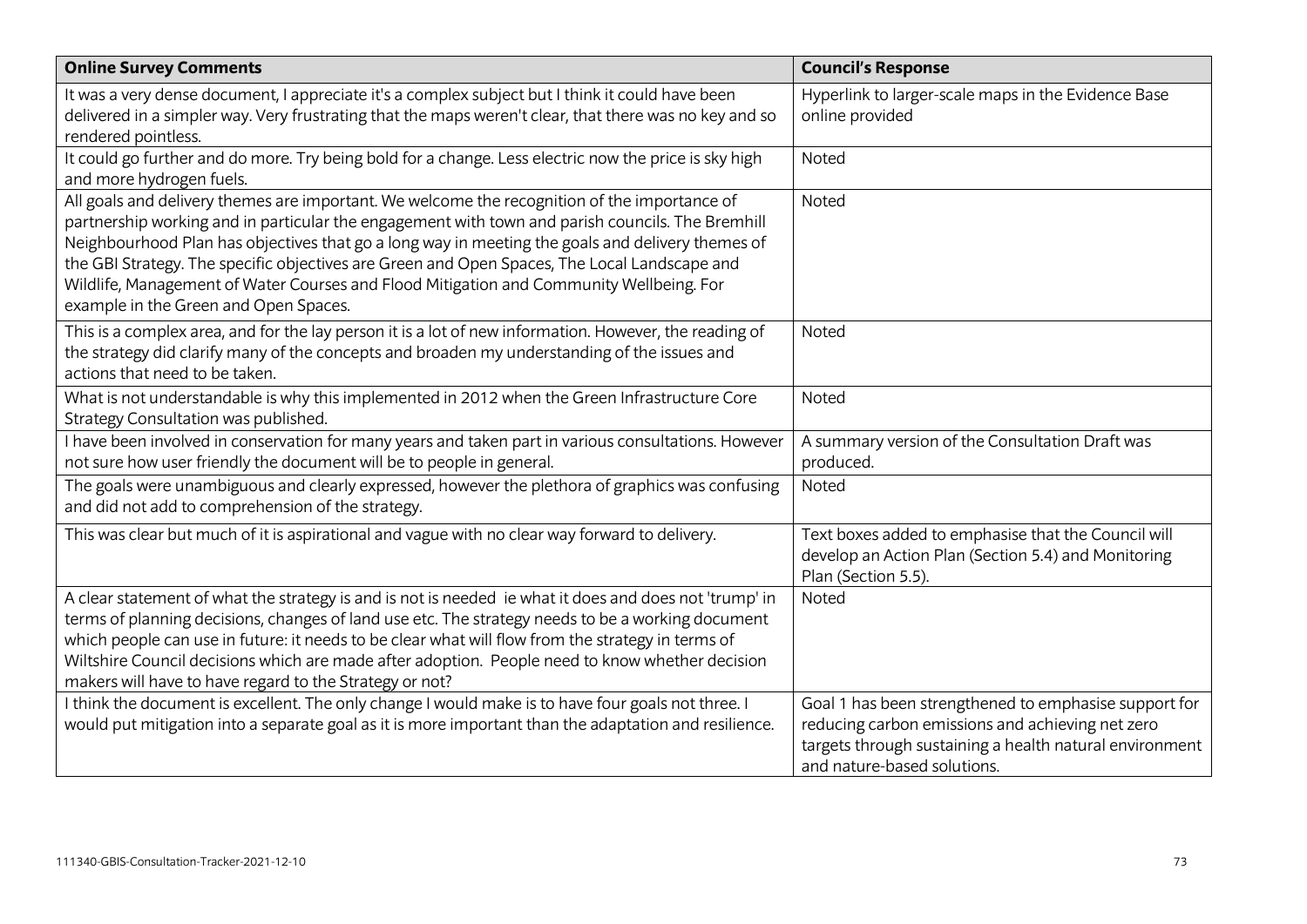| Online Survey Comments | Council's Response |
|---|---|
| It was a very dense document, I appreciate it's a complex subject but I think it could have been delivered in a simpler way. Very frustrating that the maps weren't clear, that there was no key and so rendered pointless. | Hyperlink to larger-scale maps in the Evidence Base online provided |
| It could go further and do more. Try being bold for a change. Less electric now the price is sky high and more hydrogen fuels. | Noted |
| All goals and delivery themes are important. We welcome the recognition of the importance of partnership working and in particular the engagement with town and parish councils. The Bremhill Neighbourhood Plan has objectives that go a long way in meeting the goals and delivery themes of the GBI Strategy. The specific objectives are Green and Open Spaces, The Local Landscape and Wildlife, Management of Water Courses and Flood Mitigation and Community Wellbeing. For example in the Green and Open Spaces. | Noted |
| This is a complex area, and for the lay person it is a lot of new information. However, the reading of the strategy did clarify many of the concepts and broaden my understanding of the issues and actions that need to be taken. | Noted |
| What is not understandable is why this implemented in 2012 when the Green Infrastructure Core Strategy Consultation was published. | Noted |
| I have been involved in conservation for many years and taken part in various consultations. However not sure how user friendly the document will be to people in general. | A summary version of the Consultation Draft was produced. |
| The goals were unambiguous and clearly expressed, however the plethora of graphics was confusing and did not add to comprehension of the strategy. | Noted |
| This was clear but much of it is aspirational and vague with no clear way forward to delivery. | Text boxes added to emphasise that the Council will develop an Action Plan (Section 5.4) and Monitoring Plan (Section 5.5). |
| A clear statement of what the strategy is and is not is needed ie what it does and does not 'trump' in terms of planning decisions, changes of land use etc. The strategy needs to be a working document which people can use in future: it needs to be clear what will flow from the strategy in terms of Wiltshire Council decisions which are made after adoption. People need to know whether decision makers will have to have regard to the Strategy or not? | Noted |
| I think the document is excellent. The only change I would make is to have four goals not three. I would put mitigation into a separate goal as it is more important than the adaptation and resilience. | Goal 1 has been strengthened to emphasise support for reducing carbon emissions and achieving net zero targets through sustaining a health natural environment and nature-based solutions. |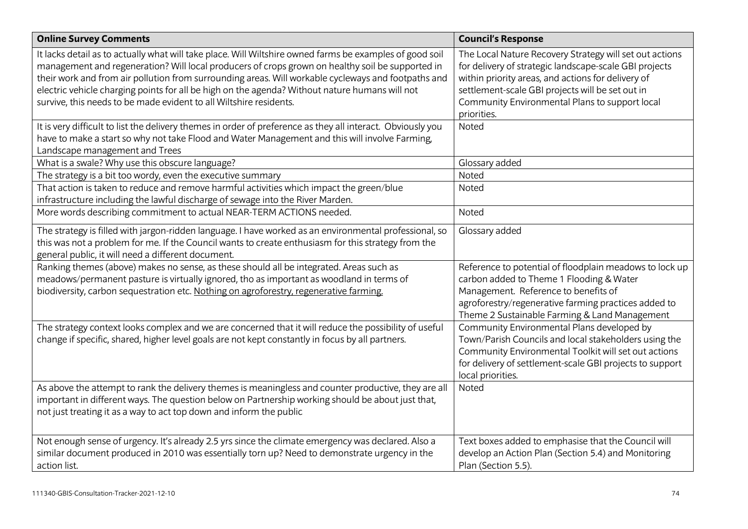| **Online Survey Comments** | **Council's Response** |
| --- | --- |
| It lacks detail as to actually what will take place. Will Wiltshire owned farms be examples of good soil management and regeneration? Will local producers of crops grown on healthy soil be supported in their work and from air pollution from surrounding areas. Will workable cycleways and footpaths and electric vehicle charging points for all be high on the agenda? Without nature humans will not survive, this needs to be made evident to all Wiltshire residents. | The Local Nature Recovery Strategy will set out actions for delivery of strategic landscape-scale GBI projects within priority areas, and actions for delivery of settlement-scale GBI projects will be set out in Community Environmental Plans to support local priorities. |
| It is very difficult to list the delivery themes in order of preference as they all interact. Obviously you have to make a start so why not take Flood and Water Management and this will involve Farming, Landscape management and Trees | Noted |
| What is a swale? Why use this obscure language? | Glossary added |
| The strategy is a bit too wordy, even the executive summary | Noted |
| That action is taken to reduce and remove harmful activities which impact the green/blue infrastructure including the lawful discharge of sewage into the River Marden. | Noted |
| More words describing commitment to actual NEAR-TERM ACTIONS needed. | Noted |
| The strategy is filled with jargon-ridden language. I have worked as an environmental professional, so this was not a problem for me. If the Council wants to create enthusiasm for this strategy from the general public, it will need a different document. | Glossary added |
| Ranking themes (above) makes no sense, as these should all be integrated. Areas such as meadows/permanent pasture is virtually ignored, tho as important as woodland in terms of biodiversity, carbon sequestration etc. <u>Nothing on agroforestry, regenerative farming.</u> | Reference to potential of floodplain meadows to lock up carbon added to Theme 1 Flooding & Water Management. Reference to benefits of agroforestry/regenerative farming practices added to Theme 2 Sustainable Farming & Land Management |
| The strategy context looks complex and we are concerned that it will reduce the possibility of useful change if specific, shared, higher level goals are not kept constantly in focus by all partners. | Community Environmental Plans developed by Town/Parish Councils and local stakeholders using the Community Environmental Toolkit will set out actions for delivery of settlement-scale GBI projects to support local priorities. |
| As above the attempt to rank the delivery themes is meaningless and counter productive, they are all important in different ways. The question below on Partnership working should be about just that, not just treating it as a way to act top down and inform the public | Noted |
| Not enough sense of urgency. It's already 2.5 yrs since the climate emergency was declared. Also a similar document produced in 2010 was essentially torn up? Need to demonstrate urgency in the action list. | Text boxes added to emphasise that the Council will develop an Action Plan (Section 5.4) and Monitoring Plan (Section 5.5). |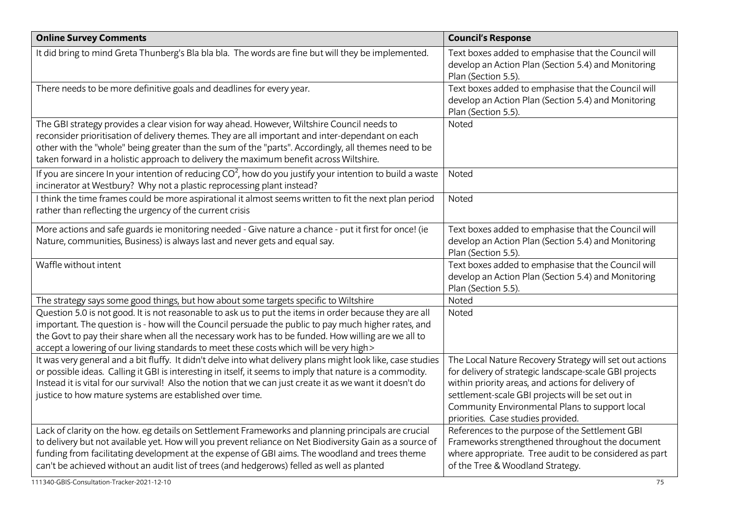| Online Survey Comments | Council's Response |
|---|---|
| It did bring to mind Greta Thunberg's Bla bla bla. The words are fine but will they be implemented. | Text boxes added to emphasise that the Council will develop an Action Plan (Section 5.4) and Monitoring Plan (Section 5.5). |
| There needs to be more definitive goals and deadlines for every year. | Text boxes added to emphasise that the Council will develop an Action Plan (Section 5.4) and Monitoring Plan (Section 5.5). |
| The GBI strategy provides a clear vision for way ahead. However, Wiltshire Council needs to reconsider prioritisation of delivery themes. They are all important and inter-dependant on each other with the "whole" being greater than the sum of the "parts". Accordingly, all themes need to be taken forward in a holistic approach to delivery the maximum benefit across Wiltshire. | Noted |
| If you are sincere In your intention of reducing $CO^2$, how do you justify your intention to build a waste incinerator at Westbury? Why not a plastic reprocessing plant instead? | Noted |
| I think the time frames could be more aspirational it almost seems written to fit the next plan period rather than reflecting the urgency of the current crisis | Noted |
| More actions and safe guards ie monitoring needed - Give nature a chance - put it first for once! (ie Nature, communities, Business) is always last and never gets and equal say. | Text boxes added to emphasise that the Council will develop an Action Plan (Section 5.4) and Monitoring Plan (Section 5.5). |
| Waffle without intent | Text boxes added to emphasise that the Council will develop an Action Plan (Section 5.4) and Monitoring Plan (Section 5.5). |
| The strategy says some good things, but how about some targets specific to Wiltshire | Noted |
| Question 5.0 is not good. It is not reasonable to ask us to put the items in order because they are all important. The question is - how will the Council persuade the public to pay much higher rates, and the Govt to pay their share when all the necessary work has to be funded. How willing are we all to accept a lowering of our living standards to meet these costs which will be very high> | Noted |
| It was very general and a bit fluffy. It didn't delve into what delivery plans might look like, case studies or possible ideas. Calling it GBI is interesting in itself, it seems to imply that nature is a commodity. Instead it is vital for our survival! Also the notion that we can just create it as we want it doesn't do justice to how mature systems are established over time. | The Local Nature Recovery Strategy will set out actions for delivery of strategic landscape-scale GBI projects within priority areas, and actions for delivery of settlement-scale GBI projects will be set out in Community Environmental Plans to support local priorities. Case studies provided. |
| Lack of clarity on the how. eg details on Settlement Frameworks and planning principals are crucial to delivery but not available yet. How will you prevent reliance on Net Biodiversity Gain as a source of funding from facilitating development at the expense of GBI aims. The woodland and trees theme can't be achieved without an audit list of trees (and hedgerows) felled as well as planted | References to the purpose of the Settlement GBI Frameworks strengthened throughout the document where appropriate. Tree audit to be considered as part of the Tree & Woodland Strategy. |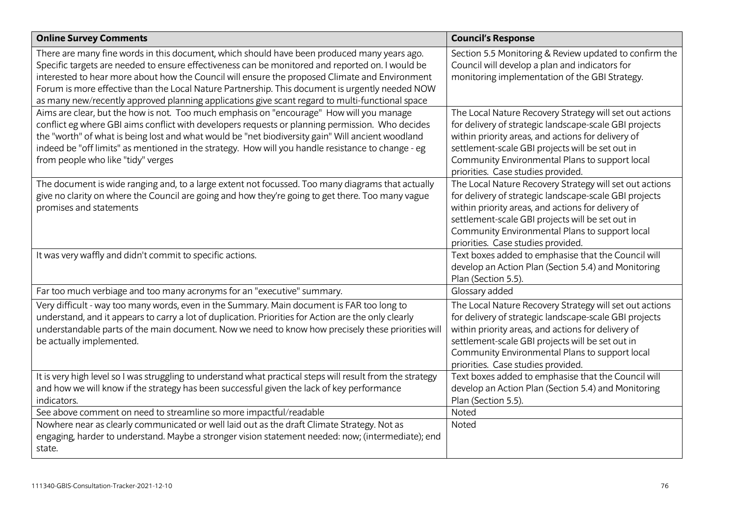| Online Survey Comments | Council's Response |
| --- | --- |
| There are many fine words in this document, which should have been produced many years ago. Specific targets are needed to ensure effectiveness can be monitored and reported on. I would be interested to hear more about how the Council will ensure the proposed Climate and Environment Forum is more effective than the Local Nature Partnership. This document is urgently needed NOW as many new/recently approved planning applications give scant regard to multi-functional space | Section 5.5 Monitoring & Review updated to confirm the Council will develop a plan and indicators for monitoring implementation of the GBI Strategy. |
| Aims are clear, but the how is not. Too much emphasis on "encourage" How will you manage conflict eg where GBI aims conflict with developers requests or planning permission. Who decides the "worth" of what is being lost and what would be "net biodiversity gain" Will ancient woodland indeed be "off limits" as mentioned in the strategy. How will you handle resistance to change - eg from people who like "tidy" verges | The Local Nature Recovery Strategy will set out actions for delivery of strategic landscape-scale GBI projects within priority areas, and actions for delivery of settlement-scale GBI projects will be set out in Community Environmental Plans to support local priorities. Case studies provided. |
| The document is wide ranging and, to a large extent not focussed. Too many diagrams that actually give no clarity on where the Council are going and how they're going to get there. Too many vague promises and statements | The Local Nature Recovery Strategy will set out actions for delivery of strategic landscape-scale GBI projects within priority areas, and actions for delivery of settlement-scale GBI projects will be set out in Community Environmental Plans to support local priorities. Case studies provided. |
| It was very waffly and didn't commit to specific actions. | Text boxes added to emphasise that the Council will develop an Action Plan (Section 5.4) and Monitoring Plan (Section 5.5). |
| Far too much verbiage and too many acronyms for an "executive" summary. | Glossary added |
| Very difficult - way too many words, even in the Summary. Main document is FAR too long to understand, and it appears to carry a lot of duplication. Priorities for Action are the only clearly understandable parts of the main document. Now we need to know how precisely these priorities will be actually implemented. | The Local Nature Recovery Strategy will set out actions for delivery of strategic landscape-scale GBI projects within priority areas, and actions for delivery of settlement-scale GBI projects will be set out in Community Environmental Plans to support local priorities. Case studies provided. |
| It is very high level so I was struggling to understand what practical steps will result from the strategy and how we will know if the strategy has been successful given the lack of key performance indicators. | Text boxes added to emphasise that the Council will develop an Action Plan (Section 5.4) and Monitoring Plan (Section 5.5). |
| See above comment on need to streamline so more impactful/readable | Noted |
| Nowhere near as clearly communicated or well laid out as the draft Climate Strategy. Not as engaging, harder to understand. Maybe a stronger vision statement needed: now; (intermediate); end state. | Noted |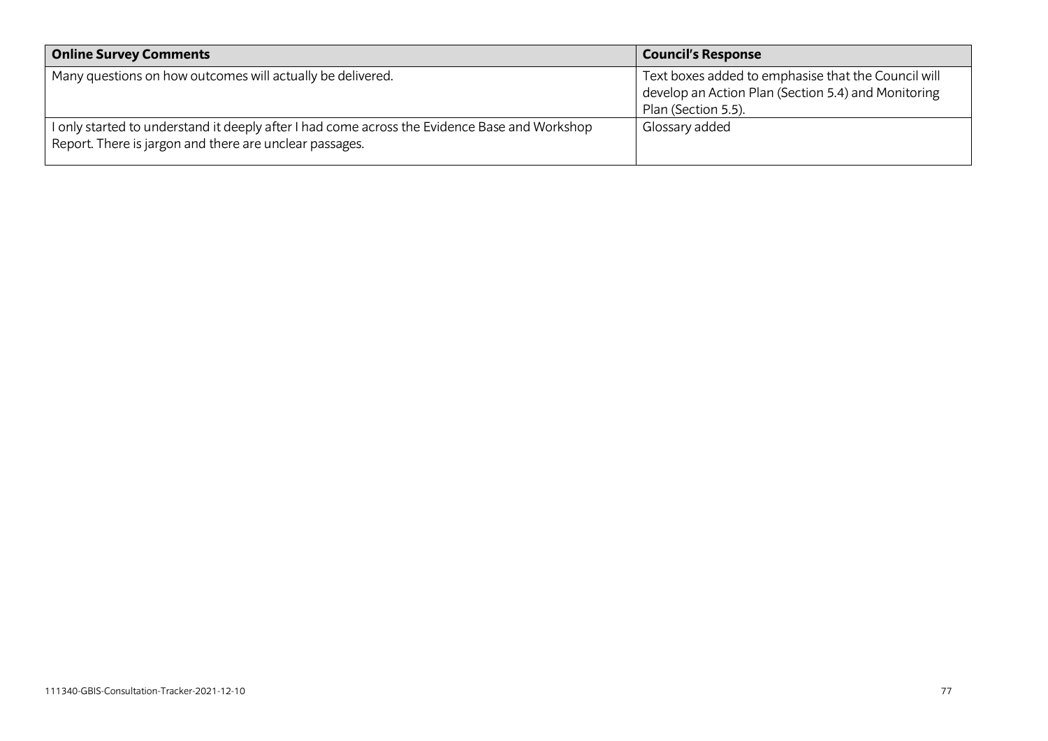| Online Survey Comments | Council's Response |
| --- | --- |
| Many questions on how outcomes will actually be delivered. | Text boxes added to emphasise that the Council will develop an Action Plan (Section 5.4) and Monitoring Plan (Section 5.5). |
| I only started to understand it deeply after I had come across the Evidence Base and Workshop Report. There is jargon and there are unclear passages. | Glossary added |